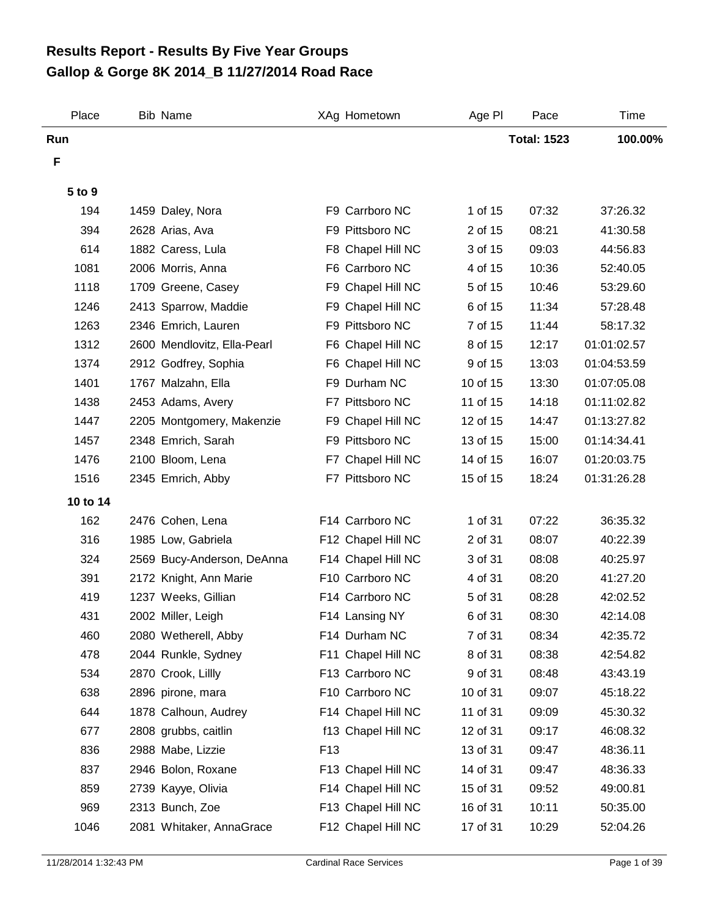# Results Report - Results By Five Year Groups
# Gallop & Gorge 8K 2014_B 11/27/2014 Road Race

| Place | Bib | Name | XAg | Hometown | Age Pl | Pace | Time |
|---|---|---|---|---|---|---|---|
| **Run** | | | | | | **Total: 1523** | **100.00%** |
| **F** | | | | | | | |
| **5 to 9** | | | | | | | |
| 194 | 1459 | Daley, Nora | F9 | Carrboro NC | 1 of 15 | 07:32 | 37:26.32 |
| 394 | 2628 | Arias, Ava | F9 | Pittsboro NC | 2 of 15 | 08:21 | 41:30.58 |
| 614 | 1882 | Caress, Lula | F8 | Chapel Hill NC | 3 of 15 | 09:03 | 44:56.83 |
| 1081 | 2006 | Morris, Anna | F6 | Carrboro NC | 4 of 15 | 10:36 | 52:40.05 |
| 1118 | 1709 | Greene, Casey | F9 | Chapel Hill NC | 5 of 15 | 10:46 | 53:29.60 |
| 1246 | 2413 | Sparrow, Maddie | F9 | Chapel Hill NC | 6 of 15 | 11:34 | 57:28.48 |
| 1263 | 2346 | Emrich, Lauren | F9 | Pittsboro NC | 7 of 15 | 11:44 | 58:17.32 |
| 1312 | 2600 | Mendlovitz, Ella-Pearl | F6 | Chapel Hill NC | 8 of 15 | 12:17 | 01:01:02.57 |
| 1374 | 2912 | Godfrey, Sophia | F6 | Chapel Hill NC | 9 of 15 | 13:03 | 01:04:53.59 |
| 1401 | 1767 | Malzahn, Ella | F9 | Durham NC | 10 of 15 | 13:30 | 01:07:05.08 |
| 1438 | 2453 | Adams, Avery | F7 | Pittsboro NC | 11 of 15 | 14:18 | 01:11:02.82 |
| 1447 | 2205 | Montgomery, Makenzie | F9 | Chapel Hill NC | 12 of 15 | 14:47 | 01:13:27.82 |
| 1457 | 2348 | Emrich, Sarah | F9 | Pittsboro NC | 13 of 15 | 15:00 | 01:14:34.41 |
| 1476 | 2100 | Bloom, Lena | F7 | Chapel Hill NC | 14 of 15 | 16:07 | 01:20:03.75 |
| 1516 | 2345 | Emrich, Abby | F7 | Pittsboro NC | 15 of 15 | 18:24 | 01:31:26.28 |
| **10 to 14** | | | | | | | |
| 162 | 2476 | Cohen, Lena | F14 | Carrboro NC | 1 of 31 | 07:22 | 36:35.32 |
| 316 | 1985 | Low, Gabriela | F12 | Chapel Hill NC | 2 of 31 | 08:07 | 40:22.39 |
| 324 | 2569 | Bucy-Anderson, DeAnna | F14 | Chapel Hill NC | 3 of 31 | 08:08 | 40:25.97 |
| 391 | 2172 | Knight, Ann Marie | F10 | Carrboro NC | 4 of 31 | 08:20 | 41:27.20 |
| 419 | 1237 | Weeks, Gillian | F14 | Carrboro NC | 5 of 31 | 08:28 | 42:02.52 |
| 431 | 2002 | Miller, Leigh | F14 | Lansing NY | 6 of 31 | 08:30 | 42:14.08 |
| 460 | 2080 | Wetherell, Abby | F14 | Durham NC | 7 of 31 | 08:34 | 42:35.72 |
| 478 | 2044 | Runkle, Sydney | F11 | Chapel Hill NC | 8 of 31 | 08:38 | 42:54.82 |
| 534 | 2870 | Crook, Lillly | F13 | Carrboro NC | 9 of 31 | 08:48 | 43:43.19 |
| 638 | 2896 | pirone, mara | F10 | Carrboro NC | 10 of 31 | 09:07 | 45:18.22 |
| 644 | 1878 | Calhoun, Audrey | F14 | Chapel Hill NC | 11 of 31 | 09:09 | 45:30.32 |
| 677 | 2808 | grubbs, caitlin | f13 | Chapel Hill NC | 12 of 31 | 09:17 | 46:08.32 |
| 836 | 2988 | Mabe, Lizzie | F13 | | 13 of 31 | 09:47 | 48:36.11 |
| 837 | 2946 | Bolon, Roxane | F13 | Chapel Hill NC | 14 of 31 | 09:47 | 48:36.33 |
| 859 | 2739 | Kayye, Olivia | F14 | Chapel Hill NC | 15 of 31 | 09:52 | 49:00.81 |
| 969 | 2313 | Bunch, Zoe | F13 | Chapel Hill NC | 16 of 31 | 10:11 | 50:35.00 |
| 1046 | 2081 | Whitaker, AnnaGrace | F12 | Chapel Hill NC | 17 of 31 | 10:29 | 52:04.26 |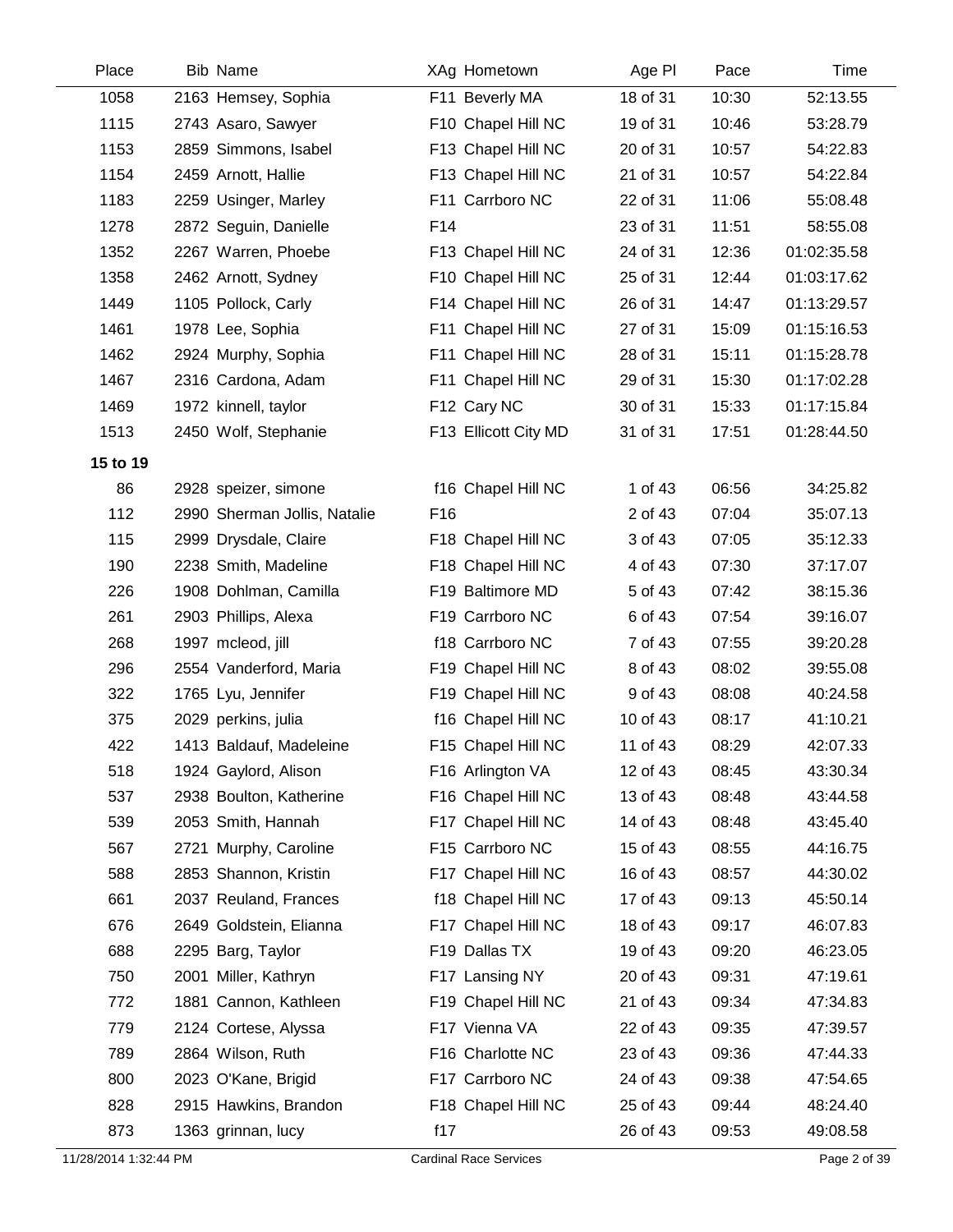| Place | Bib | Name | XAg | Hometown | Age Pl | Pace | Time |
|---|---|---|---|---|---|---|---|
| 1058 | 2163 | Hemsey, Sophia | F11 | Beverly MA | 18 of 31 | 10:30 | 52:13.55 |
| 1115 | 2743 | Asaro, Sawyer | F10 | Chapel Hill NC | 19 of 31 | 10:46 | 53:28.79 |
| 1153 | 2859 | Simmons, Isabel | F13 | Chapel Hill NC | 20 of 31 | 10:57 | 54:22.83 |
| 1154 | 2459 | Arnott, Hallie | F13 | Chapel Hill NC | 21 of 31 | 10:57 | 54:22.84 |
| 1183 | 2259 | Usinger, Marley | F11 | Carrboro NC | 22 of 31 | 11:06 | 55:08.48 |
| 1278 | 2872 | Seguin, Danielle | F14 | | 23 of 31 | 11:51 | 58:55.08 |
| 1352 | 2267 | Warren, Phoebe | F13 | Chapel Hill NC | 24 of 31 | 12:36 | 01:02:35.58 |
| 1358 | 2462 | Arnott, Sydney | F10 | Chapel Hill NC | 25 of 31 | 12:44 | 01:03:17.62 |
| 1449 | 1105 | Pollock, Carly | F14 | Chapel Hill NC | 26 of 31 | 14:47 | 01:13:29.57 |
| 1461 | 1978 | Lee, Sophia | F11 | Chapel Hill NC | 27 of 31 | 15:09 | 01:15:16.53 |
| 1462 | 2924 | Murphy, Sophia | F11 | Chapel Hill NC | 28 of 31 | 15:11 | 01:15:28.78 |
| 1467 | 2316 | Cardona, Adam | F11 | Chapel Hill NC | 29 of 31 | 15:30 | 01:17:02.28 |
| 1469 | 1972 | kinnell, taylor | F12 | Cary NC | 30 of 31 | 15:33 | 01:17:15.84 |
| 1513 | 2450 | Wolf, Stephanie | F13 | Ellicott City MD | 31 of 31 | 17:51 | 01:28:44.50 |
| **15 to 19** | | | | | | | |
| 86 | 2928 | speizer, simone | f16 | Chapel Hill NC | 1 of 43 | 06:56 | 34:25.82 |
| 112 | 2990 | Sherman Jollis, Natalie | F16 | | 2 of 43 | 07:04 | 35:07.13 |
| 115 | 2999 | Drysdale, Claire | F18 | Chapel Hill NC | 3 of 43 | 07:05 | 35:12.33 |
| 190 | 2238 | Smith, Madeline | F18 | Chapel Hill NC | 4 of 43 | 07:30 | 37:17.07 |
| 226 | 1908 | Dohlman, Camilla | F19 | Baltimore MD | 5 of 43 | 07:42 | 38:15.36 |
| 261 | 2903 | Phillips, Alexa | F19 | Carrboro NC | 6 of 43 | 07:54 | 39:16.07 |
| 268 | 1997 | mcleod, jill | f18 | Carrboro NC | 7 of 43 | 07:55 | 39:20.28 |
| 296 | 2554 | Vanderford, Maria | F19 | Chapel Hill NC | 8 of 43 | 08:02 | 39:55.08 |
| 322 | 1765 | Lyu, Jennifer | F19 | Chapel Hill NC | 9 of 43 | 08:08 | 40:24.58 |
| 375 | 2029 | perkins, julia | f16 | Chapel Hill NC | 10 of 43 | 08:17 | 41:10.21 |
| 422 | 1413 | Baldauf, Madeleine | F15 | Chapel Hill NC | 11 of 43 | 08:29 | 42:07.33 |
| 518 | 1924 | Gaylord, Alison | F16 | Arlington VA | 12 of 43 | 08:45 | 43:30.34 |
| 537 | 2938 | Boulton, Katherine | F16 | Chapel Hill NC | 13 of 43 | 08:48 | 43:44.58 |
| 539 | 2053 | Smith, Hannah | F17 | Chapel Hill NC | 14 of 43 | 08:48 | 43:45.40 |
| 567 | 2721 | Murphy, Caroline | F15 | Carrboro NC | 15 of 43 | 08:55 | 44:16.75 |
| 588 | 2853 | Shannon, Kristin | F17 | Chapel Hill NC | 16 of 43 | 08:57 | 44:30.02 |
| 661 | 2037 | Reuland, Frances | f18 | Chapel Hill NC | 17 of 43 | 09:13 | 45:50.14 |
| 676 | 2649 | Goldstein, Elianna | F17 | Chapel Hill NC | 18 of 43 | 09:17 | 46:07.83 |
| 688 | 2295 | Barg, Taylor | F19 | Dallas TX | 19 of 43 | 09:20 | 46:23.05 |
| 750 | 2001 | Miller, Kathryn | F17 | Lansing NY | 20 of 43 | 09:31 | 47:19.61 |
| 772 | 1881 | Cannon, Kathleen | F19 | Chapel Hill NC | 21 of 43 | 09:34 | 47:34.83 |
| 779 | 2124 | Cortese, Alyssa | F17 | Vienna VA | 22 of 43 | 09:35 | 47:39.57 |
| 789 | 2864 | Wilson, Ruth | F16 | Charlotte NC | 23 of 43 | 09:36 | 47:44.33 |
| 800 | 2023 | O'Kane, Brigid | F17 | Carrboro NC | 24 of 43 | 09:38 | 47:54.65 |
| 828 | 2915 | Hawkins, Brandon | F18 | Chapel Hill NC | 25 of 43 | 09:44 | 48:24.40 |
| 873 | 1363 | grinnan, lucy | f17 | | 26 of 43 | 09:53 | 49:08.58 |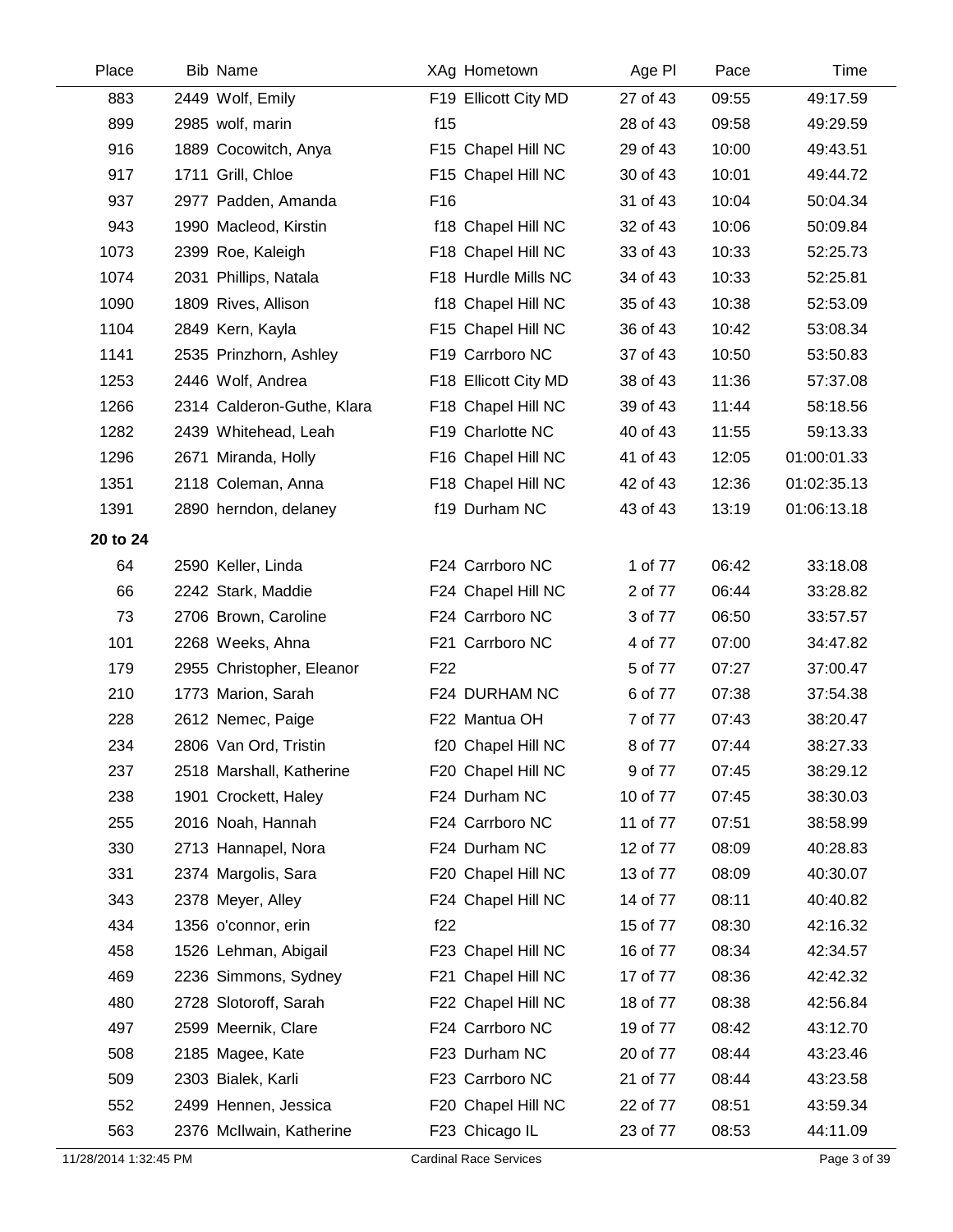| Place | Bib | Name | XAg | Hometown | Age Pl | Pace | Time |
|---|---|---|---|---|---|---|---|
| 883 | 2449 | Wolf, Emily | F19 | Ellicott City MD | 27 of 43 | 09:55 | 49:17.59 |
| 899 | 2985 | wolf, marin | f15 | | 28 of 43 | 09:58 | 49:29.59 |
| 916 | 1889 | Cocowitch, Anya | F15 | Chapel Hill NC | 29 of 43 | 10:00 | 49:43.51 |
| 917 | 1711 | Grill, Chloe | F15 | Chapel Hill NC | 30 of 43 | 10:01 | 49:44.72 |
| 937 | 2977 | Padden, Amanda | F16 | | 31 of 43 | 10:04 | 50:04.34 |
| 943 | 1990 | Macleod, Kirstin | f18 | Chapel Hill NC | 32 of 43 | 10:06 | 50:09.84 |
| 1073 | 2399 | Roe, Kaleigh | F18 | Chapel Hill NC | 33 of 43 | 10:33 | 52:25.73 |
| 1074 | 2031 | Phillips, Natala | F18 | Hurdle Mills NC | 34 of 43 | 10:33 | 52:25.81 |
| 1090 | 1809 | Rives, Allison | f18 | Chapel Hill NC | 35 of 43 | 10:38 | 52:53.09 |
| 1104 | 2849 | Kern, Kayla | F15 | Chapel Hill NC | 36 of 43 | 10:42 | 53:08.34 |
| 1141 | 2535 | Prinzhorn, Ashley | F19 | Carrboro NC | 37 of 43 | 10:50 | 53:50.83 |
| 1253 | 2446 | Wolf, Andrea | F18 | Ellicott City MD | 38 of 43 | 11:36 | 57:37.08 |
| 1266 | 2314 | Calderon-Guthe, Klara | F18 | Chapel Hill NC | 39 of 43 | 11:44 | 58:18.56 |
| 1282 | 2439 | Whitehead, Leah | F19 | Charlotte NC | 40 of 43 | 11:55 | 59:13.33 |
| 1296 | 2671 | Miranda, Holly | F16 | Chapel Hill NC | 41 of 43 | 12:05 | 01:00:01.33 |
| 1351 | 2118 | Coleman, Anna | F18 | Chapel Hill NC | 42 of 43 | 12:36 | 01:02:35.13 |
| 1391 | 2890 | herndon, delaney | f19 | Durham NC | 43 of 43 | 13:19 | 01:06:13.18 |
| **20 to 24** | | | | | | | |
| 64 | 2590 | Keller, Linda | F24 | Carrboro NC | 1 of 77 | 06:42 | 33:18.08 |
| 66 | 2242 | Stark, Maddie | F24 | Chapel Hill NC | 2 of 77 | 06:44 | 33:28.82 |
| 73 | 2706 | Brown, Caroline | F24 | Carrboro NC | 3 of 77 | 06:50 | 33:57.57 |
| 101 | 2268 | Weeks, Ahna | F21 | Carrboro NC | 4 of 77 | 07:00 | 34:47.82 |
| 179 | 2955 | Christopher, Eleanor | F22 | | 5 of 77 | 07:27 | 37:00.47 |
| 210 | 1773 | Marion, Sarah | F24 | DURHAM NC | 6 of 77 | 07:38 | 37:54.38 |
| 228 | 2612 | Nemec, Paige | F22 | Mantua OH | 7 of 77 | 07:43 | 38:20.47 |
| 234 | 2806 | Van Ord, Tristin | f20 | Chapel Hill NC | 8 of 77 | 07:44 | 38:27.33 |
| 237 | 2518 | Marshall, Katherine | F20 | Chapel Hill NC | 9 of 77 | 07:45 | 38:29.12 |
| 238 | 1901 | Crockett, Haley | F24 | Durham NC | 10 of 77 | 07:45 | 38:30.03 |
| 255 | 2016 | Noah, Hannah | F24 | Carrboro NC | 11 of 77 | 07:51 | 38:58.99 |
| 330 | 2713 | Hannapel, Nora | F24 | Durham NC | 12 of 77 | 08:09 | 40:28.83 |
| 331 | 2374 | Margolis, Sara | F20 | Chapel Hill NC | 13 of 77 | 08:09 | 40:30.07 |
| 343 | 2378 | Meyer, Alley | F24 | Chapel Hill NC | 14 of 77 | 08:11 | 40:40.82 |
| 434 | 1356 | o'connor, erin | f22 | | 15 of 77 | 08:30 | 42:16.32 |
| 458 | 1526 | Lehman, Abigail | F23 | Chapel Hill NC | 16 of 77 | 08:34 | 42:34.57 |
| 469 | 2236 | Simmons, Sydney | F21 | Chapel Hill NC | 17 of 77 | 08:36 | 42:42.32 |
| 480 | 2728 | Slotoroff, Sarah | F22 | Chapel Hill NC | 18 of 77 | 08:38 | 42:56.84 |
| 497 | 2599 | Meernik, Clare | F24 | Carrboro NC | 19 of 77 | 08:42 | 43:12.70 |
| 508 | 2185 | Magee, Kate | F23 | Durham NC | 20 of 77 | 08:44 | 43:23.46 |
| 509 | 2303 | Bialek, Karli | F23 | Carrboro NC | 21 of 77 | 08:44 | 43:23.58 |
| 552 | 2499 | Hennen, Jessica | F20 | Chapel Hill NC | 22 of 77 | 08:51 | 43:59.34 |
| 563 | 2376 | McIlwain, Katherine | F23 | Chicago IL | 23 of 77 | 08:53 | 44:11.09 |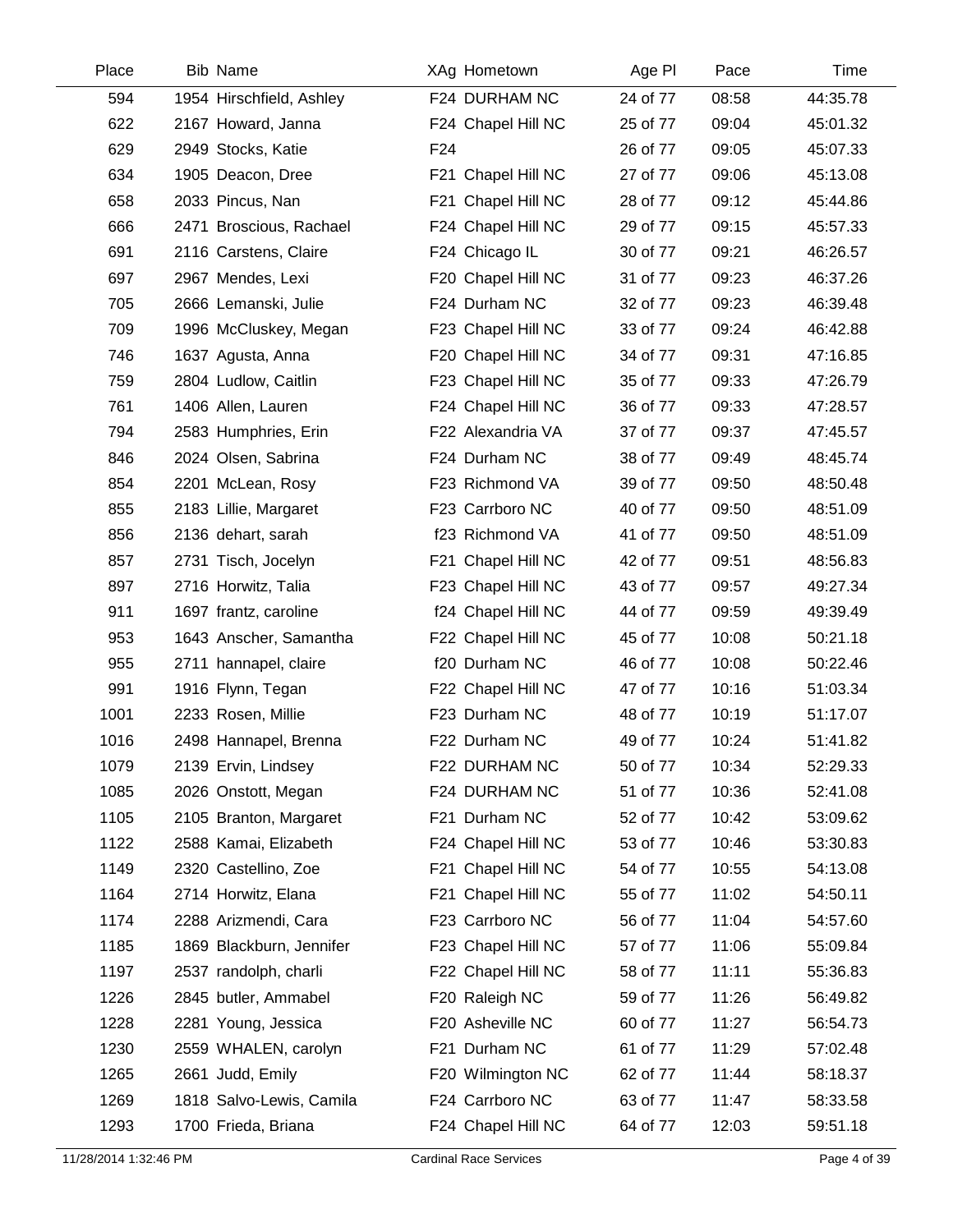| Place | Bib | Name | XAg | Hometown | Age Pl | Pace | Time |
|---|---|---|---|---|---|---|---|
| 594 | 1954 | Hirschfield, Ashley | F24 | DURHAM NC | 24 of 77 | 08:58 | 44:35.78 |
| 622 | 2167 | Howard, Janna | F24 | Chapel Hill NC | 25 of 77 | 09:04 | 45:01.32 |
| 629 | 2949 | Stocks, Katie | F24 | | 26 of 77 | 09:05 | 45:07.33 |
| 634 | 1905 | Deacon, Dree | F21 | Chapel Hill NC | 27 of 77 | 09:06 | 45:13.08 |
| 658 | 2033 | Pincus, Nan | F21 | Chapel Hill NC | 28 of 77 | 09:12 | 45:44.86 |
| 666 | 2471 | Broscious, Rachael | F24 | Chapel Hill NC | 29 of 77 | 09:15 | 45:57.33 |
| 691 | 2116 | Carstens, Claire | F24 | Chicago IL | 30 of 77 | 09:21 | 46:26.57 |
| 697 | 2967 | Mendes, Lexi | F20 | Chapel Hill NC | 31 of 77 | 09:23 | 46:37.26 |
| 705 | 2666 | Lemanski, Julie | F24 | Durham NC | 32 of 77 | 09:23 | 46:39.48 |
| 709 | 1996 | McCluskey, Megan | F23 | Chapel Hill NC | 33 of 77 | 09:24 | 46:42.88 |
| 746 | 1637 | Agusta, Anna | F20 | Chapel Hill NC | 34 of 77 | 09:31 | 47:16.85 |
| 759 | 2804 | Ludlow, Caitlin | F23 | Chapel Hill NC | 35 of 77 | 09:33 | 47:26.79 |
| 761 | 1406 | Allen, Lauren | F24 | Chapel Hill NC | 36 of 77 | 09:33 | 47:28.57 |
| 794 | 2583 | Humphries, Erin | F22 | Alexandria VA | 37 of 77 | 09:37 | 47:45.57 |
| 846 | 2024 | Olsen, Sabrina | F24 | Durham NC | 38 of 77 | 09:49 | 48:45.74 |
| 854 | 2201 | McLean, Rosy | F23 | Richmond VA | 39 of 77 | 09:50 | 48:50.48 |
| 855 | 2183 | Lillie, Margaret | F23 | Carrboro NC | 40 of 77 | 09:50 | 48:51.09 |
| 856 | 2136 | dehart, sarah | f23 | Richmond VA | 41 of 77 | 09:50 | 48:51.09 |
| 857 | 2731 | Tisch, Jocelyn | F21 | Chapel Hill NC | 42 of 77 | 09:51 | 48:56.83 |
| 897 | 2716 | Horwitz, Talia | F23 | Chapel Hill NC | 43 of 77 | 09:57 | 49:27.34 |
| 911 | 1697 | frantz, caroline | f24 | Chapel Hill NC | 44 of 77 | 09:59 | 49:39.49 |
| 953 | 1643 | Anscher, Samantha | F22 | Chapel Hill NC | 45 of 77 | 10:08 | 50:21.18 |
| 955 | 2711 | hannapel, claire | f20 | Durham NC | 46 of 77 | 10:08 | 50:22.46 |
| 991 | 1916 | Flynn, Tegan | F22 | Chapel Hill NC | 47 of 77 | 10:16 | 51:03.34 |
| 1001 | 2233 | Rosen, Millie | F23 | Durham NC | 48 of 77 | 10:19 | 51:17.07 |
| 1016 | 2498 | Hannapel, Brenna | F22 | Durham NC | 49 of 77 | 10:24 | 51:41.82 |
| 1079 | 2139 | Ervin, Lindsey | F22 | DURHAM NC | 50 of 77 | 10:34 | 52:29.33 |
| 1085 | 2026 | Onstott, Megan | F24 | DURHAM NC | 51 of 77 | 10:36 | 52:41.08 |
| 1105 | 2105 | Branton, Margaret | F21 | Durham NC | 52 of 77 | 10:42 | 53:09.62 |
| 1122 | 2588 | Kamai, Elizabeth | F24 | Chapel Hill NC | 53 of 77 | 10:46 | 53:30.83 |
| 1149 | 2320 | Castellino, Zoe | F21 | Chapel Hill NC | 54 of 77 | 10:55 | 54:13.08 |
| 1164 | 2714 | Horwitz, Elana | F21 | Chapel Hill NC | 55 of 77 | 11:02 | 54:50.11 |
| 1174 | 2288 | Arizmendi, Cara | F23 | Carrboro NC | 56 of 77 | 11:04 | 54:57.60 |
| 1185 | 1869 | Blackburn, Jennifer | F23 | Chapel Hill NC | 57 of 77 | 11:06 | 55:09.84 |
| 1197 | 2537 | randolph, charli | F22 | Chapel Hill NC | 58 of 77 | 11:11 | 55:36.83 |
| 1226 | 2845 | butler, Ammabel | F20 | Raleigh NC | 59 of 77 | 11:26 | 56:49.82 |
| 1228 | 2281 | Young, Jessica | F20 | Asheville NC | 60 of 77 | 11:27 | 56:54.73 |
| 1230 | 2559 | WHALEN, carolyn | F21 | Durham NC | 61 of 77 | 11:29 | 57:02.48 |
| 1265 | 2661 | Judd, Emily | F20 | Wilmington NC | 62 of 77 | 11:44 | 58:18.37 |
| 1269 | 1818 | Salvo-Lewis, Camila | F24 | Carrboro NC | 63 of 77 | 11:47 | 58:33.58 |
| 1293 | 1700 | Frieda, Briana | F24 | Chapel Hill NC | 64 of 77 | 12:03 | 59:51.18 |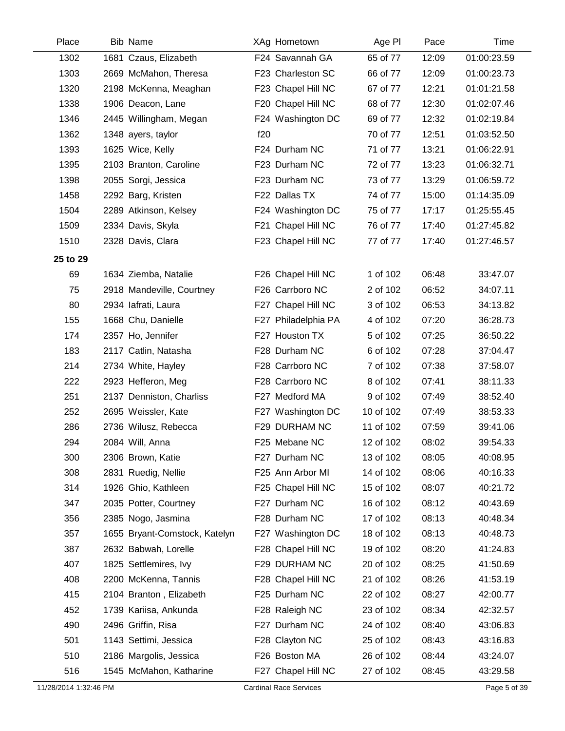| Place | Bib | Name | XAg | Hometown | Age Pl | Pace | Time |
|---|---|---|---|---|---|---|---|
| 1302 | 1681 | Czaus, Elizabeth | F24 | Savannah GA | 65 of 77 | 12:09 | 01:00:23.59 |
| 1303 | 2669 | McMahon, Theresa | F23 | Charleston SC | 66 of 77 | 12:09 | 01:00:23.73 |
| 1320 | 2198 | McKenna, Meaghan | F23 | Chapel Hill NC | 67 of 77 | 12:21 | 01:01:21.58 |
| 1338 | 1906 | Deacon, Lane | F20 | Chapel Hill NC | 68 of 77 | 12:30 | 01:02:07.46 |
| 1346 | 2445 | Willingham, Megan | F24 | Washington DC | 69 of 77 | 12:32 | 01:02:19.84 |
| 1362 | 1348 | ayers, taylor | f20 | | 70 of 77 | 12:51 | 01:03:52.50 |
| 1393 | 1625 | Wice, Kelly | F24 | Durham NC | 71 of 77 | 13:21 | 01:06:22.91 |
| 1395 | 2103 | Branton, Caroline | F23 | Durham NC | 72 of 77 | 13:23 | 01:06:32.71 |
| 1398 | 2055 | Sorgi, Jessica | F23 | Durham NC | 73 of 77 | 13:29 | 01:06:59.72 |
| 1458 | 2292 | Barg, Kristen | F22 | Dallas TX | 74 of 77 | 15:00 | 01:14:35.09 |
| 1504 | 2289 | Atkinson, Kelsey | F24 | Washington DC | 75 of 77 | 17:17 | 01:25:55.45 |
| 1509 | 2334 | Davis, Skyla | F21 | Chapel Hill NC | 76 of 77 | 17:40 | 01:27:45.82 |
| 1510 | 2328 | Davis, Clara | F23 | Chapel Hill NC | 77 of 77 | 17:40 | 01:27:46.57 |
| **25 to 29** | | | | | | | |
| 69 | 1634 | Ziemba, Natalie | F26 | Chapel Hill NC | 1 of 102 | 06:48 | 33:47.07 |
| 75 | 2918 | Mandeville, Courtney | F26 | Carrboro NC | 2 of 102 | 06:52 | 34:07.11 |
| 80 | 2934 | Iafrati, Laura | F27 | Chapel Hill NC | 3 of 102 | 06:53 | 34:13.82 |
| 155 | 1668 | Chu, Danielle | F27 | Philadelphia PA | 4 of 102 | 07:20 | 36:28.73 |
| 174 | 2357 | Ho, Jennifer | F27 | Houston TX | 5 of 102 | 07:25 | 36:50.22 |
| 183 | 2117 | Catlin, Natasha | F28 | Durham NC | 6 of 102 | 07:28 | 37:04.47 |
| 214 | 2734 | White, Hayley | F28 | Carrboro NC | 7 of 102 | 07:38 | 37:58.07 |
| 222 | 2923 | Hefferon, Meg | F28 | Carrboro NC | 8 of 102 | 07:41 | 38:11.33 |
| 251 | 2137 | Denniston, Charliss | F27 | Medford MA | 9 of 102 | 07:49 | 38:52.40 |
| 252 | 2695 | Weissler, Kate | F27 | Washington DC | 10 of 102 | 07:49 | 38:53.33 |
| 286 | 2736 | Wilusz, Rebecca | F29 | DURHAM NC | 11 of 102 | 07:59 | 39:41.06 |
| 294 | 2084 | Will, Anna | F25 | Mebane NC | 12 of 102 | 08:02 | 39:54.33 |
| 300 | 2306 | Brown, Katie | F27 | Durham NC | 13 of 102 | 08:05 | 40:08.95 |
| 308 | 2831 | Ruedig, Nellie | F25 | Ann Arbor MI | 14 of 102 | 08:06 | 40:16.33 |
| 314 | 1926 | Ghio, Kathleen | F25 | Chapel Hill NC | 15 of 102 | 08:07 | 40:21.72 |
| 347 | 2035 | Potter, Courtney | F27 | Durham NC | 16 of 102 | 08:12 | 40:43.69 |
| 356 | 2385 | Nogo, Jasmina | F28 | Durham NC | 17 of 102 | 08:13 | 40:48.34 |
| 357 | 1655 | Bryant-Comstock, Katelyn | F27 | Washington DC | 18 of 102 | 08:13 | 40:48.73 |
| 387 | 2632 | Babwah, Lorelle | F28 | Chapel Hill NC | 19 of 102 | 08:20 | 41:24.83 |
| 407 | 1825 | Settlemires, Ivy | F29 | DURHAM NC | 20 of 102 | 08:25 | 41:50.69 |
| 408 | 2200 | McKenna, Tannis | F28 | Chapel Hill NC | 21 of 102 | 08:26 | 41:53.19 |
| 415 | 2104 | Branton , Elizabeth | F25 | Durham NC | 22 of 102 | 08:27 | 42:00.77 |
| 452 | 1739 | Kariisa, Ankunda | F28 | Raleigh NC | 23 of 102 | 08:34 | 42:32.57 |
| 490 | 2496 | Griffin, Risa | F27 | Durham NC | 24 of 102 | 08:40 | 43:06.83 |
| 501 | 1143 | Settimi, Jessica | F28 | Clayton NC | 25 of 102 | 08:43 | 43:16.83 |
| 510 | 2186 | Margolis, Jessica | F26 | Boston MA | 26 of 102 | 08:44 | 43:24.07 |
| 516 | 1545 | McMahon, Katharine | F27 | Chapel Hill NC | 27 of 102 | 08:45 | 43:29.58 |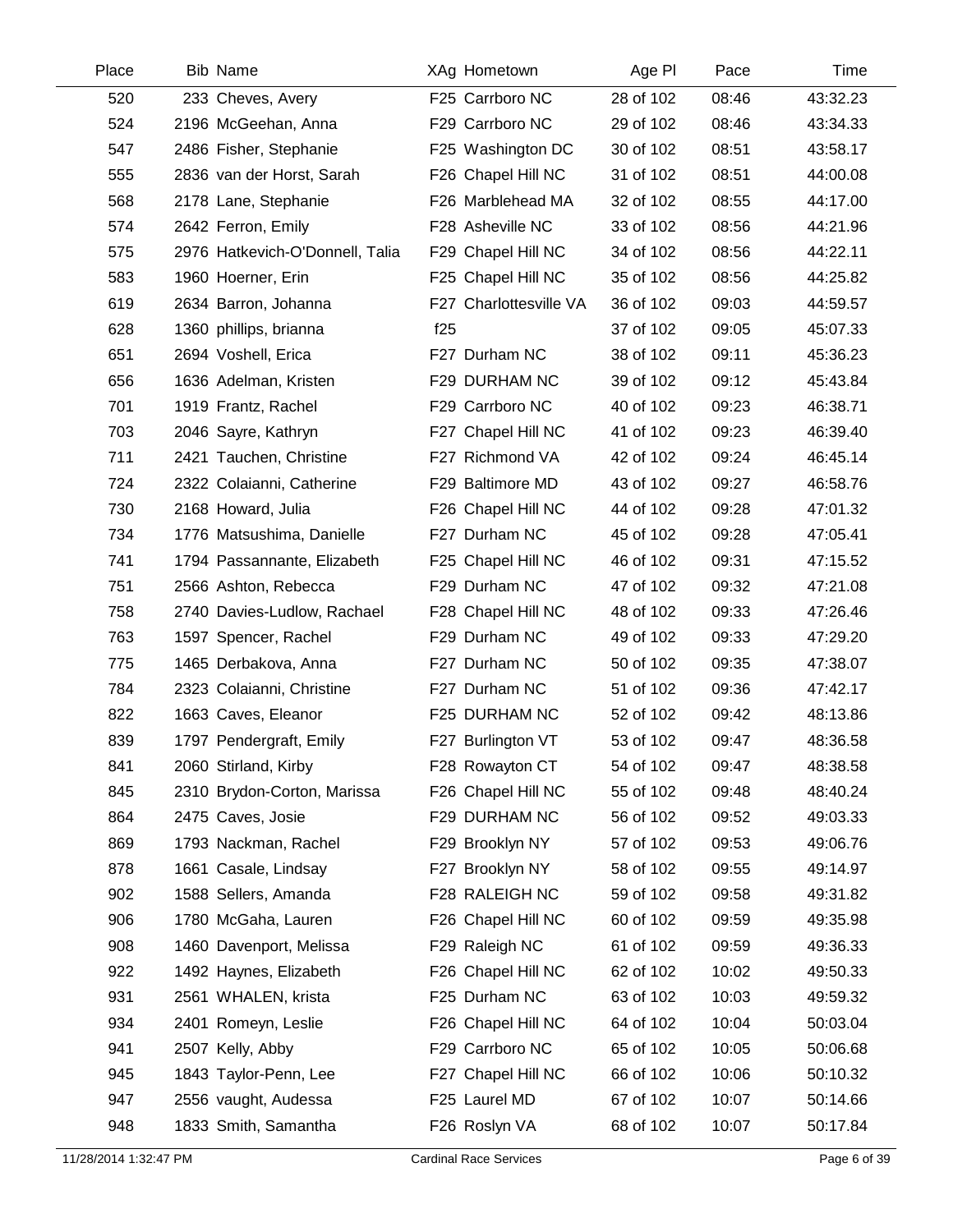| Place | Bib | Name | XAg | Hometown | Age Pl | Pace | Time |
|---|---|---|---|---|---|---|---|
| 520 | 233 | Cheves, Avery | F25 | Carrboro NC | 28 of 102 | 08:46 | 43:32.23 |
| 524 | 2196 | McGeehan, Anna | F29 | Carrboro NC | 29 of 102 | 08:46 | 43:34.33 |
| 547 | 2486 | Fisher, Stephanie | F25 | Washington DC | 30 of 102 | 08:51 | 43:58.17 |
| 555 | 2836 | van der Horst, Sarah | F26 | Chapel Hill NC | 31 of 102 | 08:51 | 44:00.08 |
| 568 | 2178 | Lane, Stephanie | F26 | Marblehead MA | 32 of 102 | 08:55 | 44:17.00 |
| 574 | 2642 | Ferron, Emily | F28 | Asheville NC | 33 of 102 | 08:56 | 44:21.96 |
| 575 | 2976 | Hatkevich-O'Donnell, Talia | F29 | Chapel Hill NC | 34 of 102 | 08:56 | 44:22.11 |
| 583 | 1960 | Hoerner, Erin | F25 | Chapel Hill NC | 35 of 102 | 08:56 | 44:25.82 |
| 619 | 2634 | Barron, Johanna | F27 | Charlottesville VA | 36 of 102 | 09:03 | 44:59.57 |
| 628 | 1360 | phillips, brianna | f25 | | 37 of 102 | 09:05 | 45:07.33 |
| 651 | 2694 | Voshell, Erica | F27 | Durham NC | 38 of 102 | 09:11 | 45:36.23 |
| 656 | 1636 | Adelman, Kristen | F29 | DURHAM NC | 39 of 102 | 09:12 | 45:43.84 |
| 701 | 1919 | Frantz, Rachel | F29 | Carrboro NC | 40 of 102 | 09:23 | 46:38.71 |
| 703 | 2046 | Sayre, Kathryn | F27 | Chapel Hill NC | 41 of 102 | 09:23 | 46:39.40 |
| 711 | 2421 | Tauchen, Christine | F27 | Richmond VA | 42 of 102 | 09:24 | 46:45.14 |
| 724 | 2322 | Colaianni, Catherine | F29 | Baltimore MD | 43 of 102 | 09:27 | 46:58.76 |
| 730 | 2168 | Howard, Julia | F26 | Chapel Hill NC | 44 of 102 | 09:28 | 47:01.32 |
| 734 | 1776 | Matsushima, Danielle | F27 | Durham NC | 45 of 102 | 09:28 | 47:05.41 |
| 741 | 1794 | Passannante, Elizabeth | F25 | Chapel Hill NC | 46 of 102 | 09:31 | 47:15.52 |
| 751 | 2566 | Ashton, Rebecca | F29 | Durham NC | 47 of 102 | 09:32 | 47:21.08 |
| 758 | 2740 | Davies-Ludlow, Rachael | F28 | Chapel Hill NC | 48 of 102 | 09:33 | 47:26.46 |
| 763 | 1597 | Spencer, Rachel | F29 | Durham NC | 49 of 102 | 09:33 | 47:29.20 |
| 775 | 1465 | Derbakova, Anna | F27 | Durham NC | 50 of 102 | 09:35 | 47:38.07 |
| 784 | 2323 | Colaianni, Christine | F27 | Durham NC | 51 of 102 | 09:36 | 47:42.17 |
| 822 | 1663 | Caves, Eleanor | F25 | DURHAM NC | 52 of 102 | 09:42 | 48:13.86 |
| 839 | 1797 | Pendergraft, Emily | F27 | Burlington VT | 53 of 102 | 09:47 | 48:36.58 |
| 841 | 2060 | Stirland, Kirby | F28 | Rowayton CT | 54 of 102 | 09:47 | 48:38.58 |
| 845 | 2310 | Brydon-Corton, Marissa | F26 | Chapel Hill NC | 55 of 102 | 09:48 | 48:40.24 |
| 864 | 2475 | Caves, Josie | F29 | DURHAM NC | 56 of 102 | 09:52 | 49:03.33 |
| 869 | 1793 | Nackman, Rachel | F29 | Brooklyn NY | 57 of 102 | 09:53 | 49:06.76 |
| 878 | 1661 | Casale, Lindsay | F27 | Brooklyn NY | 58 of 102 | 09:55 | 49:14.97 |
| 902 | 1588 | Sellers, Amanda | F28 | RALEIGH NC | 59 of 102 | 09:58 | 49:31.82 |
| 906 | 1780 | McGaha, Lauren | F26 | Chapel Hill NC | 60 of 102 | 09:59 | 49:35.98 |
| 908 | 1460 | Davenport, Melissa | F29 | Raleigh NC | 61 of 102 | 09:59 | 49:36.33 |
| 922 | 1492 | Haynes, Elizabeth | F26 | Chapel Hill NC | 62 of 102 | 10:02 | 49:50.33 |
| 931 | 2561 | WHALEN, krista | F25 | Durham NC | 63 of 102 | 10:03 | 49:59.32 |
| 934 | 2401 | Romeyn, Leslie | F26 | Chapel Hill NC | 64 of 102 | 10:04 | 50:03.04 |
| 941 | 2507 | Kelly, Abby | F29 | Carrboro NC | 65 of 102 | 10:05 | 50:06.68 |
| 945 | 1843 | Taylor-Penn, Lee | F27 | Chapel Hill NC | 66 of 102 | 10:06 | 50:10.32 |
| 947 | 2556 | vaught, Audessa | F25 | Laurel MD | 67 of 102 | 10:07 | 50:14.66 |
| 948 | 1833 | Smith, Samantha | F26 | Roslyn VA | 68 of 102 | 10:07 | 50:17.84 |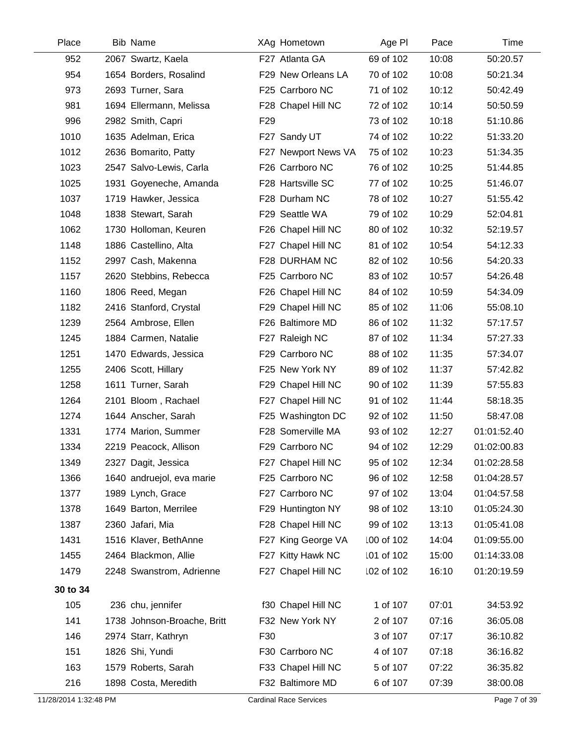| Place | Bib | Name | XAg | Hometown | Age Pl | Pace | Time |
|---|---|---|---|---|---|---|---|
| 952 | 2067 | Swartz, Kaela | F27 | Atlanta GA | 69 of 102 | 10:08 | 50:20.57 |
| 954 | 1654 | Borders, Rosalind | F29 | New Orleans LA | 70 of 102 | 10:08 | 50:21.34 |
| 973 | 2693 | Turner, Sara | F25 | Carrboro NC | 71 of 102 | 10:12 | 50:42.49 |
| 981 | 1694 | Ellermann, Melissa | F28 | Chapel Hill NC | 72 of 102 | 10:14 | 50:50.59 |
| 996 | 2982 | Smith, Capri | F29 | | 73 of 102 | 10:18 | 51:10.86 |
| 1010 | 1635 | Adelman, Erica | F27 | Sandy UT | 74 of 102 | 10:22 | 51:33.20 |
| 1012 | 2636 | Bomarito, Patty | F27 | Newport News VA | 75 of 102 | 10:23 | 51:34.35 |
| 1023 | 2547 | Salvo-Lewis, Carla | F26 | Carrboro NC | 76 of 102 | 10:25 | 51:44.85 |
| 1025 | 1931 | Goyeneche, Amanda | F28 | Hartsville SC | 77 of 102 | 10:25 | 51:46.07 |
| 1037 | 1719 | Hawker, Jessica | F28 | Durham NC | 78 of 102 | 10:27 | 51:55.42 |
| 1048 | 1838 | Stewart, Sarah | F29 | Seattle WA | 79 of 102 | 10:29 | 52:04.81 |
| 1062 | 1730 | Holloman, Keuren | F26 | Chapel Hill NC | 80 of 102 | 10:32 | 52:19.57 |
| 1148 | 1886 | Castellino, Alta | F27 | Chapel Hill NC | 81 of 102 | 10:54 | 54:12.33 |
| 1152 | 2997 | Cash, Makenna | F28 | DURHAM NC | 82 of 102 | 10:56 | 54:20.33 |
| 1157 | 2620 | Stebbins, Rebecca | F25 | Carrboro NC | 83 of 102 | 10:57 | 54:26.48 |
| 1160 | 1806 | Reed, Megan | F26 | Chapel Hill NC | 84 of 102 | 10:59 | 54:34.09 |
| 1182 | 2416 | Stanford, Crystal | F29 | Chapel Hill NC | 85 of 102 | 11:06 | 55:08.10 |
| 1239 | 2564 | Ambrose, Ellen | F26 | Baltimore MD | 86 of 102 | 11:32 | 57:17.57 |
| 1245 | 1884 | Carmen, Natalie | F27 | Raleigh NC | 87 of 102 | 11:34 | 57:27.33 |
| 1251 | 1470 | Edwards, Jessica | F29 | Carrboro NC | 88 of 102 | 11:35 | 57:34.07 |
| 1255 | 2406 | Scott, Hillary | F25 | New York NY | 89 of 102 | 11:37 | 57:42.82 |
| 1258 | 1611 | Turner, Sarah | F29 | Chapel Hill NC | 90 of 102 | 11:39 | 57:55.83 |
| 1264 | 2101 | Bloom , Rachael | F27 | Chapel Hill NC | 91 of 102 | 11:44 | 58:18.35 |
| 1274 | 1644 | Anscher, Sarah | F25 | Washington DC | 92 of 102 | 11:50 | 58:47.08 |
| 1331 | 1774 | Marion, Summer | F28 | Somerville MA | 93 of 102 | 12:27 | 01:01:52.40 |
| 1334 | 2219 | Peacock, Allison | F29 | Carrboro NC | 94 of 102 | 12:29 | 01:02:00.83 |
| 1349 | 2327 | Dagit, Jessica | F27 | Chapel Hill NC | 95 of 102 | 12:34 | 01:02:28.58 |
| 1366 | 1640 | andruejol, eva marie | F25 | Carrboro NC | 96 of 102 | 12:58 | 01:04:28.57 |
| 1377 | 1989 | Lynch, Grace | F27 | Carrboro NC | 97 of 102 | 13:04 | 01:04:57.58 |
| 1378 | 1649 | Barton, Merrilee | F29 | Huntington NY | 98 of 102 | 13:10 | 01:05:24.30 |
| 1387 | 2360 | Jafari, Mia | F28 | Chapel Hill NC | 99 of 102 | 13:13 | 01:05:41.08 |
| 1431 | 1516 | Klaver, BethAnne | F27 | King George VA | 100 of 102 | 14:04 | 01:09:55.00 |
| 1455 | 2464 | Blackmon, Allie | F27 | Kitty Hawk NC | 101 of 102 | 15:00 | 01:14:33.08 |
| 1479 | 2248 | Swanstrom, Adrienne | F27 | Chapel Hill NC | 102 of 102 | 16:10 | 01:20:19.59 |
| **30 to 34** | | | | | | | |
| 105 | 236 | chu, jennifer | f30 | Chapel Hill NC | 1 of 107 | 07:01 | 34:53.92 |
| 141 | 1738 | Johnson-Broache, Britt | F32 | New York NY | 2 of 107 | 07:16 | 36:05.08 |
| 146 | 2974 | Starr, Kathryn | F30 | | 3 of 107 | 07:17 | 36:10.82 |
| 151 | 1826 | Shi, Yundi | F30 | Carrboro NC | 4 of 107 | 07:18 | 36:16.82 |
| 163 | 1579 | Roberts, Sarah | F33 | Chapel Hill NC | 5 of 107 | 07:22 | 36:35.82 |
| 216 | 1898 | Costa, Meredith | F32 | Baltimore MD | 6 of 107 | 07:39 | 38:00.08 |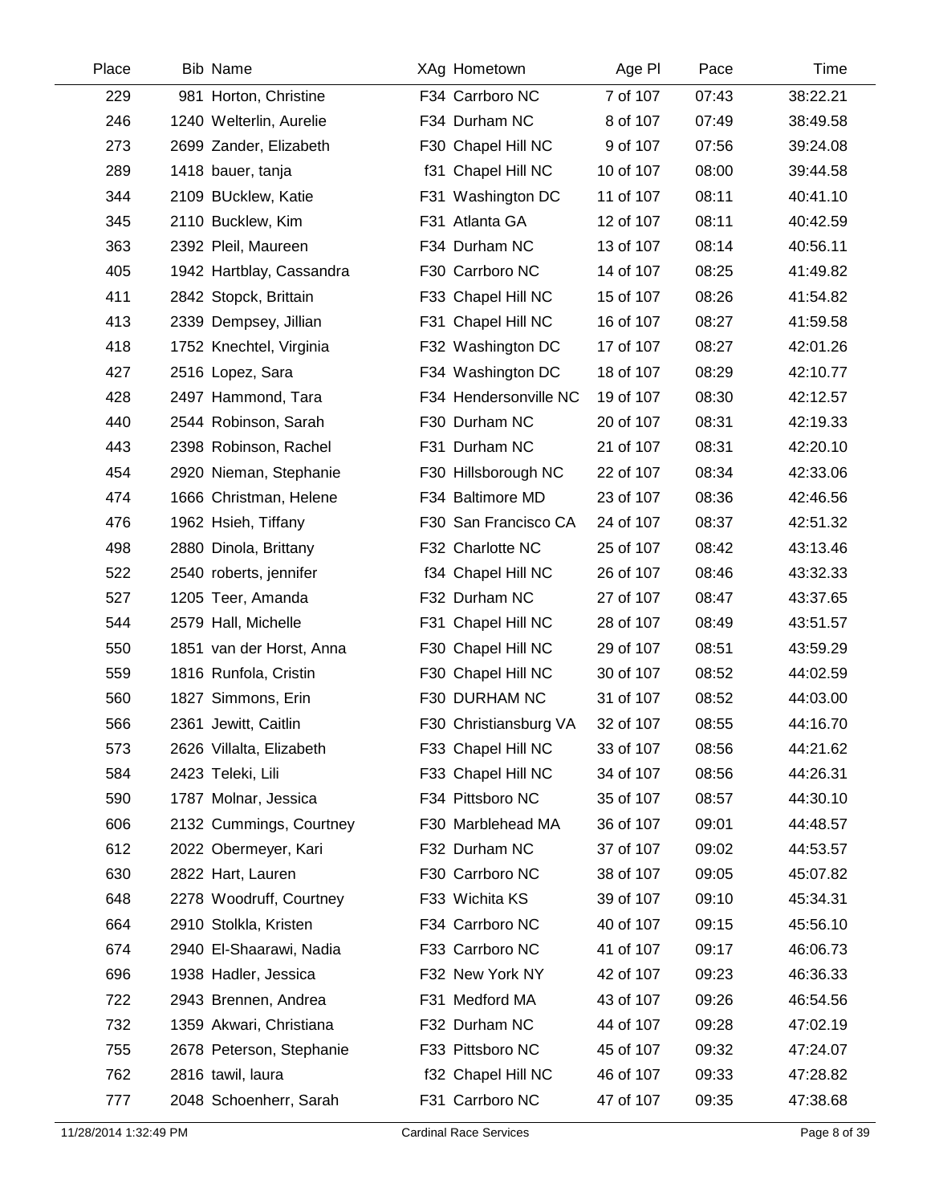| Place | Bib | Name | XAg | Hometown | Age Pl | Pace | Time |
|---|---|---|---|---|---|---|---|
| 229 | 981 | Horton, Christine | F34 | Carrboro NC | 7 of 107 | 07:43 | 38:22.21 |
| 246 | 1240 | Welterlin, Aurelie | F34 | Durham NC | 8 of 107 | 07:49 | 38:49.58 |
| 273 | 2699 | Zander, Elizabeth | F30 | Chapel Hill NC | 9 of 107 | 07:56 | 39:24.08 |
| 289 | 1418 | bauer, tanja | f31 | Chapel Hill NC | 10 of 107 | 08:00 | 39:44.58 |
| 344 | 2109 | BUcklew, Katie | F31 | Washington DC | 11 of 107 | 08:11 | 40:41.10 |
| 345 | 2110 | Bucklew, Kim | F31 | Atlanta GA | 12 of 107 | 08:11 | 40:42.59 |
| 363 | 2392 | Pleil, Maureen | F34 | Durham NC | 13 of 107 | 08:14 | 40:56.11 |
| 405 | 1942 | Hartblay, Cassandra | F30 | Carrboro NC | 14 of 107 | 08:25 | 41:49.82 |
| 411 | 2842 | Stopck, Brittain | F33 | Chapel Hill NC | 15 of 107 | 08:26 | 41:54.82 |
| 413 | 2339 | Dempsey, Jillian | F31 | Chapel Hill NC | 16 of 107 | 08:27 | 41:59.58 |
| 418 | 1752 | Knechtel, Virginia | F32 | Washington DC | 17 of 107 | 08:27 | 42:01.26 |
| 427 | 2516 | Lopez, Sara | F34 | Washington DC | 18 of 107 | 08:29 | 42:10.77 |
| 428 | 2497 | Hammond, Tara | F34 | Hendersonville NC | 19 of 107 | 08:30 | 42:12.57 |
| 440 | 2544 | Robinson, Sarah | F30 | Durham NC | 20 of 107 | 08:31 | 42:19.33 |
| 443 | 2398 | Robinson, Rachel | F31 | Durham NC | 21 of 107 | 08:31 | 42:20.10 |
| 454 | 2920 | Nieman, Stephanie | F30 | Hillsborough NC | 22 of 107 | 08:34 | 42:33.06 |
| 474 | 1666 | Christman, Helene | F34 | Baltimore MD | 23 of 107 | 08:36 | 42:46.56 |
| 476 | 1962 | Hsieh, Tiffany | F30 | San Francisco CA | 24 of 107 | 08:37 | 42:51.32 |
| 498 | 2880 | Dinola, Brittany | F32 | Charlotte NC | 25 of 107 | 08:42 | 43:13.46 |
| 522 | 2540 | roberts, jennifer | f34 | Chapel Hill NC | 26 of 107 | 08:46 | 43:32.33 |
| 527 | 1205 | Teer, Amanda | F32 | Durham NC | 27 of 107 | 08:47 | 43:37.65 |
| 544 | 2579 | Hall, Michelle | F31 | Chapel Hill NC | 28 of 107 | 08:49 | 43:51.57 |
| 550 | 1851 | van der Horst, Anna | F30 | Chapel Hill NC | 29 of 107 | 08:51 | 43:59.29 |
| 559 | 1816 | Runfola, Cristin | F30 | Chapel Hill NC | 30 of 107 | 08:52 | 44:02.59 |
| 560 | 1827 | Simmons, Erin | F30 | DURHAM NC | 31 of 107 | 08:52 | 44:03.00 |
| 566 | 2361 | Jewitt, Caitlin | F30 | Christiansburg VA | 32 of 107 | 08:55 | 44:16.70 |
| 573 | 2626 | Villalta, Elizabeth | F33 | Chapel Hill NC | 33 of 107 | 08:56 | 44:21.62 |
| 584 | 2423 | Teleki, Lili | F33 | Chapel Hill NC | 34 of 107 | 08:56 | 44:26.31 |
| 590 | 1787 | Molnar, Jessica | F34 | Pittsboro NC | 35 of 107 | 08:57 | 44:30.10 |
| 606 | 2132 | Cummings, Courtney | F30 | Marblehead MA | 36 of 107 | 09:01 | 44:48.57 |
| 612 | 2022 | Obermeyer, Kari | F32 | Durham NC | 37 of 107 | 09:02 | 44:53.57 |
| 630 | 2822 | Hart, Lauren | F30 | Carrboro NC | 38 of 107 | 09:05 | 45:07.82 |
| 648 | 2278 | Woodruff, Courtney | F33 | Wichita KS | 39 of 107 | 09:10 | 45:34.31 |
| 664 | 2910 | Stolkla, Kristen | F34 | Carrboro NC | 40 of 107 | 09:15 | 45:56.10 |
| 674 | 2940 | El-Shaarawi, Nadia | F33 | Carrboro NC | 41 of 107 | 09:17 | 46:06.73 |
| 696 | 1938 | Hadler, Jessica | F32 | New York NY | 42 of 107 | 09:23 | 46:36.33 |
| 722 | 2943 | Brennen, Andrea | F31 | Medford MA | 43 of 107 | 09:26 | 46:54.56 |
| 732 | 1359 | Akwari, Christiana | F32 | Durham NC | 44 of 107 | 09:28 | 47:02.19 |
| 755 | 2678 | Peterson, Stephanie | F33 | Pittsboro NC | 45 of 107 | 09:32 | 47:24.07 |
| 762 | 2816 | tawil, laura | f32 | Chapel Hill NC | 46 of 107 | 09:33 | 47:28.82 |
| 777 | 2048 | Schoenherr, Sarah | F31 | Carrboro NC | 47 of 107 | 09:35 | 47:38.68 |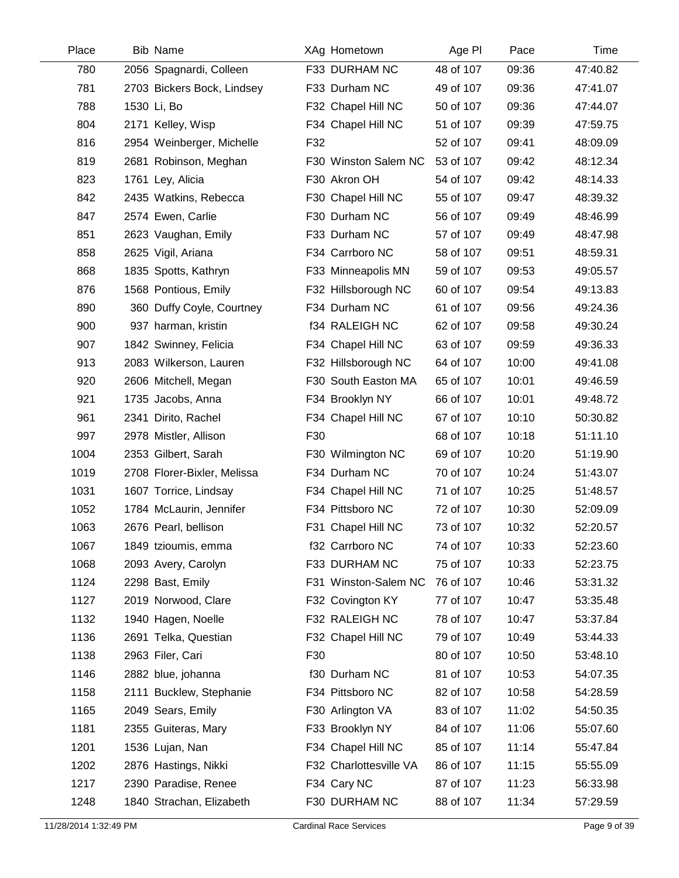| Place | Bib | Name | XAg | Hometown | Age Pl | Pace | Time |
|---|---|---|---|---|---|---|---|
| 780 | 2056 | Spagnardi, Colleen | F33 | DURHAM NC | 48 of 107 | 09:36 | 47:40.82 |
| 781 | 2703 | Bickers Bock, Lindsey | F33 | Durham NC | 49 of 107 | 09:36 | 47:41.07 |
| 788 | 1530 | Li, Bo | F32 | Chapel Hill NC | 50 of 107 | 09:36 | 47:44.07 |
| 804 | 2171 | Kelley, Wisp | F34 | Chapel Hill NC | 51 of 107 | 09:39 | 47:59.75 |
| 816 | 2954 | Weinberger, Michelle | F32 | | 52 of 107 | 09:41 | 48:09.09 |
| 819 | 2681 | Robinson, Meghan | F30 | Winston Salem NC | 53 of 107 | 09:42 | 48:12.34 |
| 823 | 1761 | Ley, Alicia | F30 | Akron OH | 54 of 107 | 09:42 | 48:14.33 |
| 842 | 2435 | Watkins, Rebecca | F30 | Chapel Hill NC | 55 of 107 | 09:47 | 48:39.32 |
| 847 | 2574 | Ewen, Carlie | F30 | Durham NC | 56 of 107 | 09:49 | 48:46.99 |
| 851 | 2623 | Vaughan, Emily | F33 | Durham NC | 57 of 107 | 09:49 | 48:47.98 |
| 858 | 2625 | Vigil, Ariana | F34 | Carrboro NC | 58 of 107 | 09:51 | 48:59.31 |
| 868 | 1835 | Spotts, Kathryn | F33 | Minneapolis MN | 59 of 107 | 09:53 | 49:05.57 |
| 876 | 1568 | Pontious, Emily | F32 | Hillsborough NC | 60 of 107 | 09:54 | 49:13.83 |
| 890 | 360 | Duffy Coyle, Courtney | F34 | Durham NC | 61 of 107 | 09:56 | 49:24.36 |
| 900 | 937 | harman, kristin | f34 | RALEIGH NC | 62 of 107 | 09:58 | 49:30.24 |
| 907 | 1842 | Swinney, Felicia | F34 | Chapel Hill NC | 63 of 107 | 09:59 | 49:36.33 |
| 913 | 2083 | Wilkerson, Lauren | F32 | Hillsborough NC | 64 of 107 | 10:00 | 49:41.08 |
| 920 | 2606 | Mitchell, Megan | F30 | South Easton MA | 65 of 107 | 10:01 | 49:46.59 |
| 921 | 1735 | Jacobs, Anna | F34 | Brooklyn NY | 66 of 107 | 10:01 | 49:48.72 |
| 961 | 2341 | Dirito, Rachel | F34 | Chapel Hill NC | 67 of 107 | 10:10 | 50:30.82 |
| 997 | 2978 | Mistler, Allison | F30 | | 68 of 107 | 10:18 | 51:11.10 |
| 1004 | 2353 | Gilbert, Sarah | F30 | Wilmington NC | 69 of 107 | 10:20 | 51:19.90 |
| 1019 | 2708 | Florer-Bixler, Melissa | F34 | Durham NC | 70 of 107 | 10:24 | 51:43.07 |
| 1031 | 1607 | Torrice, Lindsay | F34 | Chapel Hill NC | 71 of 107 | 10:25 | 51:48.57 |
| 1052 | 1784 | McLaurin, Jennifer | F34 | Pittsboro NC | 72 of 107 | 10:30 | 52:09.09 |
| 1063 | 2676 | Pearl, bellison | F31 | Chapel Hill NC | 73 of 107 | 10:32 | 52:20.57 |
| 1067 | 1849 | tzioumis, emma | f32 | Carrboro NC | 74 of 107 | 10:33 | 52:23.60 |
| 1068 | 2093 | Avery, Carolyn | F33 | DURHAM NC | 75 of 107 | 10:33 | 52:23.75 |
| 1124 | 2298 | Bast, Emily | F31 | Winston-Salem NC | 76 of 107 | 10:46 | 53:31.32 |
| 1127 | 2019 | Norwood, Clare | F32 | Covington KY | 77 of 107 | 10:47 | 53:35.48 |
| 1132 | 1940 | Hagen, Noelle | F32 | RALEIGH NC | 78 of 107 | 10:47 | 53:37.84 |
| 1136 | 2691 | Telka, Questian | F32 | Chapel Hill NC | 79 of 107 | 10:49 | 53:44.33 |
| 1138 | 2963 | Filer, Cari | F30 | | 80 of 107 | 10:50 | 53:48.10 |
| 1146 | 2882 | blue, johanna | f30 | Durham NC | 81 of 107 | 10:53 | 54:07.35 |
| 1158 | 2111 | Bucklew, Stephanie | F34 | Pittsboro NC | 82 of 107 | 10:58 | 54:28.59 |
| 1165 | 2049 | Sears, Emily | F30 | Arlington VA | 83 of 107 | 11:02 | 54:50.35 |
| 1181 | 2355 | Guiteras, Mary | F33 | Brooklyn NY | 84 of 107 | 11:06 | 55:07.60 |
| 1201 | 1536 | Lujan, Nan | F34 | Chapel Hill NC | 85 of 107 | 11:14 | 55:47.84 |
| 1202 | 2876 | Hastings, Nikki | F32 | Charlottesville VA | 86 of 107 | 11:15 | 55:55.09 |
| 1217 | 2390 | Paradise, Renee | F34 | Cary NC | 87 of 107 | 11:23 | 56:33.98 |
| 1248 | 1840 | Strachan, Elizabeth | F30 | DURHAM NC | 88 of 107 | 11:34 | 57:29.59 |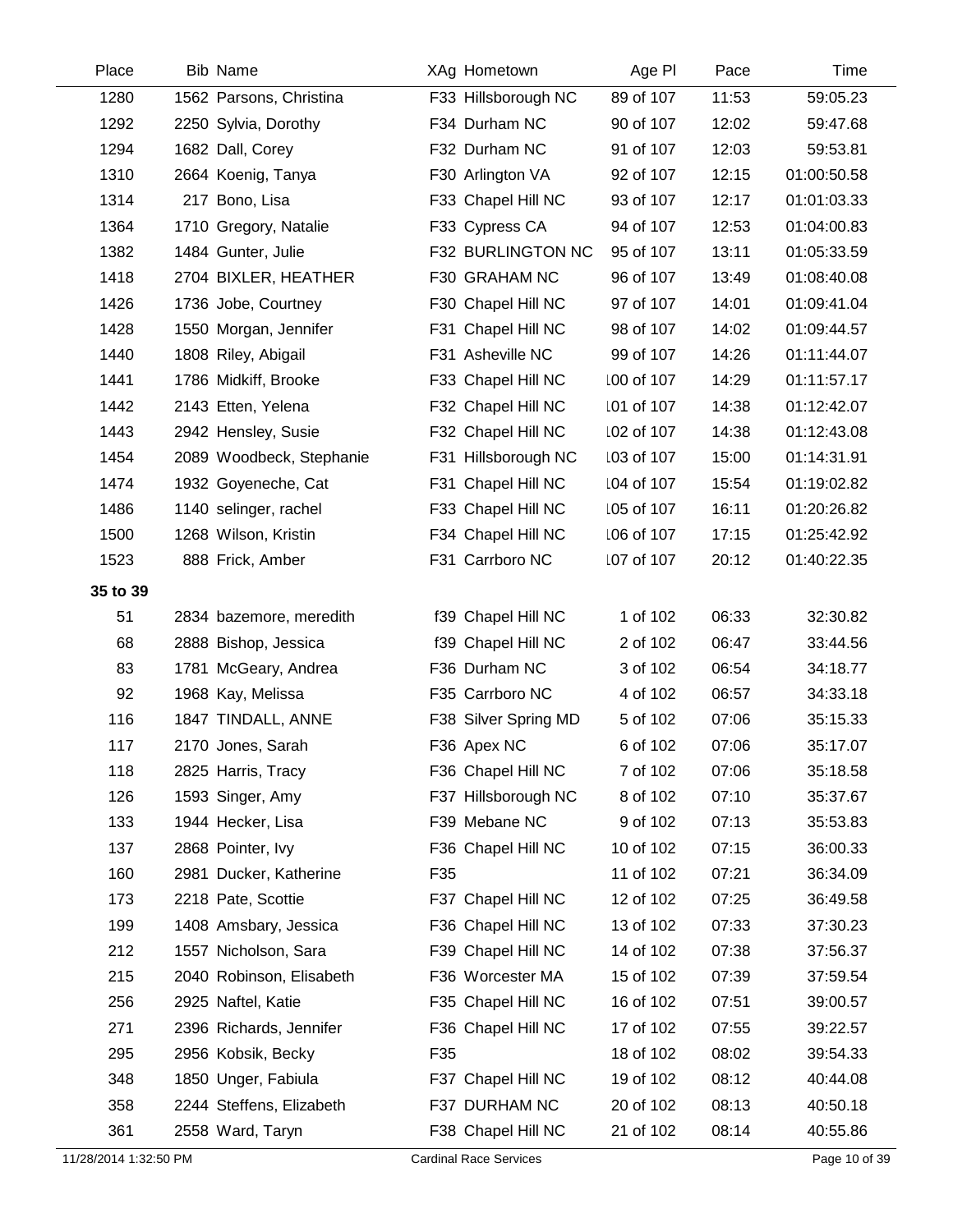| Place | Bib | Name | XAg | Hometown | Age Pl | Pace | Time |
|---|---|---|---|---|---|---|---|
| 1280 | 1562 | Parsons, Christina | F33 | Hillsborough NC | 89 of 107 | 11:53 | 59:05.23 |
| 1292 | 2250 | Sylvia, Dorothy | F34 | Durham NC | 90 of 107 | 12:02 | 59:47.68 |
| 1294 | 1682 | Dall, Corey | F32 | Durham NC | 91 of 107 | 12:03 | 59:53.81 |
| 1310 | 2664 | Koenig, Tanya | F30 | Arlington VA | 92 of 107 | 12:15 | 01:00:50.58 |
| 1314 | 217 | Bono, Lisa | F33 | Chapel Hill NC | 93 of 107 | 12:17 | 01:01:03.33 |
| 1364 | 1710 | Gregory, Natalie | F33 | Cypress CA | 94 of 107 | 12:53 | 01:04:00.83 |
| 1382 | 1484 | Gunter, Julie | F32 | BURLINGTON NC | 95 of 107 | 13:11 | 01:05:33.59 |
| 1418 | 2704 | BIXLER, HEATHER | F30 | GRAHAM NC | 96 of 107 | 13:49 | 01:08:40.08 |
| 1426 | 1736 | Jobe, Courtney | F30 | Chapel Hill NC | 97 of 107 | 14:01 | 01:09:41.04 |
| 1428 | 1550 | Morgan, Jennifer | F31 | Chapel Hill NC | 98 of 107 | 14:02 | 01:09:44.57 |
| 1440 | 1808 | Riley, Abigail | F31 | Asheville NC | 99 of 107 | 14:26 | 01:11:44.07 |
| 1441 | 1786 | Midkiff, Brooke | F33 | Chapel Hill NC | 100 of 107 | 14:29 | 01:11:57.17 |
| 1442 | 2143 | Etten, Yelena | F32 | Chapel Hill NC | 101 of 107 | 14:38 | 01:12:42.07 |
| 1443 | 2942 | Hensley, Susie | F32 | Chapel Hill NC | 102 of 107 | 14:38 | 01:12:43.08 |
| 1454 | 2089 | Woodbeck, Stephanie | F31 | Hillsborough NC | 103 of 107 | 15:00 | 01:14:31.91 |
| 1474 | 1932 | Goyeneche, Cat | F31 | Chapel Hill NC | 104 of 107 | 15:54 | 01:19:02.82 |
| 1486 | 1140 | selinger, rachel | F33 | Chapel Hill NC | 105 of 107 | 16:11 | 01:20:26.82 |
| 1500 | 1268 | Wilson, Kristin | F34 | Chapel Hill NC | 106 of 107 | 17:15 | 01:25:42.92 |
| 1523 | 888 | Frick, Amber | F31 | Carrboro NC | 107 of 107 | 20:12 | 01:40:22.35 |
| **35 to 39** | | | | | | | |
| 51 | 2834 | bazemore, meredith | f39 | Chapel Hill NC | 1 of 102 | 06:33 | 32:30.82 |
| 68 | 2888 | Bishop, Jessica | f39 | Chapel Hill NC | 2 of 102 | 06:47 | 33:44.56 |
| 83 | 1781 | McGeary, Andrea | F36 | Durham NC | 3 of 102 | 06:54 | 34:18.77 |
| 92 | 1968 | Kay, Melissa | F35 | Carrboro NC | 4 of 102 | 06:57 | 34:33.18 |
| 116 | 1847 | TINDALL, ANNE | F38 | Silver Spring MD | 5 of 102 | 07:06 | 35:15.33 |
| 117 | 2170 | Jones, Sarah | F36 | Apex NC | 6 of 102 | 07:06 | 35:17.07 |
| 118 | 2825 | Harris, Tracy | F36 | Chapel Hill NC | 7 of 102 | 07:06 | 35:18.58 |
| 126 | 1593 | Singer, Amy | F37 | Hillsborough NC | 8 of 102 | 07:10 | 35:37.67 |
| 133 | 1944 | Hecker, Lisa | F39 | Mebane NC | 9 of 102 | 07:13 | 35:53.83 |
| 137 | 2868 | Pointer, Ivy | F36 | Chapel Hill NC | 10 of 102 | 07:15 | 36:00.33 |
| 160 | 2981 | Ducker, Katherine | F35 | | 11 of 102 | 07:21 | 36:34.09 |
| 173 | 2218 | Pate, Scottie | F37 | Chapel Hill NC | 12 of 102 | 07:25 | 36:49.58 |
| 199 | 1408 | Amsbary, Jessica | F36 | Chapel Hill NC | 13 of 102 | 07:33 | 37:30.23 |
| 212 | 1557 | Nicholson, Sara | F39 | Chapel Hill NC | 14 of 102 | 07:38 | 37:56.37 |
| 215 | 2040 | Robinson, Elisabeth | F36 | Worcester MA | 15 of 102 | 07:39 | 37:59.54 |
| 256 | 2925 | Naftel, Katie | F35 | Chapel Hill NC | 16 of 102 | 07:51 | 39:00.57 |
| 271 | 2396 | Richards, Jennifer | F36 | Chapel Hill NC | 17 of 102 | 07:55 | 39:22.57 |
| 295 | 2956 | Kobsik, Becky | F35 | | 18 of 102 | 08:02 | 39:54.33 |
| 348 | 1850 | Unger, Fabiula | F37 | Chapel Hill NC | 19 of 102 | 08:12 | 40:44.08 |
| 358 | 2244 | Steffens, Elizabeth | F37 | DURHAM NC | 20 of 102 | 08:13 | 40:50.18 |
| 361 | 2558 | Ward, Taryn | F38 | Chapel Hill NC | 21 of 102 | 08:14 | 40:55.86 |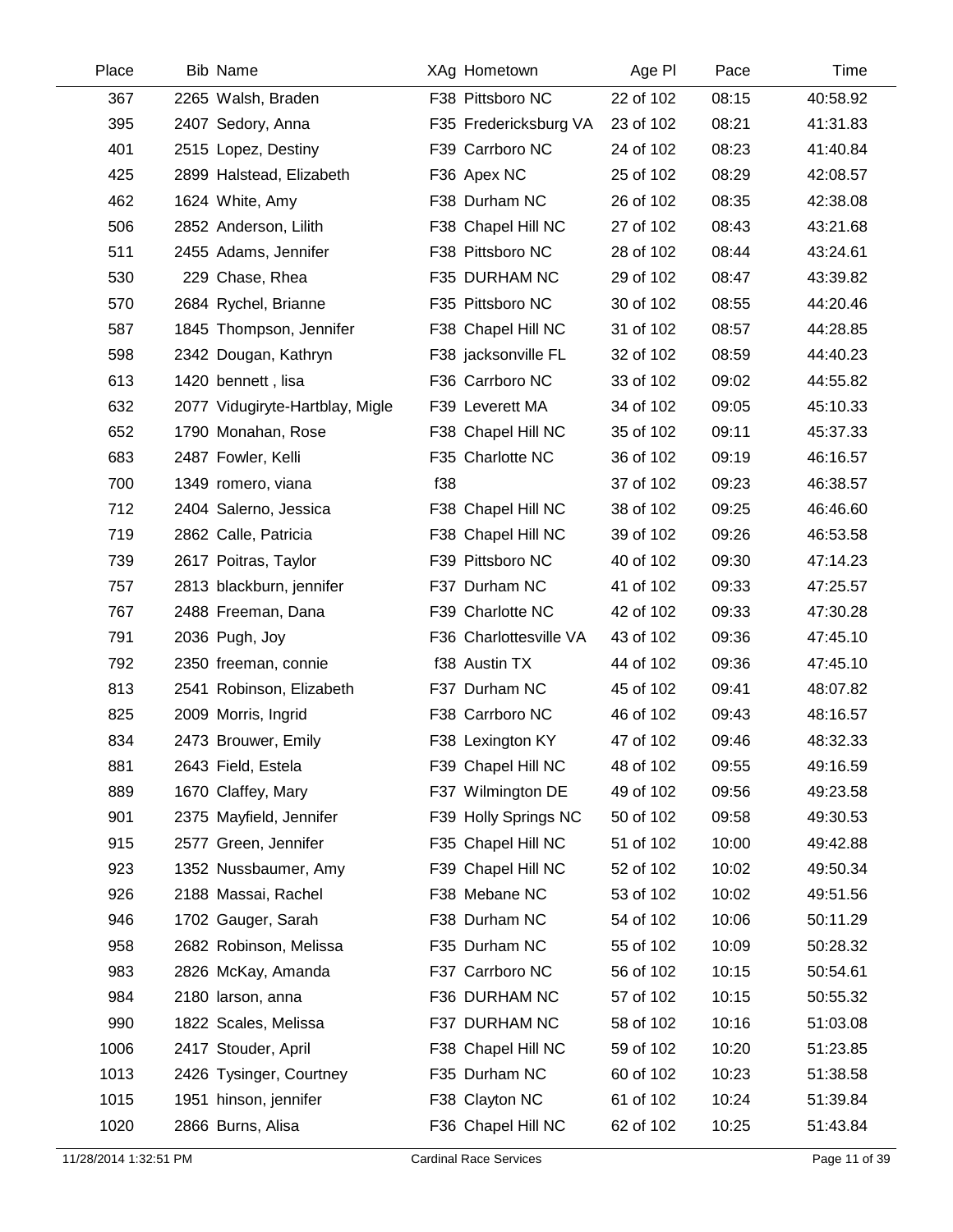| Place | Bib | Name | XAg | Hometown | Age Pl | Pace | Time |
|---|---|---|---|---|---|---|---|
| 367 | 2265 | Walsh, Braden | F38 | Pittsboro NC | 22 of 102 | 08:15 | 40:58.92 |
| 395 | 2407 | Sedory, Anna | F35 | Fredericksburg VA | 23 of 102 | 08:21 | 41:31.83 |
| 401 | 2515 | Lopez, Destiny | F39 | Carrboro NC | 24 of 102 | 08:23 | 41:40.84 |
| 425 | 2899 | Halstead, Elizabeth | F36 | Apex NC | 25 of 102 | 08:29 | 42:08.57 |
| 462 | 1624 | White, Amy | F38 | Durham NC | 26 of 102 | 08:35 | 42:38.08 |
| 506 | 2852 | Anderson, Lilith | F38 | Chapel Hill NC | 27 of 102 | 08:43 | 43:21.68 |
| 511 | 2455 | Adams, Jennifer | F38 | Pittsboro NC | 28 of 102 | 08:44 | 43:24.61 |
| 530 | 229 | Chase, Rhea | F35 | DURHAM NC | 29 of 102 | 08:47 | 43:39.82 |
| 570 | 2684 | Rychel, Brianne | F35 | Pittsboro NC | 30 of 102 | 08:55 | 44:20.46 |
| 587 | 1845 | Thompson, Jennifer | F38 | Chapel Hill NC | 31 of 102 | 08:57 | 44:28.85 |
| 598 | 2342 | Dougan, Kathryn | F38 | jacksonville FL | 32 of 102 | 08:59 | 44:40.23 |
| 613 | 1420 | bennett , lisa | F36 | Carrboro NC | 33 of 102 | 09:02 | 44:55.82 |
| 632 | 2077 | Vidugiryte-Hartblay, Migle | F39 | Leverett MA | 34 of 102 | 09:05 | 45:10.33 |
| 652 | 1790 | Monahan, Rose | F38 | Chapel Hill NC | 35 of 102 | 09:11 | 45:37.33 |
| 683 | 2487 | Fowler, Kelli | F35 | Charlotte NC | 36 of 102 | 09:19 | 46:16.57 |
| 700 | 1349 | romero, viana | f38 | | 37 of 102 | 09:23 | 46:38.57 |
| 712 | 2404 | Salerno, Jessica | F38 | Chapel Hill NC | 38 of 102 | 09:25 | 46:46.60 |
| 719 | 2862 | Calle, Patricia | F38 | Chapel Hill NC | 39 of 102 | 09:26 | 46:53.58 |
| 739 | 2617 | Poitras, Taylor | F39 | Pittsboro NC | 40 of 102 | 09:30 | 47:14.23 |
| 757 | 2813 | blackburn, jennifer | F37 | Durham NC | 41 of 102 | 09:33 | 47:25.57 |
| 767 | 2488 | Freeman, Dana | F39 | Charlotte NC | 42 of 102 | 09:33 | 47:30.28 |
| 791 | 2036 | Pugh, Joy | F36 | Charlottesville VA | 43 of 102 | 09:36 | 47:45.10 |
| 792 | 2350 | freeman, connie | f38 | Austin TX | 44 of 102 | 09:36 | 47:45.10 |
| 813 | 2541 | Robinson, Elizabeth | F37 | Durham NC | 45 of 102 | 09:41 | 48:07.82 |
| 825 | 2009 | Morris, Ingrid | F38 | Carrboro NC | 46 of 102 | 09:43 | 48:16.57 |
| 834 | 2473 | Brouwer, Emily | F38 | Lexington KY | 47 of 102 | 09:46 | 48:32.33 |
| 881 | 2643 | Field, Estela | F39 | Chapel Hill NC | 48 of 102 | 09:55 | 49:16.59 |
| 889 | 1670 | Claffey, Mary | F37 | Wilmington DE | 49 of 102 | 09:56 | 49:23.58 |
| 901 | 2375 | Mayfield, Jennifer | F39 | Holly Springs NC | 50 of 102 | 09:58 | 49:30.53 |
| 915 | 2577 | Green, Jennifer | F35 | Chapel Hill NC | 51 of 102 | 10:00 | 49:42.88 |
| 923 | 1352 | Nussbaumer, Amy | F39 | Chapel Hill NC | 52 of 102 | 10:02 | 49:50.34 |
| 926 | 2188 | Massai, Rachel | F38 | Mebane NC | 53 of 102 | 10:02 | 49:51.56 |
| 946 | 1702 | Gauger, Sarah | F38 | Durham NC | 54 of 102 | 10:06 | 50:11.29 |
| 958 | 2682 | Robinson, Melissa | F35 | Durham NC | 55 of 102 | 10:09 | 50:28.32 |
| 983 | 2826 | McKay, Amanda | F37 | Carrboro NC | 56 of 102 | 10:15 | 50:54.61 |
| 984 | 2180 | larson, anna | F36 | DURHAM NC | 57 of 102 | 10:15 | 50:55.32 |
| 990 | 1822 | Scales, Melissa | F37 | DURHAM NC | 58 of 102 | 10:16 | 51:03.08 |
| 1006 | 2417 | Stouder, April | F38 | Chapel Hill NC | 59 of 102 | 10:20 | 51:23.85 |
| 1013 | 2426 | Tysinger, Courtney | F35 | Durham NC | 60 of 102 | 10:23 | 51:38.58 |
| 1015 | 1951 | hinson, jennifer | F38 | Clayton NC | 61 of 102 | 10:24 | 51:39.84 |
| 1020 | 2866 | Burns, Alisa | F36 | Chapel Hill NC | 62 of 102 | 10:25 | 51:43.84 |

11/28/2014 1:32:51 PM Cardinal Race Services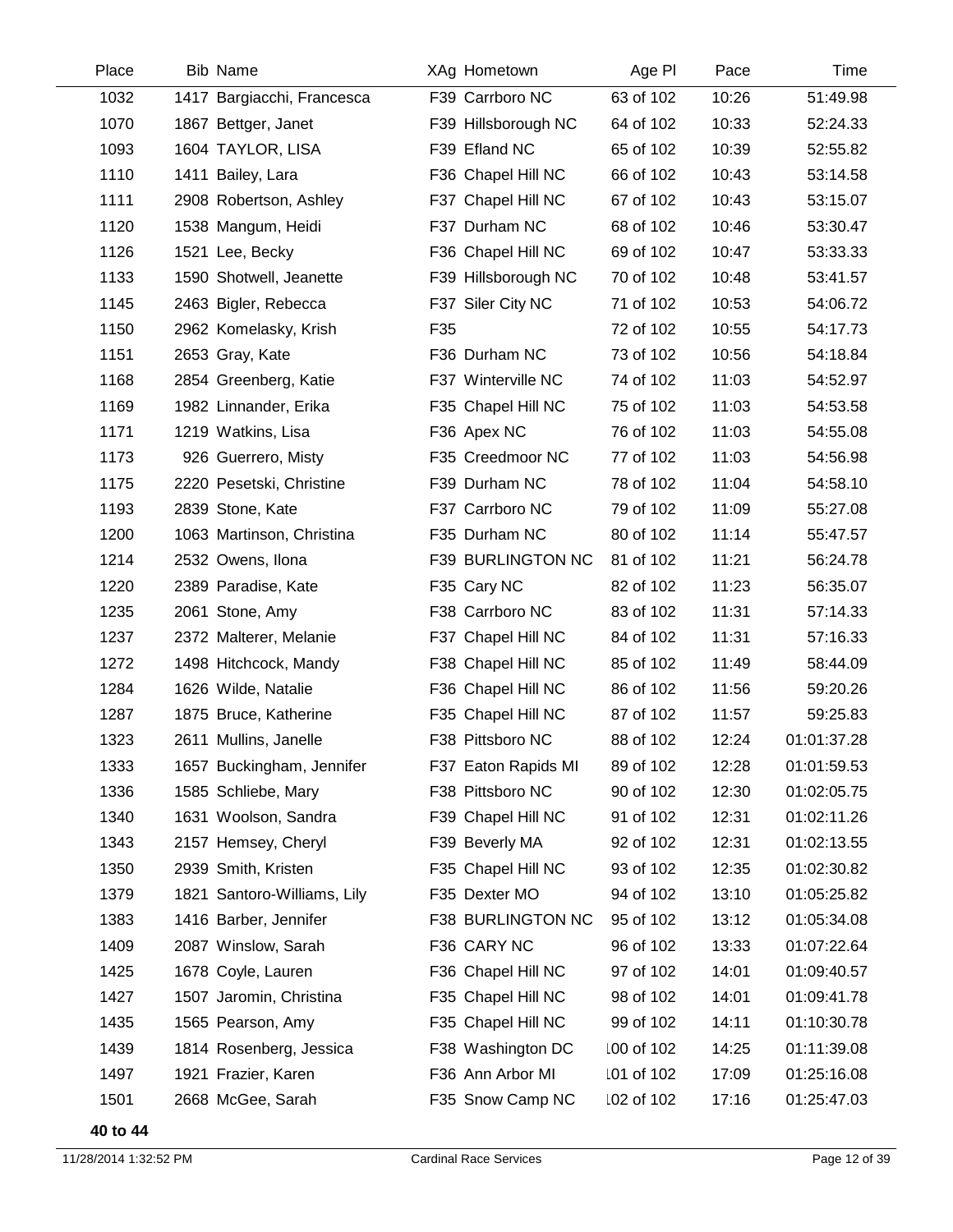| Place | Bib | Name | XAg | Hometown | Age Pl | Pace | Time |
|---|---|---|---|---|---|---|---|
| 1032 | 1417 | Bargiacchi, Francesca | F39 | Carrboro NC | 63 of 102 | 10:26 | 51:49.98 |
| 1070 | 1867 | Bettger, Janet | F39 | Hillsborough NC | 64 of 102 | 10:33 | 52:24.33 |
| 1093 | 1604 | TAYLOR, LISA | F39 | Efland NC | 65 of 102 | 10:39 | 52:55.82 |
| 1110 | 1411 | Bailey, Lara | F36 | Chapel Hill NC | 66 of 102 | 10:43 | 53:14.58 |
| 1111 | 2908 | Robertson, Ashley | F37 | Chapel Hill NC | 67 of 102 | 10:43 | 53:15.07 |
| 1120 | 1538 | Mangum, Heidi | F37 | Durham NC | 68 of 102 | 10:46 | 53:30.47 |
| 1126 | 1521 | Lee, Becky | F36 | Chapel Hill NC | 69 of 102 | 10:47 | 53:33.33 |
| 1133 | 1590 | Shotwell, Jeanette | F39 | Hillsborough NC | 70 of 102 | 10:48 | 53:41.57 |
| 1145 | 2463 | Bigler, Rebecca | F37 | Siler City NC | 71 of 102 | 10:53 | 54:06.72 |
| 1150 | 2962 | Komelasky, Krish | F35 | | 72 of 102 | 10:55 | 54:17.73 |
| 1151 | 2653 | Gray, Kate | F36 | Durham NC | 73 of 102 | 10:56 | 54:18.84 |
| 1168 | 2854 | Greenberg, Katie | F37 | Winterville NC | 74 of 102 | 11:03 | 54:52.97 |
| 1169 | 1982 | Linnander, Erika | F35 | Chapel Hill NC | 75 of 102 | 11:03 | 54:53.58 |
| 1171 | 1219 | Watkins, Lisa | F36 | Apex NC | 76 of 102 | 11:03 | 54:55.08 |
| 1173 | 926 | Guerrero, Misty | F35 | Creedmoor NC | 77 of 102 | 11:03 | 54:56.98 |
| 1175 | 2220 | Pesetski, Christine | F39 | Durham NC | 78 of 102 | 11:04 | 54:58.10 |
| 1193 | 2839 | Stone, Kate | F37 | Carrboro NC | 79 of 102 | 11:09 | 55:27.08 |
| 1200 | 1063 | Martinson, Christina | F35 | Durham NC | 80 of 102 | 11:14 | 55:47.57 |
| 1214 | 2532 | Owens, Ilona | F39 | BURLINGTON NC | 81 of 102 | 11:21 | 56:24.78 |
| 1220 | 2389 | Paradise, Kate | F35 | Cary NC | 82 of 102 | 11:23 | 56:35.07 |
| 1235 | 2061 | Stone, Amy | F38 | Carrboro NC | 83 of 102 | 11:31 | 57:14.33 |
| 1237 | 2372 | Malterer, Melanie | F37 | Chapel Hill NC | 84 of 102 | 11:31 | 57:16.33 |
| 1272 | 1498 | Hitchcock, Mandy | F38 | Chapel Hill NC | 85 of 102 | 11:49 | 58:44.09 |
| 1284 | 1626 | Wilde, Natalie | F36 | Chapel Hill NC | 86 of 102 | 11:56 | 59:20.26 |
| 1287 | 1875 | Bruce, Katherine | F35 | Chapel Hill NC | 87 of 102 | 11:57 | 59:25.83 |
| 1323 | 2611 | Mullins, Janelle | F38 | Pittsboro NC | 88 of 102 | 12:24 | 01:01:37.28 |
| 1333 | 1657 | Buckingham, Jennifer | F37 | Eaton Rapids MI | 89 of 102 | 12:28 | 01:01:59.53 |
| 1336 | 1585 | Schliebe, Mary | F38 | Pittsboro NC | 90 of 102 | 12:30 | 01:02:05.75 |
| 1340 | 1631 | Woolson, Sandra | F39 | Chapel Hill NC | 91 of 102 | 12:31 | 01:02:11.26 |
| 1343 | 2157 | Hemsey, Cheryl | F39 | Beverly MA | 92 of 102 | 12:31 | 01:02:13.55 |
| 1350 | 2939 | Smith, Kristen | F35 | Chapel Hill NC | 93 of 102 | 12:35 | 01:02:30.82 |
| 1379 | 1821 | Santoro-Williams, Lily | F35 | Dexter MO | 94 of 102 | 13:10 | 01:05:25.82 |
| 1383 | 1416 | Barber, Jennifer | F38 | BURLINGTON NC | 95 of 102 | 13:12 | 01:05:34.08 |
| 1409 | 2087 | Winslow, Sarah | F36 | CARY NC | 96 of 102 | 13:33 | 01:07:22.64 |
| 1425 | 1678 | Coyle, Lauren | F36 | Chapel Hill NC | 97 of 102 | 14:01 | 01:09:40.57 |
| 1427 | 1507 | Jaromin, Christina | F35 | Chapel Hill NC | 98 of 102 | 14:01 | 01:09:41.78 |
| 1435 | 1565 | Pearson, Amy | F35 | Chapel Hill NC | 99 of 102 | 14:11 | 01:10:30.78 |
| 1439 | 1814 | Rosenberg, Jessica | F38 | Washington DC | 100 of 102 | 14:25 | 01:11:39.08 |
| 1497 | 1921 | Frazier, Karen | F36 | Ann Arbor MI | 101 of 102 | 17:09 | 01:25:16.08 |
| 1501 | 2668 | McGee, Sarah | F35 | Snow Camp NC | 102 of 102 | 17:16 | 01:25:47.03 |

**40 to 44**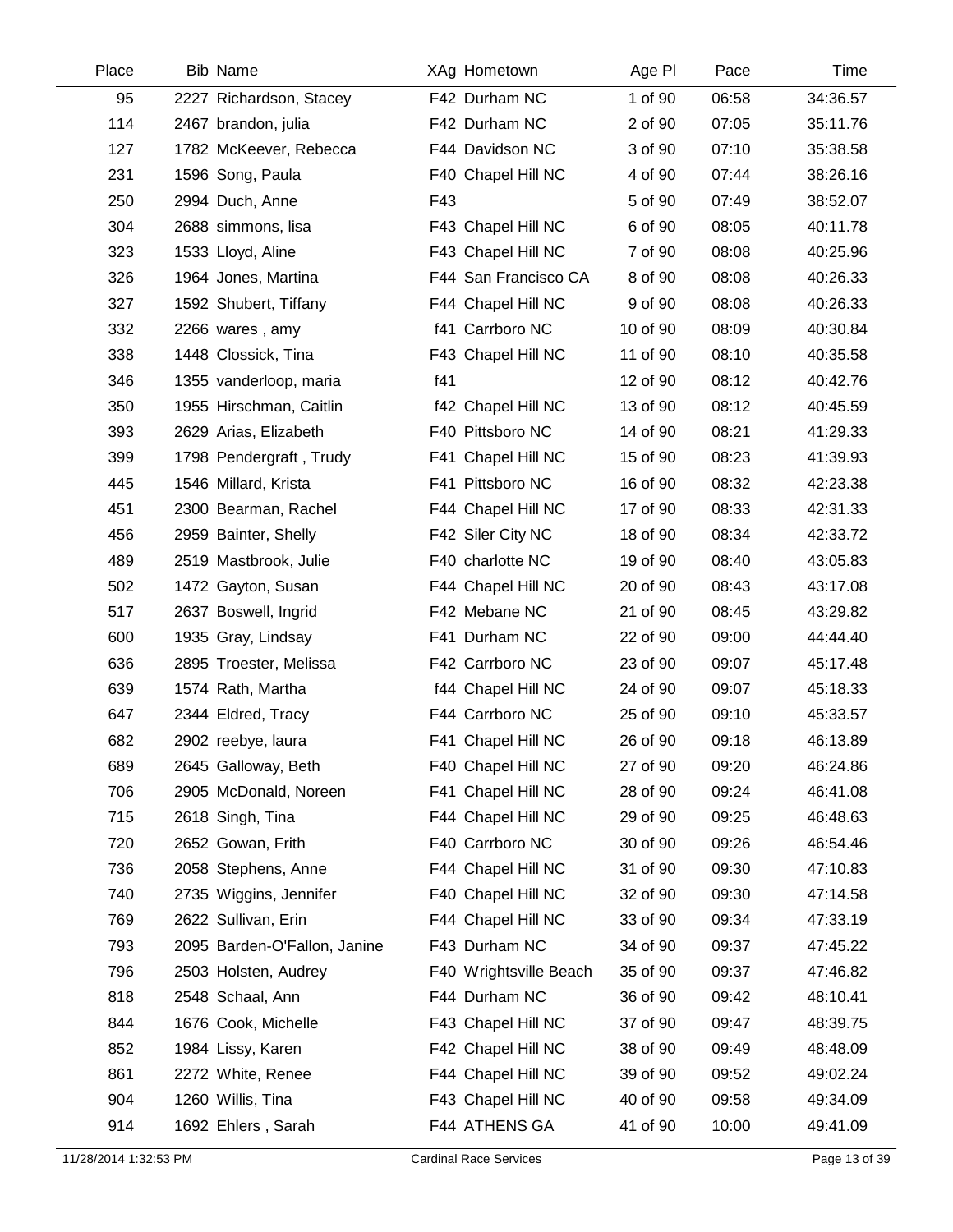| Place | Bib | Name | XAg | Hometown | Age Pl | Pace | Time |
|---|---|---|---|---|---|---|---|
| 95 | 2227 | Richardson, Stacey | F42 | Durham NC | 1 of 90 | 06:58 | 34:36.57 |
| 114 | 2467 | brandon, julia | F42 | Durham NC | 2 of 90 | 07:05 | 35:11.76 |
| 127 | 1782 | McKeever, Rebecca | F44 | Davidson NC | 3 of 90 | 07:10 | 35:38.58 |
| 231 | 1596 | Song, Paula | F40 | Chapel Hill NC | 4 of 90 | 07:44 | 38:26.16 |
| 250 | 2994 | Duch, Anne | F43 | | 5 of 90 | 07:49 | 38:52.07 |
| 304 | 2688 | simmons, lisa | F43 | Chapel Hill NC | 6 of 90 | 08:05 | 40:11.78 |
| 323 | 1533 | Lloyd, Aline | F43 | Chapel Hill NC | 7 of 90 | 08:08 | 40:25.96 |
| 326 | 1964 | Jones, Martina | F44 | San Francisco CA | 8 of 90 | 08:08 | 40:26.33 |
| 327 | 1592 | Shubert, Tiffany | F44 | Chapel Hill NC | 9 of 90 | 08:08 | 40:26.33 |
| 332 | 2266 | wares , amy | f41 | Carrboro NC | 10 of 90 | 08:09 | 40:30.84 |
| 338 | 1448 | Clossick, Tina | F43 | Chapel Hill NC | 11 of 90 | 08:10 | 40:35.58 |
| 346 | 1355 | vanderloop, maria | f41 | | 12 of 90 | 08:12 | 40:42.76 |
| 350 | 1955 | Hirschman, Caitlin | f42 | Chapel Hill NC | 13 of 90 | 08:12 | 40:45.59 |
| 393 | 2629 | Arias, Elizabeth | F40 | Pittsboro NC | 14 of 90 | 08:21 | 41:29.33 |
| 399 | 1798 | Pendergraft , Trudy | F41 | Chapel Hill NC | 15 of 90 | 08:23 | 41:39.93 |
| 445 | 1546 | Millard, Krista | F41 | Pittsboro NC | 16 of 90 | 08:32 | 42:23.38 |
| 451 | 2300 | Bearman, Rachel | F44 | Chapel Hill NC | 17 of 90 | 08:33 | 42:31.33 |
| 456 | 2959 | Bainter, Shelly | F42 | Siler City NC | 18 of 90 | 08:34 | 42:33.72 |
| 489 | 2519 | Mastbrook, Julie | F40 | charlotte NC | 19 of 90 | 08:40 | 43:05.83 |
| 502 | 1472 | Gayton, Susan | F44 | Chapel Hill NC | 20 of 90 | 08:43 | 43:17.08 |
| 517 | 2637 | Boswell, Ingrid | F42 | Mebane NC | 21 of 90 | 08:45 | 43:29.82 |
| 600 | 1935 | Gray, Lindsay | F41 | Durham NC | 22 of 90 | 09:00 | 44:44.40 |
| 636 | 2895 | Troester, Melissa | F42 | Carrboro NC | 23 of 90 | 09:07 | 45:17.48 |
| 639 | 1574 | Rath, Martha | f44 | Chapel Hill NC | 24 of 90 | 09:07 | 45:18.33 |
| 647 | 2344 | Eldred, Tracy | F44 | Carrboro NC | 25 of 90 | 09:10 | 45:33.57 |
| 682 | 2902 | reebye, laura | F41 | Chapel Hill NC | 26 of 90 | 09:18 | 46:13.89 |
| 689 | 2645 | Galloway, Beth | F40 | Chapel Hill NC | 27 of 90 | 09:20 | 46:24.86 |
| 706 | 2905 | McDonald, Noreen | F41 | Chapel Hill NC | 28 of 90 | 09:24 | 46:41.08 |
| 715 | 2618 | Singh, Tina | F44 | Chapel Hill NC | 29 of 90 | 09:25 | 46:48.63 |
| 720 | 2652 | Gowan, Frith | F40 | Carrboro NC | 30 of 90 | 09:26 | 46:54.46 |
| 736 | 2058 | Stephens, Anne | F44 | Chapel Hill NC | 31 of 90 | 09:30 | 47:10.83 |
| 740 | 2735 | Wiggins, Jennifer | F40 | Chapel Hill NC | 32 of 90 | 09:30 | 47:14.58 |
| 769 | 2622 | Sullivan, Erin | F44 | Chapel Hill NC | 33 of 90 | 09:34 | 47:33.19 |
| 793 | 2095 | Barden-O'Fallon, Janine | F43 | Durham NC | 34 of 90 | 09:37 | 47:45.22 |
| 796 | 2503 | Holsten, Audrey | F40 | Wrightsville Beach | 35 of 90 | 09:37 | 47:46.82 |
| 818 | 2548 | Schaal, Ann | F44 | Durham NC | 36 of 90 | 09:42 | 48:10.41 |
| 844 | 1676 | Cook, Michelle | F43 | Chapel Hill NC | 37 of 90 | 09:47 | 48:39.75 |
| 852 | 1984 | Lissy, Karen | F42 | Chapel Hill NC | 38 of 90 | 09:49 | 48:48.09 |
| 861 | 2272 | White, Renee | F44 | Chapel Hill NC | 39 of 90 | 09:52 | 49:02.24 |
| 904 | 1260 | Willis, Tina | F43 | Chapel Hill NC | 40 of 90 | 09:58 | 49:34.09 |
| 914 | 1692 | Ehlers , Sarah | F44 | ATHENS GA | 41 of 90 | 10:00 | 49:41.09 |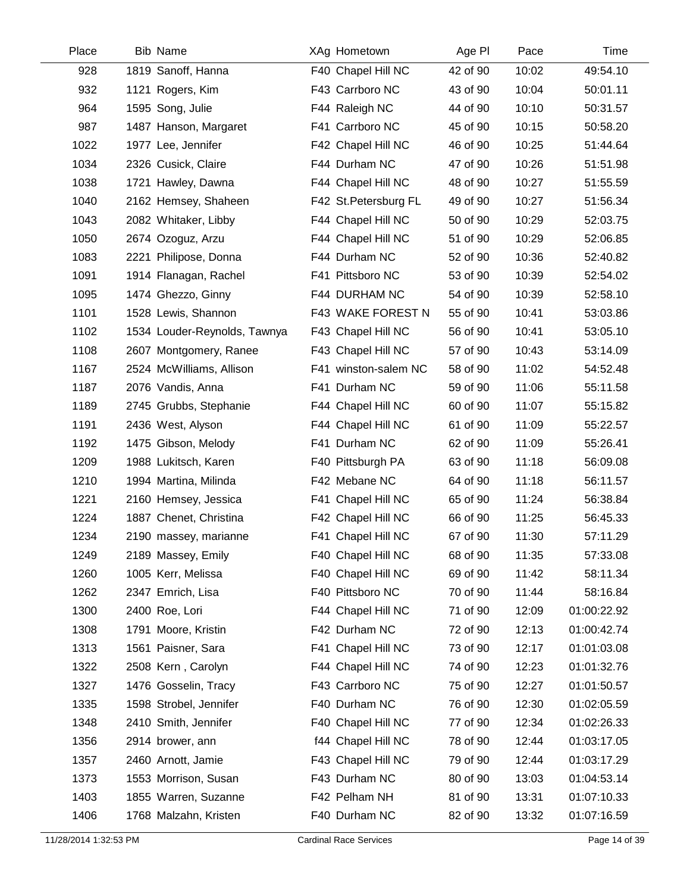| Place | Bib | Name | XAg | Hometown | Age Pl | Pace | Time |
|---|---|---|---|---|---|---|---|
| 928 | 1819 | Sanoff, Hanna | F40 | Chapel Hill NC | 42 of 90 | 10:02 | 49:54.10 |
| 932 | 1121 | Rogers, Kim | F43 | Carrboro NC | 43 of 90 | 10:04 | 50:01.11 |
| 964 | 1595 | Song, Julie | F44 | Raleigh NC | 44 of 90 | 10:10 | 50:31.57 |
| 987 | 1487 | Hanson, Margaret | F41 | Carrboro NC | 45 of 90 | 10:15 | 50:58.20 |
| 1022 | 1977 | Lee, Jennifer | F42 | Chapel Hill NC | 46 of 90 | 10:25 | 51:44.64 |
| 1034 | 2326 | Cusick, Claire | F44 | Durham NC | 47 of 90 | 10:26 | 51:51.98 |
| 1038 | 1721 | Hawley, Dawna | F44 | Chapel Hill NC | 48 of 90 | 10:27 | 51:55.59 |
| 1040 | 2162 | Hemsey, Shaheen | F42 | St.Petersburg FL | 49 of 90 | 10:27 | 51:56.34 |
| 1043 | 2082 | Whitaker, Libby | F44 | Chapel Hill NC | 50 of 90 | 10:29 | 52:03.75 |
| 1050 | 2674 | Ozoguz, Arzu | F44 | Chapel Hill NC | 51 of 90 | 10:29 | 52:06.85 |
| 1083 | 2221 | Philipose, Donna | F44 | Durham NC | 52 of 90 | 10:36 | 52:40.82 |
| 1091 | 1914 | Flanagan, Rachel | F41 | Pittsboro NC | 53 of 90 | 10:39 | 52:54.02 |
| 1095 | 1474 | Ghezzo, Ginny | F44 | DURHAM NC | 54 of 90 | 10:39 | 52:58.10 |
| 1101 | 1528 | Lewis, Shannon | F43 | WAKE FOREST N | 55 of 90 | 10:41 | 53:03.86 |
| 1102 | 1534 | Louder-Reynolds, Tawnya | F43 | Chapel Hill NC | 56 of 90 | 10:41 | 53:05.10 |
| 1108 | 2607 | Montgomery, Ranee | F43 | Chapel Hill NC | 57 of 90 | 10:43 | 53:14.09 |
| 1167 | 2524 | McWilliams, Allison | F41 | winston-salem NC | 58 of 90 | 11:02 | 54:52.48 |
| 1187 | 2076 | Vandis, Anna | F41 | Durham NC | 59 of 90 | 11:06 | 55:11.58 |
| 1189 | 2745 | Grubbs, Stephanie | F44 | Chapel Hill NC | 60 of 90 | 11:07 | 55:15.82 |
| 1191 | 2436 | West, Alyson | F44 | Chapel Hill NC | 61 of 90 | 11:09 | 55:22.57 |
| 1192 | 1475 | Gibson, Melody | F41 | Durham NC | 62 of 90 | 11:09 | 55:26.41 |
| 1209 | 1988 | Lukitsch, Karen | F40 | Pittsburgh PA | 63 of 90 | 11:18 | 56:09.08 |
| 1210 | 1994 | Martina, Milinda | F42 | Mebane NC | 64 of 90 | 11:18 | 56:11.57 |
| 1221 | 2160 | Hemsey, Jessica | F41 | Chapel Hill NC | 65 of 90 | 11:24 | 56:38.84 |
| 1224 | 1887 | Chenet, Christina | F42 | Chapel Hill NC | 66 of 90 | 11:25 | 56:45.33 |
| 1234 | 2190 | massey, marianne | F41 | Chapel Hill NC | 67 of 90 | 11:30 | 57:11.29 |
| 1249 | 2189 | Massey, Emily | F40 | Chapel Hill NC | 68 of 90 | 11:35 | 57:33.08 |
| 1260 | 1005 | Kerr, Melissa | F40 | Chapel Hill NC | 69 of 90 | 11:42 | 58:11.34 |
| 1262 | 2347 | Emrich, Lisa | F40 | Pittsboro NC | 70 of 90 | 11:44 | 58:16.84 |
| 1300 | 2400 | Roe, Lori | F44 | Chapel Hill NC | 71 of 90 | 12:09 | 01:00:22.92 |
| 1308 | 1791 | Moore, Kristin | F42 | Durham NC | 72 of 90 | 12:13 | 01:00:42.74 |
| 1313 | 1561 | Paisner, Sara | F41 | Chapel Hill NC | 73 of 90 | 12:17 | 01:01:03.08 |
| 1322 | 2508 | Kern , Carolyn | F44 | Chapel Hill NC | 74 of 90 | 12:23 | 01:01:32.76 |
| 1327 | 1476 | Gosselin, Tracy | F43 | Carrboro NC | 75 of 90 | 12:27 | 01:01:50.57 |
| 1335 | 1598 | Strobel, Jennifer | F40 | Durham NC | 76 of 90 | 12:30 | 01:02:05.59 |
| 1348 | 2410 | Smith, Jennifer | F40 | Chapel Hill NC | 77 of 90 | 12:34 | 01:02:26.33 |
| 1356 | 2914 | brower, ann | f44 | Chapel Hill NC | 78 of 90 | 12:44 | 01:03:17.05 |
| 1357 | 2460 | Arnott, Jamie | F43 | Chapel Hill NC | 79 of 90 | 12:44 | 01:03:17.29 |
| 1373 | 1553 | Morrison, Susan | F43 | Durham NC | 80 of 90 | 13:03 | 01:04:53.14 |
| 1403 | 1855 | Warren, Suzanne | F42 | Pelham NH | 81 of 90 | 13:31 | 01:07:10.33 |
| 1406 | 1768 | Malzahn, Kristen | F40 | Durham NC | 82 of 90 | 13:32 | 01:07:16.59 |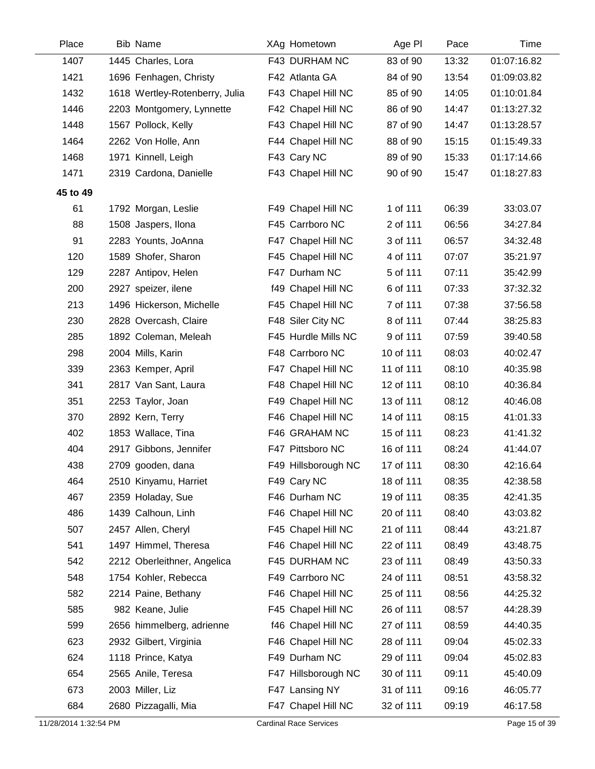| Place | Bib | Name | XAg | Hometown | Age Pl | Pace | Time |
|---|---|---|---|---|---|---|---|
| 1407 | 1445 | Charles, Lora | F43 | DURHAM NC | 83 of 90 | 13:32 | 01:07:16.82 |
| 1421 | 1696 | Fenhagen, Christy | F42 | Atlanta GA | 84 of 90 | 13:54 | 01:09:03.82 |
| 1432 | 1618 | Wertley-Rotenberry, Julia | F43 | Chapel Hill NC | 85 of 90 | 14:05 | 01:10:01.84 |
| 1446 | 2203 | Montgomery, Lynnette | F42 | Chapel Hill NC | 86 of 90 | 14:47 | 01:13:27.32 |
| 1448 | 1567 | Pollock, Kelly | F43 | Chapel Hill NC | 87 of 90 | 14:47 | 01:13:28.57 |
| 1464 | 2262 | Von Holle, Ann | F44 | Chapel Hill NC | 88 of 90 | 15:15 | 01:15:49.33 |
| 1468 | 1971 | Kinnell, Leigh | F43 | Cary NC | 89 of 90 | 15:33 | 01:17:14.66 |
| 1471 | 2319 | Cardona, Danielle | F43 | Chapel Hill NC | 90 of 90 | 15:47 | 01:18:27.83 |
| **45 to 49** | | | | | | | |
| 61 | 1792 | Morgan, Leslie | F49 | Chapel Hill NC | 1 of 111 | 06:39 | 33:03.07 |
| 88 | 1508 | Jaspers, Ilona | F45 | Carrboro NC | 2 of 111 | 06:56 | 34:27.84 |
| 91 | 2283 | Younts, JoAnna | F47 | Chapel Hill NC | 3 of 111 | 06:57 | 34:32.48 |
| 120 | 1589 | Shofer, Sharon | F45 | Chapel Hill NC | 4 of 111 | 07:07 | 35:21.97 |
| 129 | 2287 | Antipov, Helen | F47 | Durham NC | 5 of 111 | 07:11 | 35:42.99 |
| 200 | 2927 | speizer, ilene | f49 | Chapel Hill NC | 6 of 111 | 07:33 | 37:32.32 |
| 213 | 1496 | Hickerson, Michelle | F45 | Chapel Hill NC | 7 of 111 | 07:38 | 37:56.58 |
| 230 | 2828 | Overcash, Claire | F48 | Siler City NC | 8 of 111 | 07:44 | 38:25.83 |
| 285 | 1892 | Coleman, Meleah | F45 | Hurdle Mills NC | 9 of 111 | 07:59 | 39:40.58 |
| 298 | 2004 | Mills, Karin | F48 | Carrboro NC | 10 of 111 | 08:03 | 40:02.47 |
| 339 | 2363 | Kemper, April | F47 | Chapel Hill NC | 11 of 111 | 08:10 | 40:35.98 |
| 341 | 2817 | Van Sant, Laura | F48 | Chapel Hill NC | 12 of 111 | 08:10 | 40:36.84 |
| 351 | 2253 | Taylor, Joan | F49 | Chapel Hill NC | 13 of 111 | 08:12 | 40:46.08 |
| 370 | 2892 | Kern, Terry | F46 | Chapel Hill NC | 14 of 111 | 08:15 | 41:01.33 |
| 402 | 1853 | Wallace, Tina | F46 | GRAHAM NC | 15 of 111 | 08:23 | 41:41.32 |
| 404 | 2917 | Gibbons, Jennifer | F47 | Pittsboro NC | 16 of 111 | 08:24 | 41:44.07 |
| 438 | 2709 | gooden, dana | F49 | Hillsborough NC | 17 of 111 | 08:30 | 42:16.64 |
| 464 | 2510 | Kinyamu, Harriet | F49 | Cary NC | 18 of 111 | 08:35 | 42:38.58 |
| 467 | 2359 | Holaday, Sue | F46 | Durham NC | 19 of 111 | 08:35 | 42:41.35 |
| 486 | 1439 | Calhoun, Linh | F46 | Chapel Hill NC | 20 of 111 | 08:40 | 43:03.82 |
| 507 | 2457 | Allen, Cheryl | F45 | Chapel Hill NC | 21 of 111 | 08:44 | 43:21.87 |
| 541 | 1497 | Himmel, Theresa | F46 | Chapel Hill NC | 22 of 111 | 08:49 | 43:48.75 |
| 542 | 2212 | Oberleithner, Angelica | F45 | DURHAM NC | 23 of 111 | 08:49 | 43:50.33 |
| 548 | 1754 | Kohler, Rebecca | F49 | Carrboro NC | 24 of 111 | 08:51 | 43:58.32 |
| 582 | 2214 | Paine, Bethany | F46 | Chapel Hill NC | 25 of 111 | 08:56 | 44:25.32 |
| 585 | 982 | Keane, Julie | F45 | Chapel Hill NC | 26 of 111 | 08:57 | 44:28.39 |
| 599 | 2656 | himmelberg, adrienne | f46 | Chapel Hill NC | 27 of 111 | 08:59 | 44:40.35 |
| 623 | 2932 | Gilbert, Virginia | F46 | Chapel Hill NC | 28 of 111 | 09:04 | 45:02.33 |
| 624 | 1118 | Prince, Katya | F49 | Durham NC | 29 of 111 | 09:04 | 45:02.83 |
| 654 | 2565 | Anile, Teresa | F47 | Hillsborough NC | 30 of 111 | 09:11 | 45:40.09 |
| 673 | 2003 | Miller, Liz | F47 | Lansing NY | 31 of 111 | 09:16 | 46:05.77 |
| 684 | 2680 | Pizzagalli, Mia | F47 | Chapel Hill NC | 32 of 111 | 09:19 | 46:17.58 |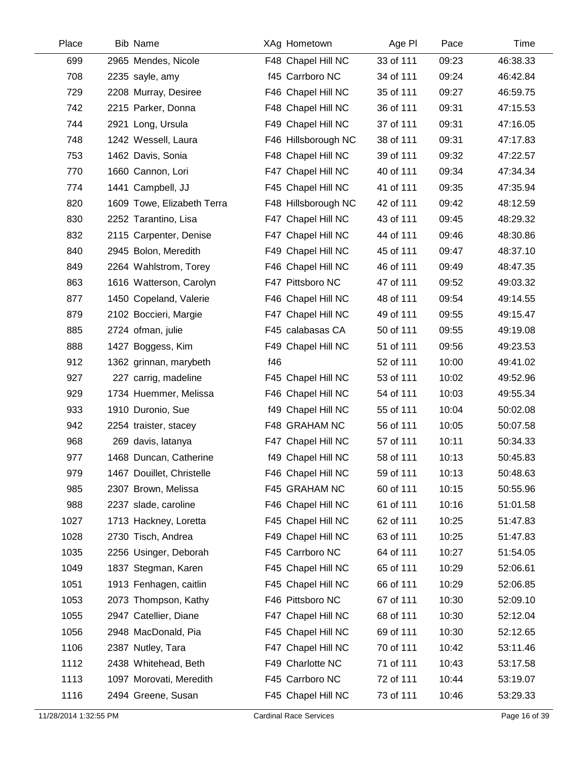| Place | Bib | Name | XAg | Hometown | Age Pl | Pace | Time |
|---|---|---|---|---|---|---|---|
| 699 | 2965 | Mendes, Nicole | F48 | Chapel Hill NC | 33 of 111 | 09:23 | 46:38.33 |
| 708 | 2235 | sayle, amy | f45 | Carrboro NC | 34 of 111 | 09:24 | 46:42.84 |
| 729 | 2208 | Murray, Desiree | F46 | Chapel Hill NC | 35 of 111 | 09:27 | 46:59.75 |
| 742 | 2215 | Parker, Donna | F48 | Chapel Hill NC | 36 of 111 | 09:31 | 47:15.53 |
| 744 | 2921 | Long, Ursula | F49 | Chapel Hill NC | 37 of 111 | 09:31 | 47:16.05 |
| 748 | 1242 | Wessell, Laura | F46 | Hillsborough NC | 38 of 111 | 09:31 | 47:17.83 |
| 753 | 1462 | Davis, Sonia | F48 | Chapel Hill NC | 39 of 111 | 09:32 | 47:22.57 |
| 770 | 1660 | Cannon, Lori | F47 | Chapel Hill NC | 40 of 111 | 09:34 | 47:34.34 |
| 774 | 1441 | Campbell, JJ | F45 | Chapel Hill NC | 41 of 111 | 09:35 | 47:35.94 |
| 820 | 1609 | Towe, Elizabeth Terra | F48 | Hillsborough NC | 42 of 111 | 09:42 | 48:12.59 |
| 830 | 2252 | Tarantino, Lisa | F47 | Chapel Hill NC | 43 of 111 | 09:45 | 48:29.32 |
| 832 | 2115 | Carpenter, Denise | F47 | Chapel Hill NC | 44 of 111 | 09:46 | 48:30.86 |
| 840 | 2945 | Bolon, Meredith | F49 | Chapel Hill NC | 45 of 111 | 09:47 | 48:37.10 |
| 849 | 2264 | Wahlstrom, Torey | F46 | Chapel Hill NC | 46 of 111 | 09:49 | 48:47.35 |
| 863 | 1616 | Watterson, Carolyn | F47 | Pittsboro NC | 47 of 111 | 09:52 | 49:03.32 |
| 877 | 1450 | Copeland, Valerie | F46 | Chapel Hill NC | 48 of 111 | 09:54 | 49:14.55 |
| 879 | 2102 | Boccieri, Margie | F47 | Chapel Hill NC | 49 of 111 | 09:55 | 49:15.47 |
| 885 | 2724 | ofman, julie | F45 | calabasas CA | 50 of 111 | 09:55 | 49:19.08 |
| 888 | 1427 | Boggess, Kim | F49 | Chapel Hill NC | 51 of 111 | 09:56 | 49:23.53 |
| 912 | 1362 | grinnan, marybeth | f46 | | 52 of 111 | 10:00 | 49:41.02 |
| 927 | 227 | carrig, madeline | F45 | Chapel Hill NC | 53 of 111 | 10:02 | 49:52.96 |
| 929 | 1734 | Huemmer, Melissa | F46 | Chapel Hill NC | 54 of 111 | 10:03 | 49:55.34 |
| 933 | 1910 | Duronio, Sue | f49 | Chapel Hill NC | 55 of 111 | 10:04 | 50:02.08 |
| 942 | 2254 | traister, stacey | F48 | GRAHAM NC | 56 of 111 | 10:05 | 50:07.58 |
| 968 | 269 | davis, latanya | F47 | Chapel Hill NC | 57 of 111 | 10:11 | 50:34.33 |
| 977 | 1468 | Duncan, Catherine | f49 | Chapel Hill NC | 58 of 111 | 10:13 | 50:45.83 |
| 979 | 1467 | Douillet, Christelle | F46 | Chapel Hill NC | 59 of 111 | 10:13 | 50:48.63 |
| 985 | 2307 | Brown, Melissa | F45 | GRAHAM NC | 60 of 111 | 10:15 | 50:55.96 |
| 988 | 2237 | slade, caroline | F46 | Chapel Hill NC | 61 of 111 | 10:16 | 51:01.58 |
| 1027 | 1713 | Hackney, Loretta | F45 | Chapel Hill NC | 62 of 111 | 10:25 | 51:47.83 |
| 1028 | 2730 | Tisch, Andrea | F49 | Chapel Hill NC | 63 of 111 | 10:25 | 51:47.83 |
| 1035 | 2256 | Usinger, Deborah | F45 | Carrboro NC | 64 of 111 | 10:27 | 51:54.05 |
| 1049 | 1837 | Stegman, Karen | F45 | Chapel Hill NC | 65 of 111 | 10:29 | 52:06.61 |
| 1051 | 1913 | Fenhagen, caitlin | F45 | Chapel Hill NC | 66 of 111 | 10:29 | 52:06.85 |
| 1053 | 2073 | Thompson, Kathy | F46 | Pittsboro NC | 67 of 111 | 10:30 | 52:09.10 |
| 1055 | 2947 | Catellier, Diane | F47 | Chapel Hill NC | 68 of 111 | 10:30 | 52:12.04 |
| 1056 | 2948 | MacDonald, Pia | F45 | Chapel Hill NC | 69 of 111 | 10:30 | 52:12.65 |
| 1106 | 2387 | Nutley, Tara | F47 | Chapel Hill NC | 70 of 111 | 10:42 | 53:11.46 |
| 1112 | 2438 | Whitehead, Beth | F49 | Charlotte NC | 71 of 111 | 10:43 | 53:17.58 |
| 1113 | 1097 | Morovati, Meredith | F45 | Carrboro NC | 72 of 111 | 10:44 | 53:19.07 |
| 1116 | 2494 | Greene, Susan | F45 | Chapel Hill NC | 73 of 111 | 10:46 | 53:29.33 |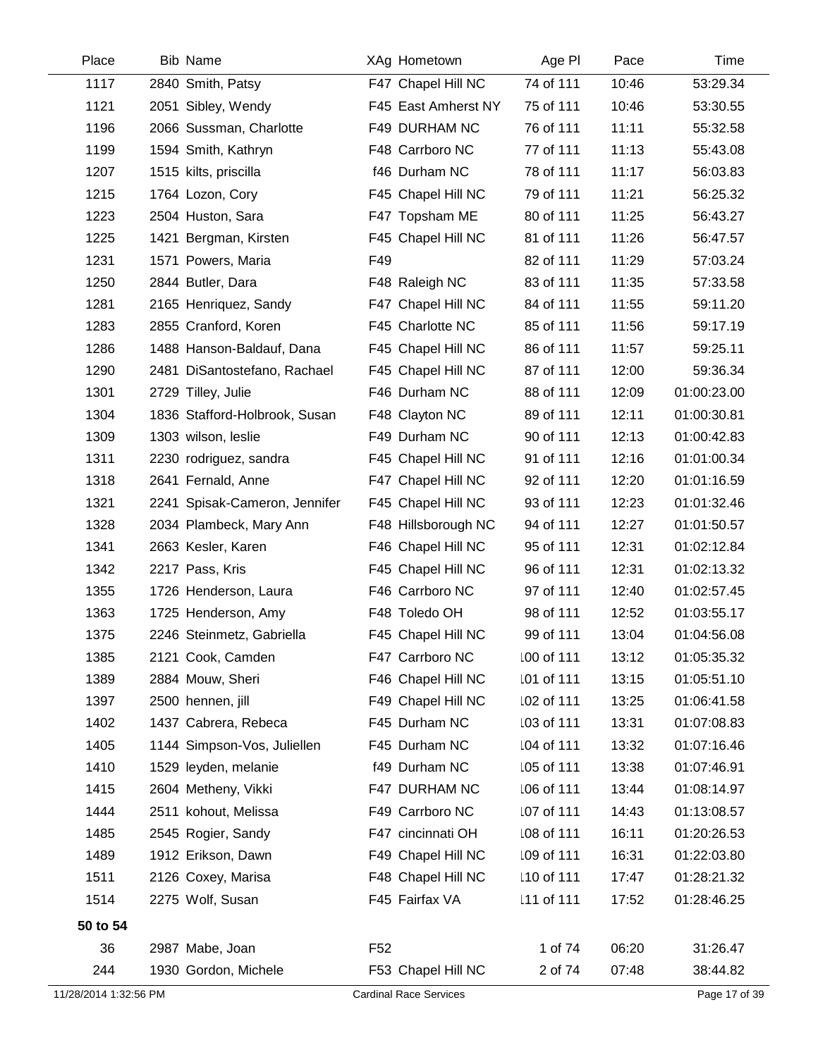| Place | Bib | Name | XAg | Hometown | Age Pl | Pace | Time |
|---|---|---|---|---|---|---|---|
| 1117 | 2840 | Smith, Patsy | F47 | Chapel Hill NC | 74 of 111 | 10:46 | 53:29.34 |
| 1121 | 2051 | Sibley, Wendy | F45 | East Amherst NY | 75 of 111 | 10:46 | 53:30.55 |
| 1196 | 2066 | Sussman, Charlotte | F49 | DURHAM NC | 76 of 111 | 11:11 | 55:32.58 |
| 1199 | 1594 | Smith, Kathryn | F48 | Carrboro NC | 77 of 111 | 11:13 | 55:43.08 |
| 1207 | 1515 | kilts, priscilla | f46 | Durham NC | 78 of 111 | 11:17 | 56:03.83 |
| 1215 | 1764 | Lozon, Cory | F45 | Chapel Hill NC | 79 of 111 | 11:21 | 56:25.32 |
| 1223 | 2504 | Huston, Sara | F47 | Topsham ME | 80 of 111 | 11:25 | 56:43.27 |
| 1225 | 1421 | Bergman, Kirsten | F45 | Chapel Hill NC | 81 of 111 | 11:26 | 56:47.57 |
| 1231 | 1571 | Powers, Maria | F49 | | 82 of 111 | 11:29 | 57:03.24 |
| 1250 | 2844 | Butler, Dara | F48 | Raleigh NC | 83 of 111 | 11:35 | 57:33.58 |
| 1281 | 2165 | Henriquez, Sandy | F47 | Chapel Hill NC | 84 of 111 | 11:55 | 59:11.20 |
| 1283 | 2855 | Cranford, Koren | F45 | Charlotte NC | 85 of 111 | 11:56 | 59:17.19 |
| 1286 | 1488 | Hanson-Baldauf, Dana | F45 | Chapel Hill NC | 86 of 111 | 11:57 | 59:25.11 |
| 1290 | 2481 | DiSantostefano, Rachael | F45 | Chapel Hill NC | 87 of 111 | 12:00 | 59:36.34 |
| 1301 | 2729 | Tilley, Julie | F46 | Durham NC | 88 of 111 | 12:09 | 01:00:23.00 |
| 1304 | 1836 | Stafford-Holbrook, Susan | F48 | Clayton NC | 89 of 111 | 12:11 | 01:00:30.81 |
| 1309 | 1303 | wilson, leslie | F49 | Durham NC | 90 of 111 | 12:13 | 01:00:42.83 |
| 1311 | 2230 | rodriguez, sandra | F45 | Chapel Hill NC | 91 of 111 | 12:16 | 01:01:00.34 |
| 1318 | 2641 | Fernald, Anne | F47 | Chapel Hill NC | 92 of 111 | 12:20 | 01:01:16.59 |
| 1321 | 2241 | Spisak-Cameron, Jennifer | F45 | Chapel Hill NC | 93 of 111 | 12:23 | 01:01:32.46 |
| 1328 | 2034 | Plambeck, Mary Ann | F48 | Hillsborough NC | 94 of 111 | 12:27 | 01:01:50.57 |
| 1341 | 2663 | Kesler, Karen | F46 | Chapel Hill NC | 95 of 111 | 12:31 | 01:02:12.84 |
| 1342 | 2217 | Pass, Kris | F45 | Chapel Hill NC | 96 of 111 | 12:31 | 01:02:13.32 |
| 1355 | 1726 | Henderson, Laura | F46 | Carrboro NC | 97 of 111 | 12:40 | 01:02:57.45 |
| 1363 | 1725 | Henderson, Amy | F48 | Toledo OH | 98 of 111 | 12:52 | 01:03:55.17 |
| 1375 | 2246 | Steinmetz, Gabriella | F45 | Chapel Hill NC | 99 of 111 | 13:04 | 01:04:56.08 |
| 1385 | 2121 | Cook, Camden | F47 | Carrboro NC | 100 of 111 | 13:12 | 01:05:35.32 |
| 1389 | 2884 | Mouw, Sheri | F46 | Chapel Hill NC | 101 of 111 | 13:15 | 01:05:51.10 |
| 1397 | 2500 | hennen, jill | F49 | Chapel Hill NC | 102 of 111 | 13:25 | 01:06:41.58 |
| 1402 | 1437 | Cabrera, Rebeca | F45 | Durham NC | 103 of 111 | 13:31 | 01:07:08.83 |
| 1405 | 1144 | Simpson-Vos, Juliellen | F45 | Durham NC | 104 of 111 | 13:32 | 01:07:16.46 |
| 1410 | 1529 | leyden, melanie | f49 | Durham NC | 105 of 111 | 13:38 | 01:07:46.91 |
| 1415 | 2604 | Metheny, Vikki | F47 | DURHAM NC | 106 of 111 | 13:44 | 01:08:14.97 |
| 1444 | 2511 | kohout, Melissa | F49 | Carrboro NC | 107 of 111 | 14:43 | 01:13:08.57 |
| 1485 | 2545 | Rogier, Sandy | F47 | cincinnati OH | 108 of 111 | 16:11 | 01:20:26.53 |
| 1489 | 1912 | Erikson, Dawn | F49 | Chapel Hill NC | 109 of 111 | 16:31 | 01:22:03.80 |
| 1511 | 2126 | Coxey, Marisa | F48 | Chapel Hill NC | 110 of 111 | 17:47 | 01:28:21.32 |
| 1514 | 2275 | Wolf, Susan | F45 | Fairfax VA | 111 of 111 | 17:52 | 01:28:46.25 |
| **50 to 54** | | | | | | | |
| 36 | 2987 | Mabe, Joan | F52 | | 1 of 74 | 06:20 | 31:26.47 |
| 244 | 1930 | Gordon, Michele | F53 | Chapel Hill NC | 2 of 74 | 07:48 | 38:44.82 |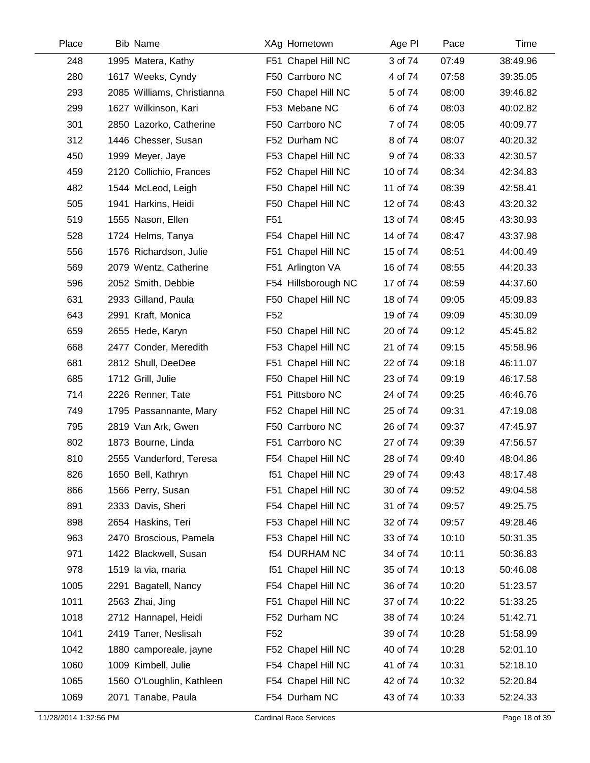| Place | Bib | Name | XAg | Hometown | Age Pl | Pace | Time |
|---|---|---|---|---|---|---|---|
| 248 | 1995 | Matera, Kathy | F51 | Chapel Hill NC | 3 of 74 | 07:49 | 38:49.96 |
| 280 | 1617 | Weeks, Cyndy | F50 | Carrboro NC | 4 of 74 | 07:58 | 39:35.05 |
| 293 | 2085 | Williams, Christianna | F50 | Chapel Hill NC | 5 of 74 | 08:00 | 39:46.82 |
| 299 | 1627 | Wilkinson, Kari | F53 | Mebane NC | 6 of 74 | 08:03 | 40:02.82 |
| 301 | 2850 | Lazorko, Catherine | F50 | Carrboro NC | 7 of 74 | 08:05 | 40:09.77 |
| 312 | 1446 | Chesser, Susan | F52 | Durham NC | 8 of 74 | 08:07 | 40:20.32 |
| 450 | 1999 | Meyer, Jaye | F53 | Chapel Hill NC | 9 of 74 | 08:33 | 42:30.57 |
| 459 | 2120 | Collichio, Frances | F52 | Chapel Hill NC | 10 of 74 | 08:34 | 42:34.83 |
| 482 | 1544 | McLeod, Leigh | F50 | Chapel Hill NC | 11 of 74 | 08:39 | 42:58.41 |
| 505 | 1941 | Harkins, Heidi | F50 | Chapel Hill NC | 12 of 74 | 08:43 | 43:20.32 |
| 519 | 1555 | Nason, Ellen | F51 | | 13 of 74 | 08:45 | 43:30.93 |
| 528 | 1724 | Helms, Tanya | F54 | Chapel Hill NC | 14 of 74 | 08:47 | 43:37.98 |
| 556 | 1576 | Richardson, Julie | F51 | Chapel Hill NC | 15 of 74 | 08:51 | 44:00.49 |
| 569 | 2079 | Wentz, Catherine | F51 | Arlington VA | 16 of 74 | 08:55 | 44:20.33 |
| 596 | 2052 | Smith, Debbie | F54 | Hillsborough NC | 17 of 74 | 08:59 | 44:37.60 |
| 631 | 2933 | Gilland, Paula | F50 | Chapel Hill NC | 18 of 74 | 09:05 | 45:09.83 |
| 643 | 2991 | Kraft, Monica | F52 | | 19 of 74 | 09:09 | 45:30.09 |
| 659 | 2655 | Hede, Karyn | F50 | Chapel Hill NC | 20 of 74 | 09:12 | 45:45.82 |
| 668 | 2477 | Conder, Meredith | F53 | Chapel Hill NC | 21 of 74 | 09:15 | 45:58.96 |
| 681 | 2812 | Shull, DeeDee | F51 | Chapel Hill NC | 22 of 74 | 09:18 | 46:11.07 |
| 685 | 1712 | Grill, Julie | F50 | Chapel Hill NC | 23 of 74 | 09:19 | 46:17.58 |
| 714 | 2226 | Renner, Tate | F51 | Pittsboro NC | 24 of 74 | 09:25 | 46:46.76 |
| 749 | 1795 | Passannante, Mary | F52 | Chapel Hill NC | 25 of 74 | 09:31 | 47:19.08 |
| 795 | 2819 | Van Ark, Gwen | F50 | Carrboro NC | 26 of 74 | 09:37 | 47:45.97 |
| 802 | 1873 | Bourne, Linda | F51 | Carrboro NC | 27 of 74 | 09:39 | 47:56.57 |
| 810 | 2555 | Vanderford, Teresa | F54 | Chapel Hill NC | 28 of 74 | 09:40 | 48:04.86 |
| 826 | 1650 | Bell, Kathryn | f51 | Chapel Hill NC | 29 of 74 | 09:43 | 48:17.48 |
| 866 | 1566 | Perry, Susan | F51 | Chapel Hill NC | 30 of 74 | 09:52 | 49:04.58 |
| 891 | 2333 | Davis, Sheri | F54 | Chapel Hill NC | 31 of 74 | 09:57 | 49:25.75 |
| 898 | 2654 | Haskins, Teri | F53 | Chapel Hill NC | 32 of 74 | 09:57 | 49:28.46 |
| 963 | 2470 | Broscious, Pamela | F53 | Chapel Hill NC | 33 of 74 | 10:10 | 50:31.35 |
| 971 | 1422 | Blackwell, Susan | f54 | DURHAM NC | 34 of 74 | 10:11 | 50:36.83 |
| 978 | 1519 | la via, maria | f51 | Chapel Hill NC | 35 of 74 | 10:13 | 50:46.08 |
| 1005 | 2291 | Bagatell, Nancy | F54 | Chapel Hill NC | 36 of 74 | 10:20 | 51:23.57 |
| 1011 | 2563 | Zhai, Jing | F51 | Chapel Hill NC | 37 of 74 | 10:22 | 51:33.25 |
| 1018 | 2712 | Hannapel, Heidi | F52 | Durham NC | 38 of 74 | 10:24 | 51:42.71 |
| 1041 | 2419 | Taner, Neslisah | F52 | | 39 of 74 | 10:28 | 51:58.99 |
| 1042 | 1880 | camporeale, jayne | F52 | Chapel Hill NC | 40 of 74 | 10:28 | 52:01.10 |
| 1060 | 1009 | Kimbell, Julie | F54 | Chapel Hill NC | 41 of 74 | 10:31 | 52:18.10 |
| 1065 | 1560 | O'Loughlin, Kathleen | F54 | Chapel Hill NC | 42 of 74 | 10:32 | 52:20.84 |
| 1069 | 2071 | Tanabe, Paula | F54 | Durham NC | 43 of 74 | 10:33 | 52:24.33 |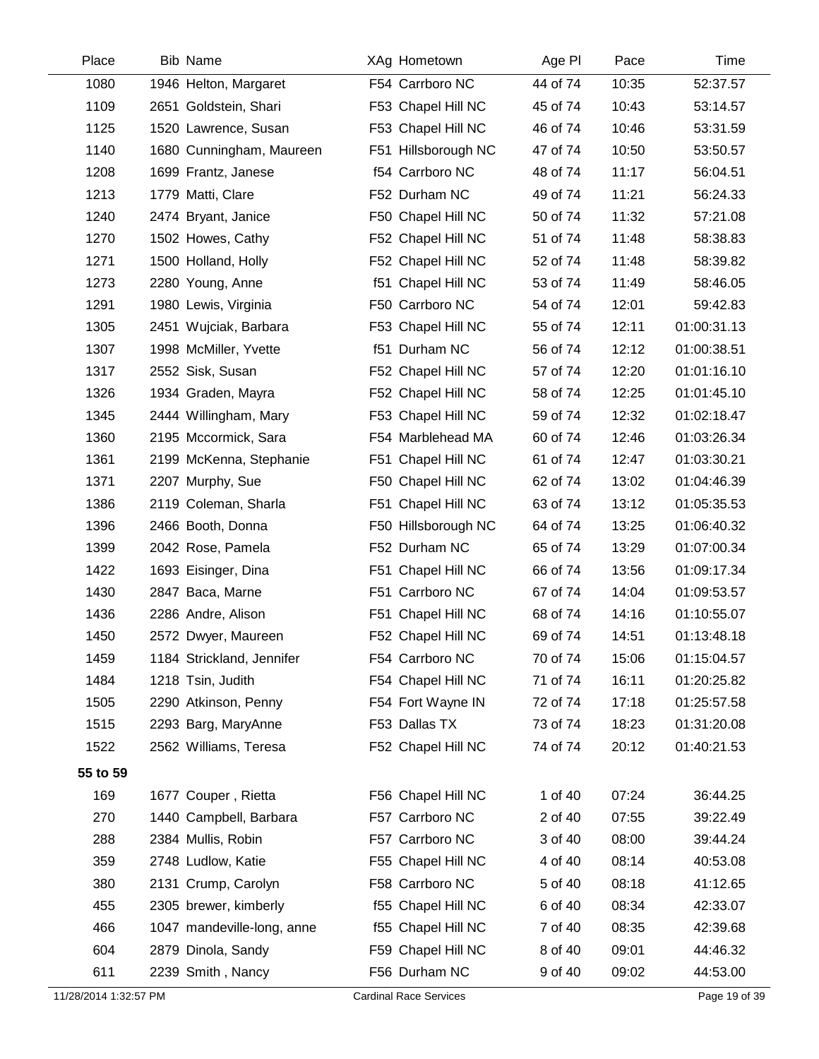| Place | Bib | Name | XAg | Hometown | Age Pl | Pace | Time |
|---|---|---|---|---|---|---|---|
| 1080 | 1946 | Helton, Margaret | F54 | Carrboro NC | 44 of 74 | 10:35 | 52:37.57 |
| 1109 | 2651 | Goldstein, Shari | F53 | Chapel Hill NC | 45 of 74 | 10:43 | 53:14.57 |
| 1125 | 1520 | Lawrence, Susan | F53 | Chapel Hill NC | 46 of 74 | 10:46 | 53:31.59 |
| 1140 | 1680 | Cunningham, Maureen | F51 | Hillsborough NC | 47 of 74 | 10:50 | 53:50.57 |
| 1208 | 1699 | Frantz, Janese | f54 | Carrboro NC | 48 of 74 | 11:17 | 56:04.51 |
| 1213 | 1779 | Matti, Clare | F52 | Durham NC | 49 of 74 | 11:21 | 56:24.33 |
| 1240 | 2474 | Bryant, Janice | F50 | Chapel Hill NC | 50 of 74 | 11:32 | 57:21.08 |
| 1270 | 1502 | Howes, Cathy | F52 | Chapel Hill NC | 51 of 74 | 11:48 | 58:38.83 |
| 1271 | 1500 | Holland, Holly | F52 | Chapel Hill NC | 52 of 74 | 11:48 | 58:39.82 |
| 1273 | 2280 | Young, Anne | f51 | Chapel Hill NC | 53 of 74 | 11:49 | 58:46.05 |
| 1291 | 1980 | Lewis, Virginia | F50 | Carrboro NC | 54 of 74 | 12:01 | 59:42.83 |
| 1305 | 2451 | Wujciak, Barbara | F53 | Chapel Hill NC | 55 of 74 | 12:11 | 01:00:31.13 |
| 1307 | 1998 | McMiller, Yvette | f51 | Durham NC | 56 of 74 | 12:12 | 01:00:38.51 |
| 1317 | 2552 | Sisk, Susan | F52 | Chapel Hill NC | 57 of 74 | 12:20 | 01:01:16.10 |
| 1326 | 1934 | Graden, Mayra | F52 | Chapel Hill NC | 58 of 74 | 12:25 | 01:01:45.10 |
| 1345 | 2444 | Willingham, Mary | F53 | Chapel Hill NC | 59 of 74 | 12:32 | 01:02:18.47 |
| 1360 | 2195 | Mccormick, Sara | F54 | Marblehead MA | 60 of 74 | 12:46 | 01:03:26.34 |
| 1361 | 2199 | McKenna, Stephanie | F51 | Chapel Hill NC | 61 of 74 | 12:47 | 01:03:30.21 |
| 1371 | 2207 | Murphy, Sue | F50 | Chapel Hill NC | 62 of 74 | 13:02 | 01:04:46.39 |
| 1386 | 2119 | Coleman, Sharla | F51 | Chapel Hill NC | 63 of 74 | 13:12 | 01:05:35.53 |
| 1396 | 2466 | Booth, Donna | F50 | Hillsborough NC | 64 of 74 | 13:25 | 01:06:40.32 |
| 1399 | 2042 | Rose, Pamela | F52 | Durham NC | 65 of 74 | 13:29 | 01:07:00.34 |
| 1422 | 1693 | Eisinger, Dina | F51 | Chapel Hill NC | 66 of 74 | 13:56 | 01:09:17.34 |
| 1430 | 2847 | Baca, Marne | F51 | Carrboro NC | 67 of 74 | 14:04 | 01:09:53.57 |
| 1436 | 2286 | Andre, Alison | F51 | Chapel Hill NC | 68 of 74 | 14:16 | 01:10:55.07 |
| 1450 | 2572 | Dwyer, Maureen | F52 | Chapel Hill NC | 69 of 74 | 14:51 | 01:13:48.18 |
| 1459 | 1184 | Strickland, Jennifer | F54 | Carrboro NC | 70 of 74 | 15:06 | 01:15:04.57 |
| 1484 | 1218 | Tsin, Judith | F54 | Chapel Hill NC | 71 of 74 | 16:11 | 01:20:25.82 |
| 1505 | 2290 | Atkinson, Penny | F54 | Fort Wayne IN | 72 of 74 | 17:18 | 01:25:57.58 |
| 1515 | 2293 | Barg, MaryAnne | F53 | Dallas TX | 73 of 74 | 18:23 | 01:31:20.08 |
| 1522 | 2562 | Williams, Teresa | F52 | Chapel Hill NC | 74 of 74 | 20:12 | 01:40:21.53 |
| **55 to 59** | | | | | | | |
| 169 | 1677 | Couper , Rietta | F56 | Chapel Hill NC | 1 of 40 | 07:24 | 36:44.25 |
| 270 | 1440 | Campbell, Barbara | F57 | Carrboro NC | 2 of 40 | 07:55 | 39:22.49 |
| 288 | 2384 | Mullis, Robin | F57 | Carrboro NC | 3 of 40 | 08:00 | 39:44.24 |
| 359 | 2748 | Ludlow, Katie | F55 | Chapel Hill NC | 4 of 40 | 08:14 | 40:53.08 |
| 380 | 2131 | Crump, Carolyn | F58 | Carrboro NC | 5 of 40 | 08:18 | 41:12.65 |
| 455 | 2305 | brewer, kimberly | f55 | Chapel Hill NC | 6 of 40 | 08:34 | 42:33.07 |
| 466 | 1047 | mandeville-long, anne | f55 | Chapel Hill NC | 7 of 40 | 08:35 | 42:39.68 |
| 604 | 2879 | Dinola, Sandy | F59 | Chapel Hill NC | 8 of 40 | 09:01 | 44:46.32 |
| 611 | 2239 | Smith , Nancy | F56 | Durham NC | 9 of 40 | 09:02 | 44:53.00 |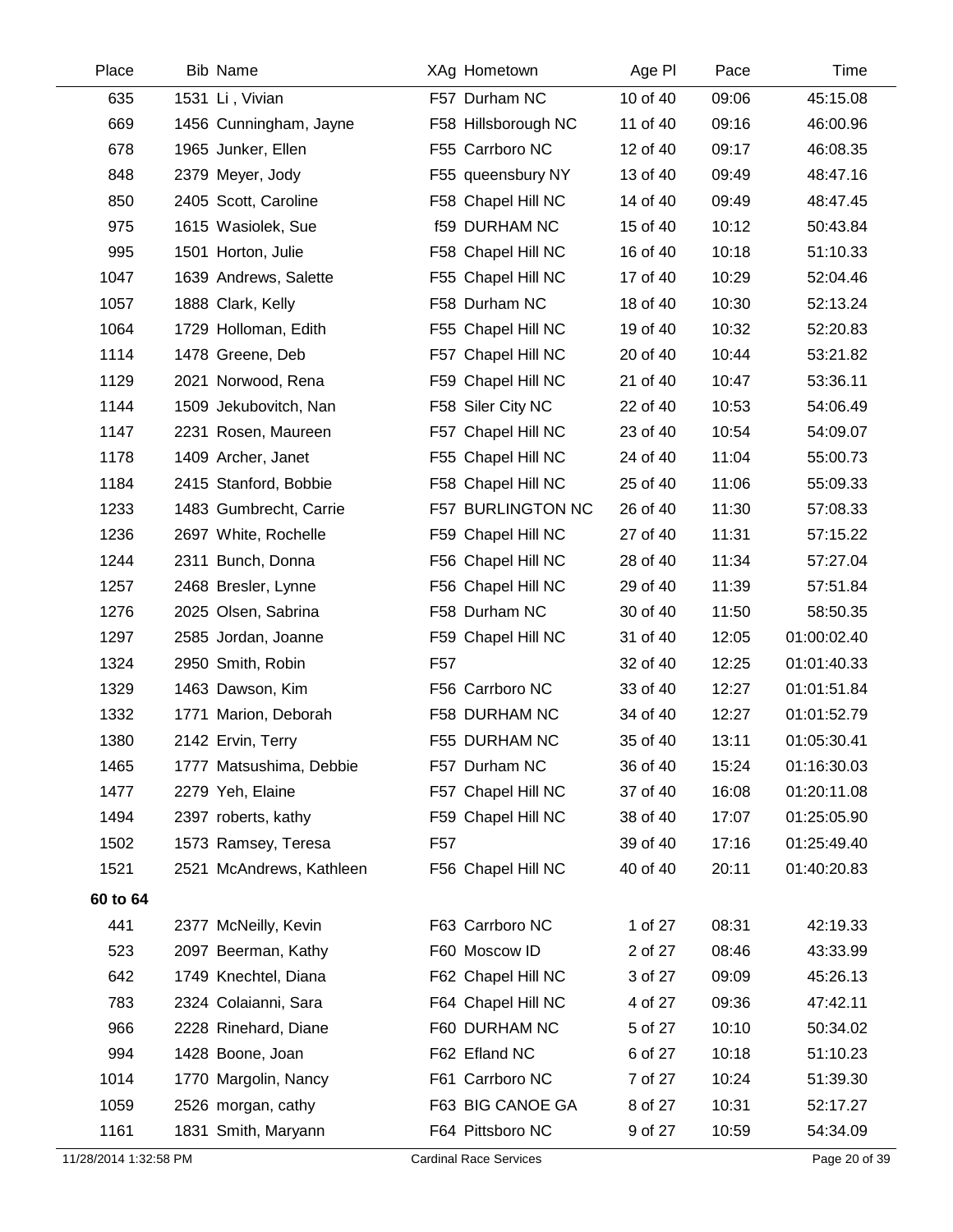| Place | Bib | Name | XAg | Hometown | Age Pl | Pace | Time |
|---|---|---|---|---|---|---|---|
| 635 | 1531 | Li , Vivian | F57 | Durham NC | 10 of 40 | 09:06 | 45:15.08 |
| 669 | 1456 | Cunningham, Jayne | F58 | Hillsborough NC | 11 of 40 | 09:16 | 46:00.96 |
| 678 | 1965 | Junker, Ellen | F55 | Carrboro NC | 12 of 40 | 09:17 | 46:08.35 |
| 848 | 2379 | Meyer, Jody | F55 | queensbury NY | 13 of 40 | 09:49 | 48:47.16 |
| 850 | 2405 | Scott, Caroline | F58 | Chapel Hill NC | 14 of 40 | 09:49 | 48:47.45 |
| 975 | 1615 | Wasiolek, Sue | f59 | DURHAM NC | 15 of 40 | 10:12 | 50:43.84 |
| 995 | 1501 | Horton, Julie | F58 | Chapel Hill NC | 16 of 40 | 10:18 | 51:10.33 |
| 1047 | 1639 | Andrews, Salette | F55 | Chapel Hill NC | 17 of 40 | 10:29 | 52:04.46 |
| 1057 | 1888 | Clark, Kelly | F58 | Durham NC | 18 of 40 | 10:30 | 52:13.24 |
| 1064 | 1729 | Holloman, Edith | F55 | Chapel Hill NC | 19 of 40 | 10:32 | 52:20.83 |
| 1114 | 1478 | Greene, Deb | F57 | Chapel Hill NC | 20 of 40 | 10:44 | 53:21.82 |
| 1129 | 2021 | Norwood, Rena | F59 | Chapel Hill NC | 21 of 40 | 10:47 | 53:36.11 |
| 1144 | 1509 | Jekubovitch, Nan | F58 | Siler City NC | 22 of 40 | 10:53 | 54:06.49 |
| 1147 | 2231 | Rosen, Maureen | F57 | Chapel Hill NC | 23 of 40 | 10:54 | 54:09.07 |
| 1178 | 1409 | Archer, Janet | F55 | Chapel Hill NC | 24 of 40 | 11:04 | 55:00.73 |
| 1184 | 2415 | Stanford, Bobbie | F58 | Chapel Hill NC | 25 of 40 | 11:06 | 55:09.33 |
| 1233 | 1483 | Gumbrecht, Carrie | F57 | BURLINGTON NC | 26 of 40 | 11:30 | 57:08.33 |
| 1236 | 2697 | White, Rochelle | F59 | Chapel Hill NC | 27 of 40 | 11:31 | 57:15.22 |
| 1244 | 2311 | Bunch, Donna | F56 | Chapel Hill NC | 28 of 40 | 11:34 | 57:27.04 |
| 1257 | 2468 | Bresler, Lynne | F56 | Chapel Hill NC | 29 of 40 | 11:39 | 57:51.84 |
| 1276 | 2025 | Olsen, Sabrina | F58 | Durham NC | 30 of 40 | 11:50 | 58:50.35 |
| 1297 | 2585 | Jordan, Joanne | F59 | Chapel Hill NC | 31 of 40 | 12:05 | 01:00:02.40 |
| 1324 | 2950 | Smith, Robin | F57 | | 32 of 40 | 12:25 | 01:01:40.33 |
| 1329 | 1463 | Dawson, Kim | F56 | Carrboro NC | 33 of 40 | 12:27 | 01:01:51.84 |
| 1332 | 1771 | Marion, Deborah | F58 | DURHAM NC | 34 of 40 | 12:27 | 01:01:52.79 |
| 1380 | 2142 | Ervin, Terry | F55 | DURHAM NC | 35 of 40 | 13:11 | 01:05:30.41 |
| 1465 | 1777 | Matsushima, Debbie | F57 | Durham NC | 36 of 40 | 15:24 | 01:16:30.03 |
| 1477 | 2279 | Yeh, Elaine | F57 | Chapel Hill NC | 37 of 40 | 16:08 | 01:20:11.08 |
| 1494 | 2397 | roberts, kathy | F59 | Chapel Hill NC | 38 of 40 | 17:07 | 01:25:05.90 |
| 1502 | 1573 | Ramsey, Teresa | F57 | | 39 of 40 | 17:16 | 01:25:49.40 |
| 1521 | 2521 | McAndrews, Kathleen | F56 | Chapel Hill NC | 40 of 40 | 20:11 | 01:40:20.83 |
| **60 to 64** | | | | | | | |
| 441 | 2377 | McNeilly, Kevin | F63 | Carrboro NC | 1 of 27 | 08:31 | 42:19.33 |
| 523 | 2097 | Beerman, Kathy | F60 | Moscow ID | 2 of 27 | 08:46 | 43:33.99 |
| 642 | 1749 | Knechtel, Diana | F62 | Chapel Hill NC | 3 of 27 | 09:09 | 45:26.13 |
| 783 | 2324 | Colaianni, Sara | F64 | Chapel Hill NC | 4 of 27 | 09:36 | 47:42.11 |
| 966 | 2228 | Rinehard, Diane | F60 | DURHAM NC | 5 of 27 | 10:10 | 50:34.02 |
| 994 | 1428 | Boone, Joan | F62 | Efland NC | 6 of 27 | 10:18 | 51:10.23 |
| 1014 | 1770 | Margolin, Nancy | F61 | Carrboro NC | 7 of 27 | 10:24 | 51:39.30 |
| 1059 | 2526 | morgan, cathy | F63 | BIG CANOE GA | 8 of 27 | 10:31 | 52:17.27 |
| 1161 | 1831 | Smith, Maryann | F64 | Pittsboro NC | 9 of 27 | 10:59 | 54:34.09 |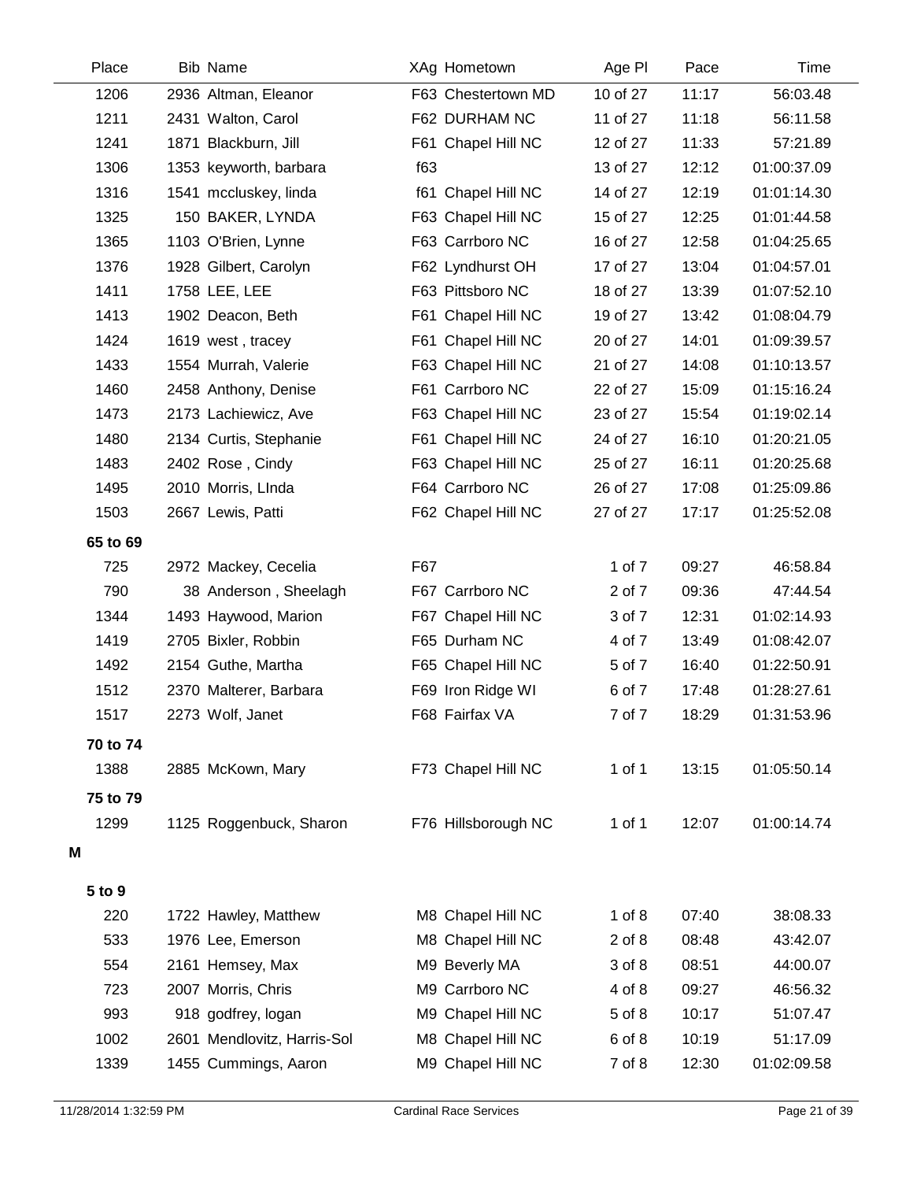| Place | Bib | Name | XAg | Hometown | Age Pl | Pace | Time |
|---|---|---|---|---|---|---|---|
| 1206 | 2936 | Altman, Eleanor | F63 | Chestertown MD | 10 of 27 | 11:17 | 56:03.48 |
| 1211 | 2431 | Walton, Carol | F62 | DURHAM NC | 11 of 27 | 11:18 | 56:11.58 |
| 1241 | 1871 | Blackburn, Jill | F61 | Chapel Hill NC | 12 of 27 | 11:33 | 57:21.89 |
| 1306 | 1353 | keyworth, barbara | f63 | | 13 of 27 | 12:12 | 01:00:37.09 |
| 1316 | 1541 | mccluskey, linda | f61 | Chapel Hill NC | 14 of 27 | 12:19 | 01:01:14.30 |
| 1325 | 150 | BAKER, LYNDA | F63 | Chapel Hill NC | 15 of 27 | 12:25 | 01:01:44.58 |
| 1365 | 1103 | O'Brien, Lynne | F63 | Carrboro NC | 16 of 27 | 12:58 | 01:04:25.65 |
| 1376 | 1928 | Gilbert, Carolyn | F62 | Lyndhurst OH | 17 of 27 | 13:04 | 01:04:57.01 |
| 1411 | 1758 | LEE, LEE | F63 | Pittsboro NC | 18 of 27 | 13:39 | 01:07:52.10 |
| 1413 | 1902 | Deacon, Beth | F61 | Chapel Hill NC | 19 of 27 | 13:42 | 01:08:04.79 |
| 1424 | 1619 | west , tracey | F61 | Chapel Hill NC | 20 of 27 | 14:01 | 01:09:39.57 |
| 1433 | 1554 | Murrah, Valerie | F63 | Chapel Hill NC | 21 of 27 | 14:08 | 01:10:13.57 |
| 1460 | 2458 | Anthony, Denise | F61 | Carrboro NC | 22 of 27 | 15:09 | 01:15:16.24 |
| 1473 | 2173 | Lachiewicz, Ave | F63 | Chapel Hill NC | 23 of 27 | 15:54 | 01:19:02.14 |
| 1480 | 2134 | Curtis, Stephanie | F61 | Chapel Hill NC | 24 of 27 | 16:10 | 01:20:21.05 |
| 1483 | 2402 | Rose , Cindy | F63 | Chapel Hill NC | 25 of 27 | 16:11 | 01:20:25.68 |
| 1495 | 2010 | Morris, LInda | F64 | Carrboro NC | 26 of 27 | 17:08 | 01:25:09.86 |
| 1503 | 2667 | Lewis, Patti | F62 | Chapel Hill NC | 27 of 27 | 17:17 | 01:25:52.08 |
| **65 to 69** | | | | | | | |
| 725 | 2972 | Mackey, Cecelia | F67 | | 1 of 7 | 09:27 | 46:58.84 |
| 790 | 38 | Anderson , Sheelagh | F67 | Carrboro NC | 2 of 7 | 09:36 | 47:44.54 |
| 1344 | 1493 | Haywood, Marion | F67 | Chapel Hill NC | 3 of 7 | 12:31 | 01:02:14.93 |
| 1419 | 2705 | Bixler, Robbin | F65 | Durham NC | 4 of 7 | 13:49 | 01:08:42.07 |
| 1492 | 2154 | Guthe, Martha | F65 | Chapel Hill NC | 5 of 7 | 16:40 | 01:22:50.91 |
| 1512 | 2370 | Malterer, Barbara | F69 | Iron Ridge WI | 6 of 7 | 17:48 | 01:28:27.61 |
| 1517 | 2273 | Wolf, Janet | F68 | Fairfax VA | 7 of 7 | 18:29 | 01:31:53.96 |
| **70 to 74** | | | | | | | |
| 1388 | 2885 | McKown, Mary | F73 | Chapel Hill NC | 1 of 1 | 13:15 | 01:05:50.14 |
| **75 to 79** | | | | | | | |
| 1299 | 1125 | Roggenbuck, Sharon | F76 | Hillsborough NC | 1 of 1 | 12:07 | 01:00:14.74 |

**M**

| Place | Bib | Name | XAg | Hometown | Age Pl | Pace | Time |
|---|---|---|---|---|---|---|---|
| **5 to 9** | | | | | | | |
| 220 | 1722 | Hawley, Matthew | M8 | Chapel Hill NC | 1 of 8 | 07:40 | 38:08.33 |
| 533 | 1976 | Lee, Emerson | M8 | Chapel Hill NC | 2 of 8 | 08:48 | 43:42.07 |
| 554 | 2161 | Hemsey, Max | M9 | Beverly MA | 3 of 8 | 08:51 | 44:00.07 |
| 723 | 2007 | Morris, Chris | M9 | Carrboro NC | 4 of 8 | 09:27 | 46:56.32 |
| 993 | 918 | godfrey, logan | M9 | Chapel Hill NC | 5 of 8 | 10:17 | 51:07.47 |
| 1002 | 2601 | Mendlovitz, Harris-Sol | M8 | Chapel Hill NC | 6 of 8 | 10:19 | 51:17.09 |
| 1339 | 1455 | Cummings, Aaron | M9 | Chapel Hill NC | 7 of 8 | 12:30 | 01:02:09.58 |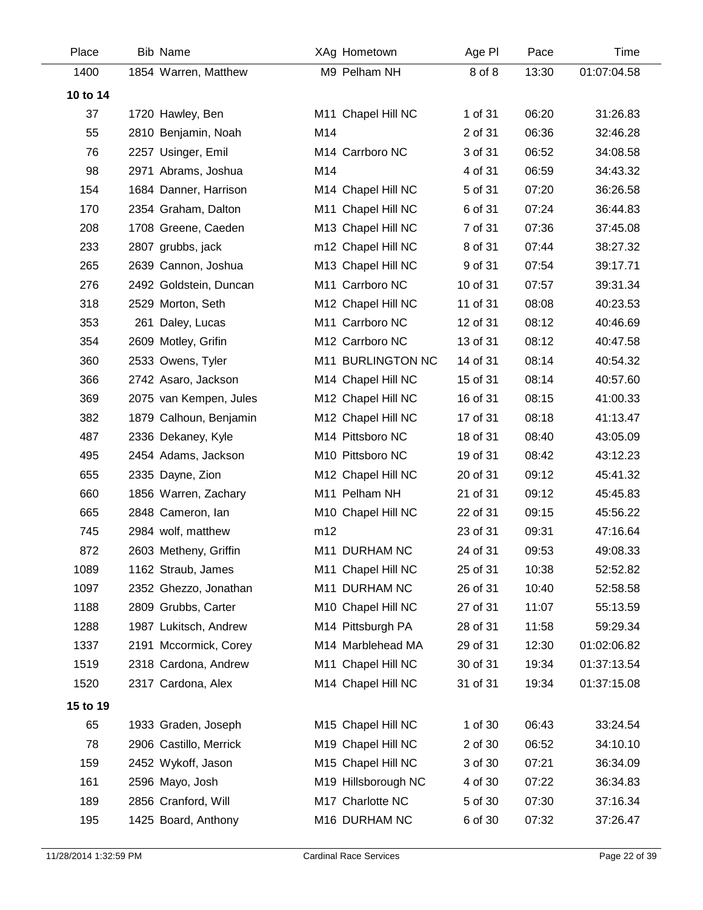| Place | Bib | Name | XAg | Hometown | Age Pl | Pace | Time |
|---|---|---|---|---|---|---|---|
| 1400 | 1854 | Warren, Matthew | M9 | Pelham NH | 8 of 8 | 13:30 | 01:07:04.58 |
| **10 to 14** | | | | | | | |
| 37 | 1720 | Hawley, Ben | M11 | Chapel Hill NC | 1 of 31 | 06:20 | 31:26.83 |
| 55 | 2810 | Benjamin, Noah | M14 | | 2 of 31 | 06:36 | 32:46.28 |
| 76 | 2257 | Usinger, Emil | M14 | Carrboro NC | 3 of 31 | 06:52 | 34:08.58 |
| 98 | 2971 | Abrams, Joshua | M14 | | 4 of 31 | 06:59 | 34:43.32 |
| 154 | 1684 | Danner, Harrison | M14 | Chapel Hill NC | 5 of 31 | 07:20 | 36:26.58 |
| 170 | 2354 | Graham, Dalton | M11 | Chapel Hill NC | 6 of 31 | 07:24 | 36:44.83 |
| 208 | 1708 | Greene, Caeden | M13 | Chapel Hill NC | 7 of 31 | 07:36 | 37:45.08 |
| 233 | 2807 | grubbs, jack | m12 | Chapel Hill NC | 8 of 31 | 07:44 | 38:27.32 |
| 265 | 2639 | Cannon, Joshua | M13 | Chapel Hill NC | 9 of 31 | 07:54 | 39:17.71 |
| 276 | 2492 | Goldstein, Duncan | M11 | Carrboro NC | 10 of 31 | 07:57 | 39:31.34 |
| 318 | 2529 | Morton, Seth | M12 | Chapel Hill NC | 11 of 31 | 08:08 | 40:23.53 |
| 353 | 261 | Daley, Lucas | M11 | Carrboro NC | 12 of 31 | 08:12 | 40:46.69 |
| 354 | 2609 | Motley, Grifin | M12 | Carrboro NC | 13 of 31 | 08:12 | 40:47.58 |
| 360 | 2533 | Owens, Tyler | M11 | BURLINGTON NC | 14 of 31 | 08:14 | 40:54.32 |
| 366 | 2742 | Asaro, Jackson | M14 | Chapel Hill NC | 15 of 31 | 08:14 | 40:57.60 |
| 369 | 2075 | van Kempen, Jules | M12 | Chapel Hill NC | 16 of 31 | 08:15 | 41:00.33 |
| 382 | 1879 | Calhoun, Benjamin | M12 | Chapel Hill NC | 17 of 31 | 08:18 | 41:13.47 |
| 487 | 2336 | Dekaney, Kyle | M14 | Pittsboro NC | 18 of 31 | 08:40 | 43:05.09 |
| 495 | 2454 | Adams, Jackson | M10 | Pittsboro NC | 19 of 31 | 08:42 | 43:12.23 |
| 655 | 2335 | Dayne, Zion | M12 | Chapel Hill NC | 20 of 31 | 09:12 | 45:41.32 |
| 660 | 1856 | Warren, Zachary | M11 | Pelham NH | 21 of 31 | 09:12 | 45:45.83 |
| 665 | 2848 | Cameron, Ian | M10 | Chapel Hill NC | 22 of 31 | 09:15 | 45:56.22 |
| 745 | 2984 | wolf, matthew | m12 | | 23 of 31 | 09:31 | 47:16.64 |
| 872 | 2603 | Metheny, Griffin | M11 | DURHAM NC | 24 of 31 | 09:53 | 49:08.33 |
| 1089 | 1162 | Straub, James | M11 | Chapel Hill NC | 25 of 31 | 10:38 | 52:52.82 |
| 1097 | 2352 | Ghezzo, Jonathan | M11 | DURHAM NC | 26 of 31 | 10:40 | 52:58.58 |
| 1188 | 2809 | Grubbs, Carter | M10 | Chapel Hill NC | 27 of 31 | 11:07 | 55:13.59 |
| 1288 | 1987 | Lukitsch, Andrew | M14 | Pittsburgh PA | 28 of 31 | 11:58 | 59:29.34 |
| 1337 | 2191 | Mccormick, Corey | M14 | Marblehead MA | 29 of 31 | 12:30 | 01:02:06.82 |
| 1519 | 2318 | Cardona, Andrew | M11 | Chapel Hill NC | 30 of 31 | 19:34 | 01:37:13.54 |
| 1520 | 2317 | Cardona, Alex | M14 | Chapel Hill NC | 31 of 31 | 19:34 | 01:37:15.08 |
| **15 to 19** | | | | | | | |
| 65 | 1933 | Graden, Joseph | M15 | Chapel Hill NC | 1 of 30 | 06:43 | 33:24.54 |
| 78 | 2906 | Castillo, Merrick | M19 | Chapel Hill NC | 2 of 30 | 06:52 | 34:10.10 |
| 159 | 2452 | Wykoff, Jason | M15 | Chapel Hill NC | 3 of 30 | 07:21 | 36:34.09 |
| 161 | 2596 | Mayo, Josh | M19 | Hillsborough NC | 4 of 30 | 07:22 | 36:34.83 |
| 189 | 2856 | Cranford, Will | M17 | Charlotte NC | 5 of 30 | 07:30 | 37:16.34 |
| 195 | 1425 | Board, Anthony | M16 | DURHAM NC | 6 of 30 | 07:32 | 37:26.47 |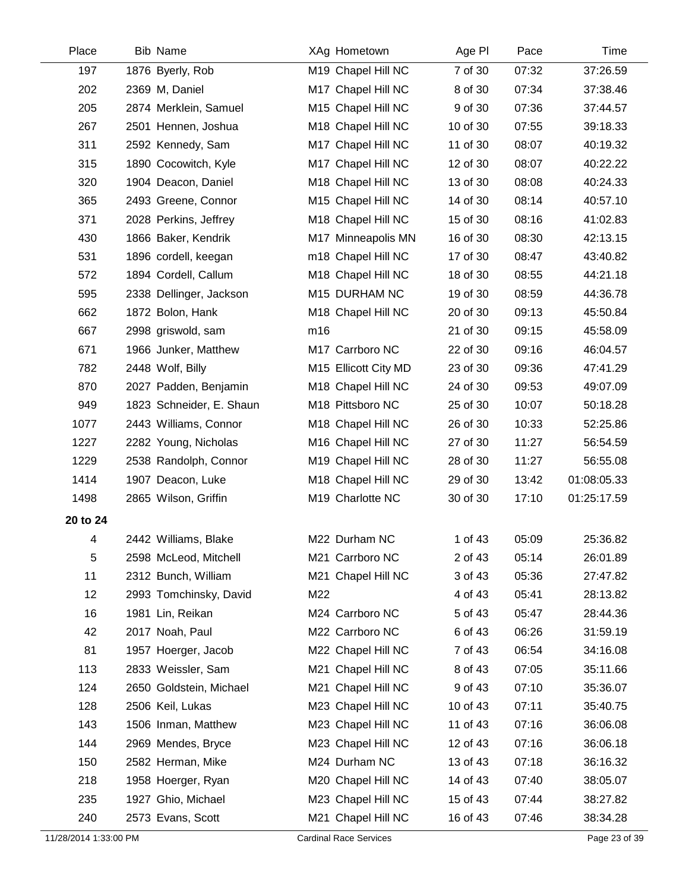| Place | Bib | Name | XAg | Hometown | Age Pl | Pace | Time |
|---|---|---|---|---|---|---|---|
| 197 | 1876 | Byerly, Rob | M19 | Chapel Hill NC | 7 of 30 | 07:32 | 37:26.59 |
| 202 | 2369 | M, Daniel | M17 | Chapel Hill NC | 8 of 30 | 07:34 | 37:38.46 |
| 205 | 2874 | Merklein, Samuel | M15 | Chapel Hill NC | 9 of 30 | 07:36 | 37:44.57 |
| 267 | 2501 | Hennen, Joshua | M18 | Chapel Hill NC | 10 of 30 | 07:55 | 39:18.33 |
| 311 | 2592 | Kennedy, Sam | M17 | Chapel Hill NC | 11 of 30 | 08:07 | 40:19.32 |
| 315 | 1890 | Cocowitch, Kyle | M17 | Chapel Hill NC | 12 of 30 | 08:07 | 40:22.22 |
| 320 | 1904 | Deacon, Daniel | M18 | Chapel Hill NC | 13 of 30 | 08:08 | 40:24.33 |
| 365 | 2493 | Greene, Connor | M15 | Chapel Hill NC | 14 of 30 | 08:14 | 40:57.10 |
| 371 | 2028 | Perkins, Jeffrey | M18 | Chapel Hill NC | 15 of 30 | 08:16 | 41:02.83 |
| 430 | 1866 | Baker, Kendrik | M17 | Minneapolis MN | 16 of 30 | 08:30 | 42:13.15 |
| 531 | 1896 | cordell, keegan | m18 | Chapel Hill NC | 17 of 30 | 08:47 | 43:40.82 |
| 572 | 1894 | Cordell, Callum | M18 | Chapel Hill NC | 18 of 30 | 08:55 | 44:21.18 |
| 595 | 2338 | Dellinger, Jackson | M15 | DURHAM NC | 19 of 30 | 08:59 | 44:36.78 |
| 662 | 1872 | Bolon, Hank | M18 | Chapel Hill NC | 20 of 30 | 09:13 | 45:50.84 |
| 667 | 2998 | griswold, sam | m16 | | 21 of 30 | 09:15 | 45:58.09 |
| 671 | 1966 | Junker, Matthew | M17 | Carrboro NC | 22 of 30 | 09:16 | 46:04.57 |
| 782 | 2448 | Wolf, Billy | M15 | Ellicott City MD | 23 of 30 | 09:36 | 47:41.29 |
| 870 | 2027 | Padden, Benjamin | M18 | Chapel Hill NC | 24 of 30 | 09:53 | 49:07.09 |
| 949 | 1823 | Schneider, E. Shaun | M18 | Pittsboro NC | 25 of 30 | 10:07 | 50:18.28 |
| 1077 | 2443 | Williams, Connor | M18 | Chapel Hill NC | 26 of 30 | 10:33 | 52:25.86 |
| 1227 | 2282 | Young, Nicholas | M16 | Chapel Hill NC | 27 of 30 | 11:27 | 56:54.59 |
| 1229 | 2538 | Randolph, Connor | M19 | Chapel Hill NC | 28 of 30 | 11:27 | 56:55.08 |
| 1414 | 1907 | Deacon, Luke | M18 | Chapel Hill NC | 29 of 30 | 13:42 | 01:08:05.33 |
| 1498 | 2865 | Wilson, Griffin | M19 | Charlotte NC | 30 of 30 | 17:10 | 01:25:17.59 |
| **20 to 24** | | | | | | | |
| 4 | 2442 | Williams, Blake | M22 | Durham NC | 1 of 43 | 05:09 | 25:36.82 |
| 5 | 2598 | McLeod, Mitchell | M21 | Carrboro NC | 2 of 43 | 05:14 | 26:01.89 |
| 11 | 2312 | Bunch, William | M21 | Chapel Hill NC | 3 of 43 | 05:36 | 27:47.82 |
| 12 | 2993 | Tomchinsky, David | M22 | | 4 of 43 | 05:41 | 28:13.82 |
| 16 | 1981 | Lin, Reikan | M24 | Carrboro NC | 5 of 43 | 05:47 | 28:44.36 |
| 42 | 2017 | Noah, Paul | M22 | Carrboro NC | 6 of 43 | 06:26 | 31:59.19 |
| 81 | 1957 | Hoerger, Jacob | M22 | Chapel Hill NC | 7 of 43 | 06:54 | 34:16.08 |
| 113 | 2833 | Weissler, Sam | M21 | Chapel Hill NC | 8 of 43 | 07:05 | 35:11.66 |
| 124 | 2650 | Goldstein, Michael | M21 | Chapel Hill NC | 9 of 43 | 07:10 | 35:36.07 |
| 128 | 2506 | Keil, Lukas | M23 | Chapel Hill NC | 10 of 43 | 07:11 | 35:40.75 |
| 143 | 1506 | Inman, Matthew | M23 | Chapel Hill NC | 11 of 43 | 07:16 | 36:06.08 |
| 144 | 2969 | Mendes, Bryce | M23 | Chapel Hill NC | 12 of 43 | 07:16 | 36:06.18 |
| 150 | 2582 | Herman, Mike | M24 | Durham NC | 13 of 43 | 07:18 | 36:16.32 |
| 218 | 1958 | Hoerger, Ryan | M20 | Chapel Hill NC | 14 of 43 | 07:40 | 38:05.07 |
| 235 | 1927 | Ghio, Michael | M23 | Chapel Hill NC | 15 of 43 | 07:44 | 38:27.82 |
| 240 | 2573 | Evans, Scott | M21 | Chapel Hill NC | 16 of 43 | 07:46 | 38:34.28 |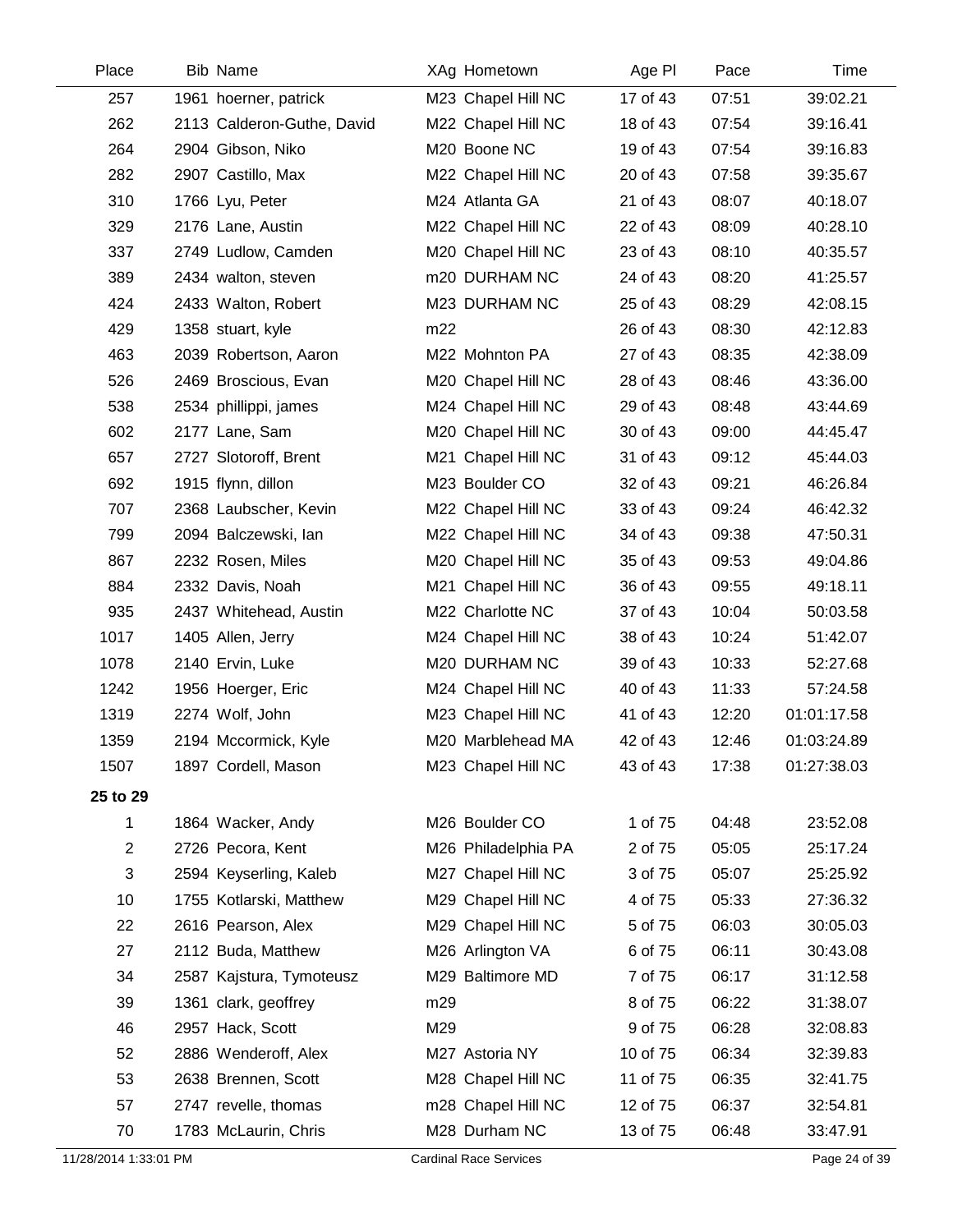| Place | Bib | Name | XAg | Hometown | Age Pl | Pace | Time |
|---|---|---|---|---|---|---|---|
| 257 | 1961 | hoerner, patrick | M23 | Chapel Hill NC | 17 of 43 | 07:51 | 39:02.21 |
| 262 | 2113 | Calderon-Guthe, David | M22 | Chapel Hill NC | 18 of 43 | 07:54 | 39:16.41 |
| 264 | 2904 | Gibson, Niko | M20 | Boone NC | 19 of 43 | 07:54 | 39:16.83 |
| 282 | 2907 | Castillo, Max | M22 | Chapel Hill NC | 20 of 43 | 07:58 | 39:35.67 |
| 310 | 1766 | Lyu, Peter | M24 | Atlanta GA | 21 of 43 | 08:07 | 40:18.07 |
| 329 | 2176 | Lane, Austin | M22 | Chapel Hill NC | 22 of 43 | 08:09 | 40:28.10 |
| 337 | 2749 | Ludlow, Camden | M20 | Chapel Hill NC | 23 of 43 | 08:10 | 40:35.57 |
| 389 | 2434 | walton, steven | m20 | DURHAM NC | 24 of 43 | 08:20 | 41:25.57 |
| 424 | 2433 | Walton, Robert | M23 | DURHAM NC | 25 of 43 | 08:29 | 42:08.15 |
| 429 | 1358 | stuart, kyle | m22 | | 26 of 43 | 08:30 | 42:12.83 |
| 463 | 2039 | Robertson, Aaron | M22 | Mohnton PA | 27 of 43 | 08:35 | 42:38.09 |
| 526 | 2469 | Broscious, Evan | M20 | Chapel Hill NC | 28 of 43 | 08:46 | 43:36.00 |
| 538 | 2534 | phillippi, james | M24 | Chapel Hill NC | 29 of 43 | 08:48 | 43:44.69 |
| 602 | 2177 | Lane, Sam | M20 | Chapel Hill NC | 30 of 43 | 09:00 | 44:45.47 |
| 657 | 2727 | Slotoroff, Brent | M21 | Chapel Hill NC | 31 of 43 | 09:12 | 45:44.03 |
| 692 | 1915 | flynn, dillon | M23 | Boulder CO | 32 of 43 | 09:21 | 46:26.84 |
| 707 | 2368 | Laubscher, Kevin | M22 | Chapel Hill NC | 33 of 43 | 09:24 | 46:42.32 |
| 799 | 2094 | Balczewski, Ian | M22 | Chapel Hill NC | 34 of 43 | 09:38 | 47:50.31 |
| 867 | 2232 | Rosen, Miles | M20 | Chapel Hill NC | 35 of 43 | 09:53 | 49:04.86 |
| 884 | 2332 | Davis, Noah | M21 | Chapel Hill NC | 36 of 43 | 09:55 | 49:18.11 |
| 935 | 2437 | Whitehead, Austin | M22 | Charlotte NC | 37 of 43 | 10:04 | 50:03.58 |
| 1017 | 1405 | Allen, Jerry | M24 | Chapel Hill NC | 38 of 43 | 10:24 | 51:42.07 |
| 1078 | 2140 | Ervin, Luke | M20 | DURHAM NC | 39 of 43 | 10:33 | 52:27.68 |
| 1242 | 1956 | Hoerger, Eric | M24 | Chapel Hill NC | 40 of 43 | 11:33 | 57:24.58 |
| 1319 | 2274 | Wolf, John | M23 | Chapel Hill NC | 41 of 43 | 12:20 | 01:01:17.58 |
| 1359 | 2194 | Mccormick, Kyle | M20 | Marblehead MA | 42 of 43 | 12:46 | 01:03:24.89 |
| 1507 | 1897 | Cordell, Mason | M23 | Chapel Hill NC | 43 of 43 | 17:38 | 01:27:38.03 |
| **25 to 29** | | | | | | | |
| 1 | 1864 | Wacker, Andy | M26 | Boulder CO | 1 of 75 | 04:48 | 23:52.08 |
| 2 | 2726 | Pecora, Kent | M26 | Philadelphia PA | 2 of 75 | 05:05 | 25:17.24 |
| 3 | 2594 | Keyserling, Kaleb | M27 | Chapel Hill NC | 3 of 75 | 05:07 | 25:25.92 |
| 10 | 1755 | Kotlarski, Matthew | M29 | Chapel Hill NC | 4 of 75 | 05:33 | 27:36.32 |
| 22 | 2616 | Pearson, Alex | M29 | Chapel Hill NC | 5 of 75 | 06:03 | 30:05.03 |
| 27 | 2112 | Buda, Matthew | M26 | Arlington VA | 6 of 75 | 06:11 | 30:43.08 |
| 34 | 2587 | Kajstura, Tymoteusz | M29 | Baltimore MD | 7 of 75 | 06:17 | 31:12.58 |
| 39 | 1361 | clark, geoffrey | m29 | | 8 of 75 | 06:22 | 31:38.07 |
| 46 | 2957 | Hack, Scott | M29 | | 9 of 75 | 06:28 | 32:08.83 |
| 52 | 2886 | Wenderoff, Alex | M27 | Astoria NY | 10 of 75 | 06:34 | 32:39.83 |
| 53 | 2638 | Brennen, Scott | M28 | Chapel Hill NC | 11 of 75 | 06:35 | 32:41.75 |
| 57 | 2747 | revelle, thomas | m28 | Chapel Hill NC | 12 of 75 | 06:37 | 32:54.81 |
| 70 | 1783 | McLaurin, Chris | M28 | Durham NC | 13 of 75 | 06:48 | 33:47.91 |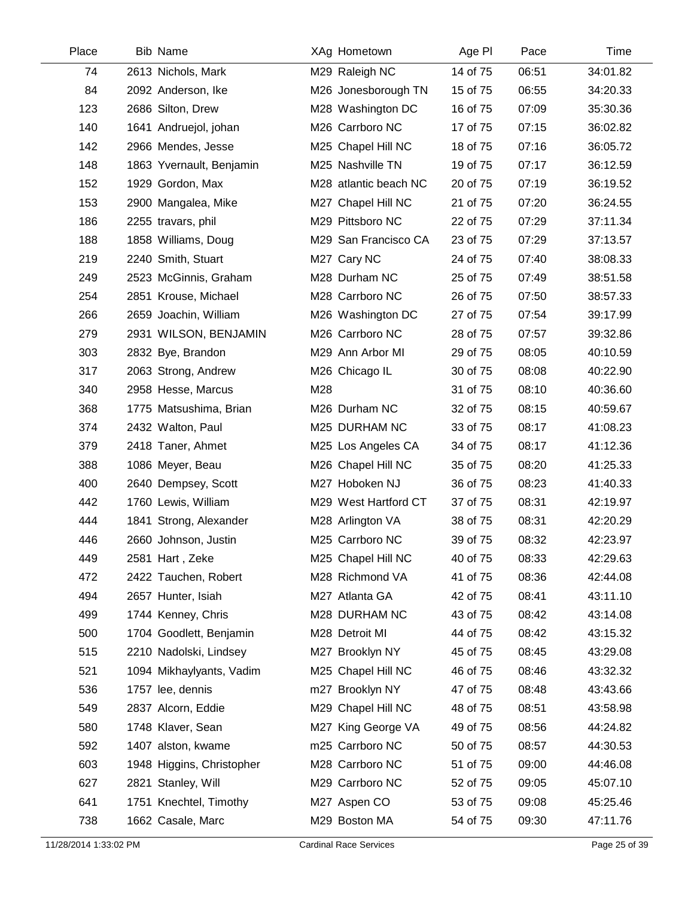| Place | Bib | Name | XAg | Hometown | Age Pl | Pace | Time |
|---|---|---|---|---|---|---|---|
| 74 | 2613 | Nichols, Mark | M29 | Raleigh NC | 14 of 75 | 06:51 | 34:01.82 |
| 84 | 2092 | Anderson, Ike | M26 | Jonesborough TN | 15 of 75 | 06:55 | 34:20.33 |
| 123 | 2686 | Silton, Drew | M28 | Washington DC | 16 of 75 | 07:09 | 35:30.36 |
| 140 | 1641 | Andruejol, johan | M26 | Carrboro NC | 17 of 75 | 07:15 | 36:02.82 |
| 142 | 2966 | Mendes, Jesse | M25 | Chapel Hill NC | 18 of 75 | 07:16 | 36:05.72 |
| 148 | 1863 | Yvernault, Benjamin | M25 | Nashville TN | 19 of 75 | 07:17 | 36:12.59 |
| 152 | 1929 | Gordon, Max | M28 | atlantic beach NC | 20 of 75 | 07:19 | 36:19.52 |
| 153 | 2900 | Mangalea, Mike | M27 | Chapel Hill NC | 21 of 75 | 07:20 | 36:24.55 |
| 186 | 2255 | travars, phil | M29 | Pittsboro NC | 22 of 75 | 07:29 | 37:11.34 |
| 188 | 1858 | Williams, Doug | M29 | San Francisco CA | 23 of 75 | 07:29 | 37:13.57 |
| 219 | 2240 | Smith, Stuart | M27 | Cary NC | 24 of 75 | 07:40 | 38:08.33 |
| 249 | 2523 | McGinnis, Graham | M28 | Durham NC | 25 of 75 | 07:49 | 38:51.58 |
| 254 | 2851 | Krouse, Michael | M28 | Carrboro NC | 26 of 75 | 07:50 | 38:57.33 |
| 266 | 2659 | Joachin, William | M26 | Washington DC | 27 of 75 | 07:54 | 39:17.99 |
| 279 | 2931 | WILSON, BENJAMIN | M26 | Carrboro NC | 28 of 75 | 07:57 | 39:32.86 |
| 303 | 2832 | Bye, Brandon | M29 | Ann Arbor MI | 29 of 75 | 08:05 | 40:10.59 |
| 317 | 2063 | Strong, Andrew | M26 | Chicago IL | 30 of 75 | 08:08 | 40:22.90 |
| 340 | 2958 | Hesse, Marcus | M28 | | 31 of 75 | 08:10 | 40:36.60 |
| 368 | 1775 | Matsushima, Brian | M26 | Durham NC | 32 of 75 | 08:15 | 40:59.67 |
| 374 | 2432 | Walton, Paul | M25 | DURHAM NC | 33 of 75 | 08:17 | 41:08.23 |
| 379 | 2418 | Taner, Ahmet | M25 | Los Angeles CA | 34 of 75 | 08:17 | 41:12.36 |
| 388 | 1086 | Meyer, Beau | M26 | Chapel Hill NC | 35 of 75 | 08:20 | 41:25.33 |
| 400 | 2640 | Dempsey, Scott | M27 | Hoboken NJ | 36 of 75 | 08:23 | 41:40.33 |
| 442 | 1760 | Lewis, William | M29 | West Hartford CT | 37 of 75 | 08:31 | 42:19.97 |
| 444 | 1841 | Strong, Alexander | M28 | Arlington VA | 38 of 75 | 08:31 | 42:20.29 |
| 446 | 2660 | Johnson, Justin | M25 | Carrboro NC | 39 of 75 | 08:32 | 42:23.97 |
| 449 | 2581 | Hart , Zeke | M25 | Chapel Hill NC | 40 of 75 | 08:33 | 42:29.63 |
| 472 | 2422 | Tauchen, Robert | M28 | Richmond VA | 41 of 75 | 08:36 | 42:44.08 |
| 494 | 2657 | Hunter, Isiah | M27 | Atlanta GA | 42 of 75 | 08:41 | 43:11.10 |
| 499 | 1744 | Kenney, Chris | M28 | DURHAM NC | 43 of 75 | 08:42 | 43:14.08 |
| 500 | 1704 | Goodlett, Benjamin | M28 | Detroit MI | 44 of 75 | 08:42 | 43:15.32 |
| 515 | 2210 | Nadolski, Lindsey | M27 | Brooklyn NY | 45 of 75 | 08:45 | 43:29.08 |
| 521 | 1094 | Mikhaylyants, Vadim | M25 | Chapel Hill NC | 46 of 75 | 08:46 | 43:32.32 |
| 536 | 1757 | lee, dennis | m27 | Brooklyn NY | 47 of 75 | 08:48 | 43:43.66 |
| 549 | 2837 | Alcorn, Eddie | M29 | Chapel Hill NC | 48 of 75 | 08:51 | 43:58.98 |
| 580 | 1748 | Klaver, Sean | M27 | King George VA | 49 of 75 | 08:56 | 44:24.82 |
| 592 | 1407 | alston, kwame | m25 | Carrboro NC | 50 of 75 | 08:57 | 44:30.53 |
| 603 | 1948 | Higgins, Christopher | M28 | Carrboro NC | 51 of 75 | 09:00 | 44:46.08 |
| 627 | 2821 | Stanley, Will | M29 | Carrboro NC | 52 of 75 | 09:05 | 45:07.10 |
| 641 | 1751 | Knechtel, Timothy | M27 | Aspen CO | 53 of 75 | 09:08 | 45:25.46 |
| 738 | 1662 | Casale, Marc | M29 | Boston MA | 54 of 75 | 09:30 | 47:11.76 |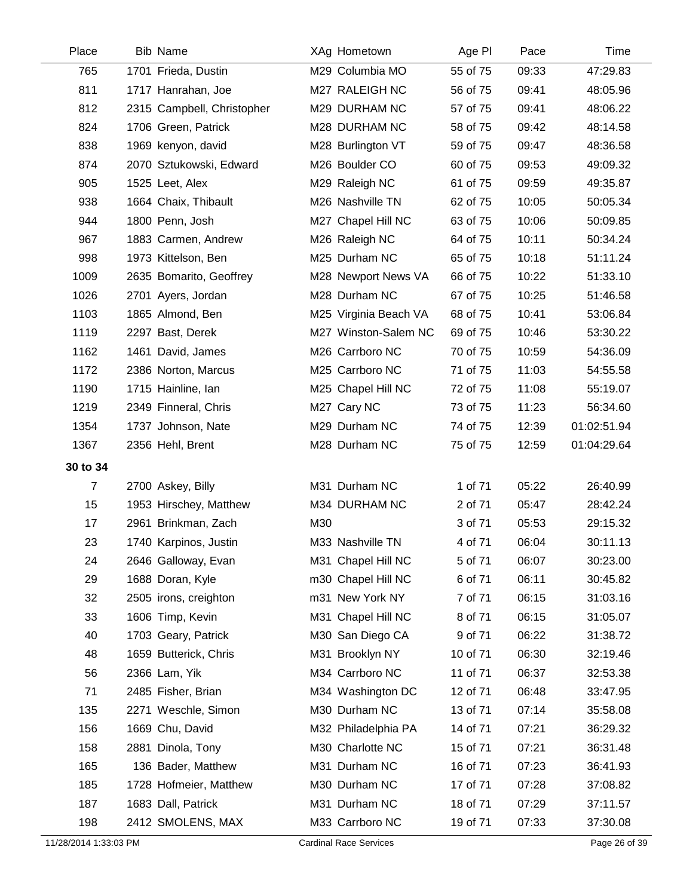| Place | Bib | Name | XAg | Hometown | Age Pl | Pace | Time |
|---|---|---|---|---|---|---|---|
| 765 | 1701 | Frieda, Dustin | M29 | Columbia MO | 55 of 75 | 09:33 | 47:29.83 |
| 811 | 1717 | Hanrahan, Joe | M27 | RALEIGH NC | 56 of 75 | 09:41 | 48:05.96 |
| 812 | 2315 | Campbell, Christopher | M29 | DURHAM NC | 57 of 75 | 09:41 | 48:06.22 |
| 824 | 1706 | Green, Patrick | M28 | DURHAM NC | 58 of 75 | 09:42 | 48:14.58 |
| 838 | 1969 | kenyon, david | M28 | Burlington VT | 59 of 75 | 09:47 | 48:36.58 |
| 874 | 2070 | Sztukowski, Edward | M26 | Boulder CO | 60 of 75 | 09:53 | 49:09.32 |
| 905 | 1525 | Leet, Alex | M29 | Raleigh NC | 61 of 75 | 09:59 | 49:35.87 |
| 938 | 1664 | Chaix, Thibault | M26 | Nashville TN | 62 of 75 | 10:05 | 50:05.34 |
| 944 | 1800 | Penn, Josh | M27 | Chapel Hill NC | 63 of 75 | 10:06 | 50:09.85 |
| 967 | 1883 | Carmen, Andrew | M26 | Raleigh NC | 64 of 75 | 10:11 | 50:34.24 |
| 998 | 1973 | Kittelson, Ben | M25 | Durham NC | 65 of 75 | 10:18 | 51:11.24 |
| 1009 | 2635 | Bomarito, Geoffrey | M28 | Newport News VA | 66 of 75 | 10:22 | 51:33.10 |
| 1026 | 2701 | Ayers, Jordan | M28 | Durham NC | 67 of 75 | 10:25 | 51:46.58 |
| 1103 | 1865 | Almond, Ben | M25 | Virginia Beach VA | 68 of 75 | 10:41 | 53:06.84 |
| 1119 | 2297 | Bast, Derek | M27 | Winston-Salem NC | 69 of 75 | 10:46 | 53:30.22 |
| 1162 | 1461 | David, James | M26 | Carrboro NC | 70 of 75 | 10:59 | 54:36.09 |
| 1172 | 2386 | Norton, Marcus | M25 | Carrboro NC | 71 of 75 | 11:03 | 54:55.58 |
| 1190 | 1715 | Hainline, Ian | M25 | Chapel Hill NC | 72 of 75 | 11:08 | 55:19.07 |
| 1219 | 2349 | Finneral, Chris | M27 | Cary NC | 73 of 75 | 11:23 | 56:34.60 |
| 1354 | 1737 | Johnson, Nate | M29 | Durham NC | 74 of 75 | 12:39 | 01:02:51.94 |
| 1367 | 2356 | Hehl, Brent | M28 | Durham NC | 75 of 75 | 12:59 | 01:04:29.64 |
| **30 to 34** | | | | | | | |
| 7 | 2700 | Askey, Billy | M31 | Durham NC | 1 of 71 | 05:22 | 26:40.99 |
| 15 | 1953 | Hirschey, Matthew | M34 | DURHAM NC | 2 of 71 | 05:47 | 28:42.24 |
| 17 | 2961 | Brinkman, Zach | M30 | | 3 of 71 | 05:53 | 29:15.32 |
| 23 | 1740 | Karpinos, Justin | M33 | Nashville TN | 4 of 71 | 06:04 | 30:11.13 |
| 24 | 2646 | Galloway, Evan | M31 | Chapel Hill NC | 5 of 71 | 06:07 | 30:23.00 |
| 29 | 1688 | Doran, Kyle | m30 | Chapel Hill NC | 6 of 71 | 06:11 | 30:45.82 |
| 32 | 2505 | irons, creighton | m31 | New York NY | 7 of 71 | 06:15 | 31:03.16 |
| 33 | 1606 | Timp, Kevin | M31 | Chapel Hill NC | 8 of 71 | 06:15 | 31:05.07 |
| 40 | 1703 | Geary, Patrick | M30 | San Diego CA | 9 of 71 | 06:22 | 31:38.72 |
| 48 | 1659 | Butterick, Chris | M31 | Brooklyn NY | 10 of 71 | 06:30 | 32:19.46 |
| 56 | 2366 | Lam, Yik | M34 | Carrboro NC | 11 of 71 | 06:37 | 32:53.38 |
| 71 | 2485 | Fisher, Brian | M34 | Washington DC | 12 of 71 | 06:48 | 33:47.95 |
| 135 | 2271 | Weschle, Simon | M30 | Durham NC | 13 of 71 | 07:14 | 35:58.08 |
| 156 | 1669 | Chu, David | M32 | Philadelphia PA | 14 of 71 | 07:21 | 36:29.32 |
| 158 | 2881 | Dinola, Tony | M30 | Charlotte NC | 15 of 71 | 07:21 | 36:31.48 |
| 165 | 136 | Bader, Matthew | M31 | Durham NC | 16 of 71 | 07:23 | 36:41.93 |
| 185 | 1728 | Hofmeier, Matthew | M30 | Durham NC | 17 of 71 | 07:28 | 37:08.82 |
| 187 | 1683 | Dall, Patrick | M31 | Durham NC | 18 of 71 | 07:29 | 37:11.57 |
| 198 | 2412 | SMOLENS, MAX | M33 | Carrboro NC | 19 of 71 | 07:33 | 37:30.08 |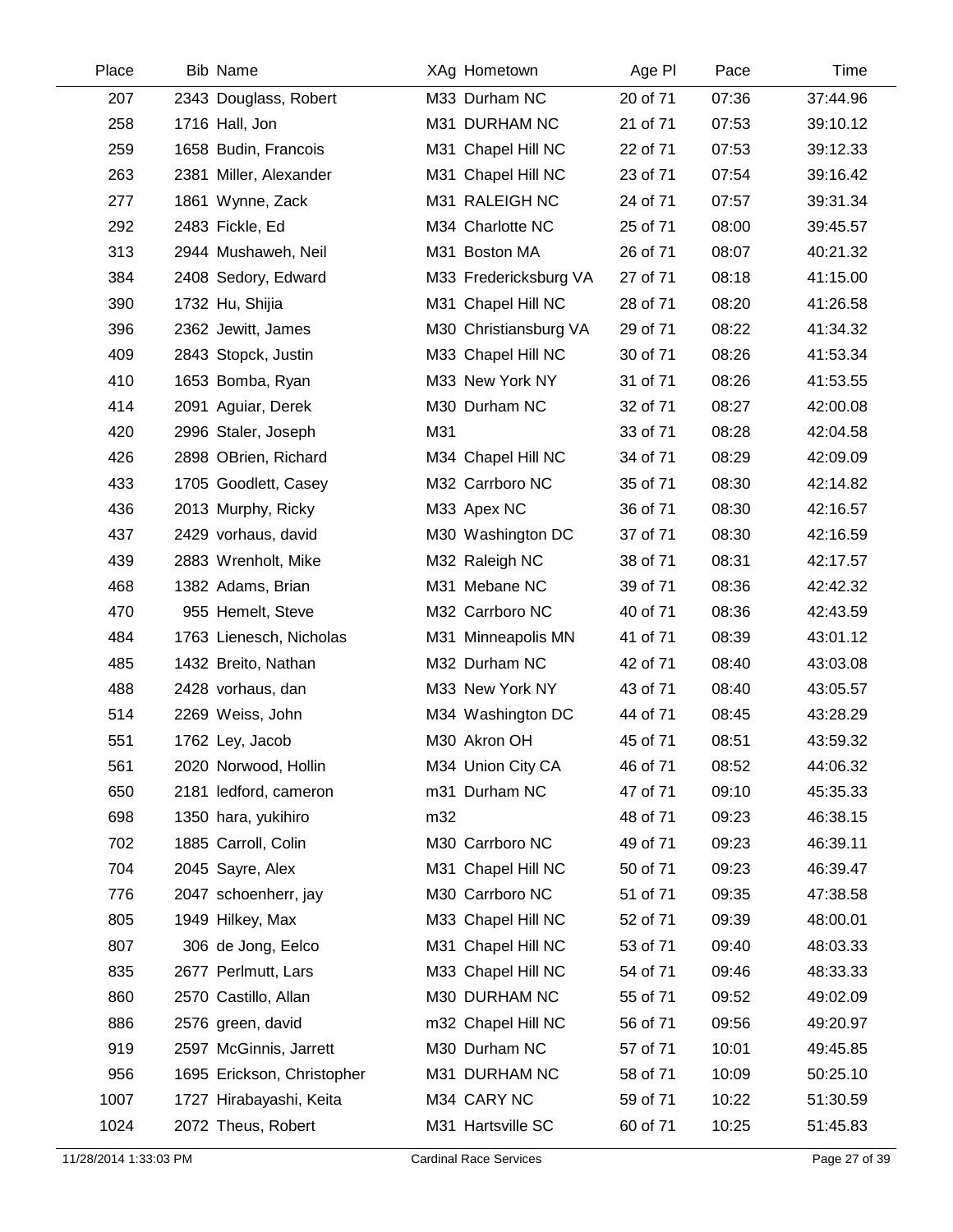| Place | Bib | Name | XAg | Hometown | Age Pl | Pace | Time |
|---|---|---|---|---|---|---|---|
| 207 | 2343 | Douglass, Robert | M33 | Durham NC | 20 of 71 | 07:36 | 37:44.96 |
| 258 | 1716 | Hall, Jon | M31 | DURHAM NC | 21 of 71 | 07:53 | 39:10.12 |
| 259 | 1658 | Budin, Francois | M31 | Chapel Hill NC | 22 of 71 | 07:53 | 39:12.33 |
| 263 | 2381 | Miller, Alexander | M31 | Chapel Hill NC | 23 of 71 | 07:54 | 39:16.42 |
| 277 | 1861 | Wynne, Zack | M31 | RALEIGH NC | 24 of 71 | 07:57 | 39:31.34 |
| 292 | 2483 | Fickle, Ed | M34 | Charlotte NC | 25 of 71 | 08:00 | 39:45.57 |
| 313 | 2944 | Mushaweh, Neil | M31 | Boston MA | 26 of 71 | 08:07 | 40:21.32 |
| 384 | 2408 | Sedory, Edward | M33 | Fredericksburg VA | 27 of 71 | 08:18 | 41:15.00 |
| 390 | 1732 | Hu, Shijia | M31 | Chapel Hill NC | 28 of 71 | 08:20 | 41:26.58 |
| 396 | 2362 | Jewitt, James | M30 | Christiansburg VA | 29 of 71 | 08:22 | 41:34.32 |
| 409 | 2843 | Stopck, Justin | M33 | Chapel Hill NC | 30 of 71 | 08:26 | 41:53.34 |
| 410 | 1653 | Bomba, Ryan | M33 | New York NY | 31 of 71 | 08:26 | 41:53.55 |
| 414 | 2091 | Aguiar, Derek | M30 | Durham NC | 32 of 71 | 08:27 | 42:00.08 |
| 420 | 2996 | Staler, Joseph | M31 | | 33 of 71 | 08:28 | 42:04.58 |
| 426 | 2898 | OBrien, Richard | M34 | Chapel Hill NC | 34 of 71 | 08:29 | 42:09.09 |
| 433 | 1705 | Goodlett, Casey | M32 | Carrboro NC | 35 of 71 | 08:30 | 42:14.82 |
| 436 | 2013 | Murphy, Ricky | M33 | Apex NC | 36 of 71 | 08:30 | 42:16.57 |
| 437 | 2429 | vorhaus, david | M30 | Washington DC | 37 of 71 | 08:30 | 42:16.59 |
| 439 | 2883 | Wrenholt, Mike | M32 | Raleigh NC | 38 of 71 | 08:31 | 42:17.57 |
| 468 | 1382 | Adams, Brian | M31 | Mebane NC | 39 of 71 | 08:36 | 42:42.32 |
| 470 | 955 | Hemelt, Steve | M32 | Carrboro NC | 40 of 71 | 08:36 | 42:43.59 |
| 484 | 1763 | Lienesch, Nicholas | M31 | Minneapolis MN | 41 of 71 | 08:39 | 43:01.12 |
| 485 | 1432 | Breito, Nathan | M32 | Durham NC | 42 of 71 | 08:40 | 43:03.08 |
| 488 | 2428 | vorhaus, dan | M33 | New York NY | 43 of 71 | 08:40 | 43:05.57 |
| 514 | 2269 | Weiss, John | M34 | Washington DC | 44 of 71 | 08:45 | 43:28.29 |
| 551 | 1762 | Ley, Jacob | M30 | Akron OH | 45 of 71 | 08:51 | 43:59.32 |
| 561 | 2020 | Norwood, Hollin | M34 | Union City CA | 46 of 71 | 08:52 | 44:06.32 |
| 650 | 2181 | ledford, cameron | m31 | Durham NC | 47 of 71 | 09:10 | 45:35.33 |
| 698 | 1350 | hara, yukihiro | m32 | | 48 of 71 | 09:23 | 46:38.15 |
| 702 | 1885 | Carroll, Colin | M30 | Carrboro NC | 49 of 71 | 09:23 | 46:39.11 |
| 704 | 2045 | Sayre, Alex | M31 | Chapel Hill NC | 50 of 71 | 09:23 | 46:39.47 |
| 776 | 2047 | schoenherr, jay | M30 | Carrboro NC | 51 of 71 | 09:35 | 47:38.58 |
| 805 | 1949 | Hilkey, Max | M33 | Chapel Hill NC | 52 of 71 | 09:39 | 48:00.01 |
| 807 | 306 | de Jong, Eelco | M31 | Chapel Hill NC | 53 of 71 | 09:40 | 48:03.33 |
| 835 | 2677 | Perlmutt, Lars | M33 | Chapel Hill NC | 54 of 71 | 09:46 | 48:33.33 |
| 860 | 2570 | Castillo, Allan | M30 | DURHAM NC | 55 of 71 | 09:52 | 49:02.09 |
| 886 | 2576 | green, david | m32 | Chapel Hill NC | 56 of 71 | 09:56 | 49:20.97 |
| 919 | 2597 | McGinnis, Jarrett | M30 | Durham NC | 57 of 71 | 10:01 | 49:45.85 |
| 956 | 1695 | Erickson, Christopher | M31 | DURHAM NC | 58 of 71 | 10:09 | 50:25.10 |
| 1007 | 1727 | Hirabayashi, Keita | M34 | CARY NC | 59 of 71 | 10:22 | 51:30.59 |
| 1024 | 2072 | Theus, Robert | M31 | Hartsville SC | 60 of 71 | 10:25 | 51:45.83 |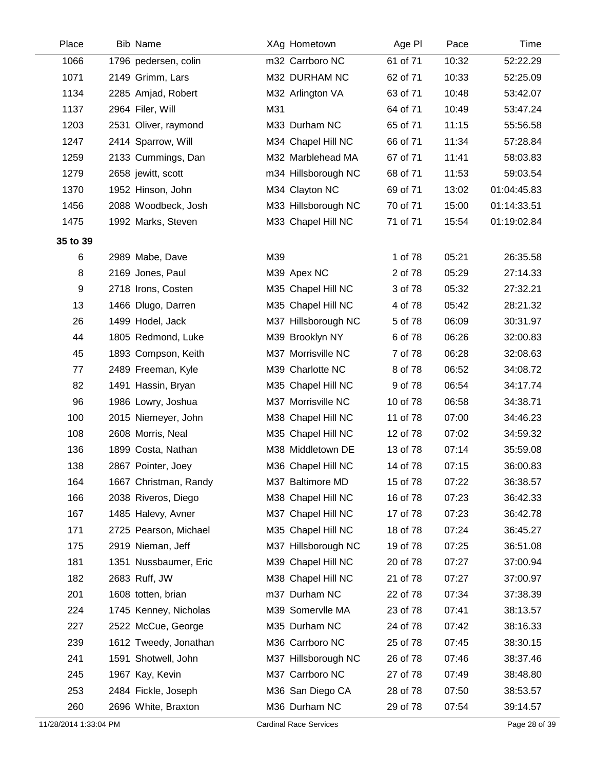| Place | Bib | Name | XAg | Hometown | Age Pl | Pace | Time |
|---|---|---|---|---|---|---|---|
| 1066 | 1796 | pedersen, colin | m32 | Carrboro NC | 61 of 71 | 10:32 | 52:22.29 |
| 1071 | 2149 | Grimm, Lars | M32 | DURHAM NC | 62 of 71 | 10:33 | 52:25.09 |
| 1134 | 2285 | Amjad, Robert | M32 | Arlington VA | 63 of 71 | 10:48 | 53:42.07 |
| 1137 | 2964 | Filer, Will | M31 | | 64 of 71 | 10:49 | 53:47.24 |
| 1203 | 2531 | Oliver, raymond | M33 | Durham NC | 65 of 71 | 11:15 | 55:56.58 |
| 1247 | 2414 | Sparrow, Will | M34 | Chapel Hill NC | 66 of 71 | 11:34 | 57:28.84 |
| 1259 | 2133 | Cummings, Dan | M32 | Marblehead MA | 67 of 71 | 11:41 | 58:03.83 |
| 1279 | 2658 | jewitt, scott | m34 | Hillsborough NC | 68 of 71 | 11:53 | 59:03.54 |
| 1370 | 1952 | Hinson, John | M34 | Clayton NC | 69 of 71 | 13:02 | 01:04:45.83 |
| 1456 | 2088 | Woodbeck, Josh | M33 | Hillsborough NC | 70 of 71 | 15:00 | 01:14:33.51 |
| 1475 | 1992 | Marks, Steven | M33 | Chapel Hill NC | 71 of 71 | 15:54 | 01:19:02.84 |
| **35 to 39** | | | | | | | |
| 6 | 2989 | Mabe, Dave | M39 | | 1 of 78 | 05:21 | 26:35.58 |
| 8 | 2169 | Jones, Paul | M39 | Apex NC | 2 of 78 | 05:29 | 27:14.33 |
| 9 | 2718 | Irons, Costen | M35 | Chapel Hill NC | 3 of 78 | 05:32 | 27:32.21 |
| 13 | 1466 | Dlugo, Darren | M35 | Chapel Hill NC | 4 of 78 | 05:42 | 28:21.32 |
| 26 | 1499 | Hodel, Jack | M37 | Hillsborough NC | 5 of 78 | 06:09 | 30:31.97 |
| 44 | 1805 | Redmond, Luke | M39 | Brooklyn NY | 6 of 78 | 06:26 | 32:00.83 |
| 45 | 1893 | Compson, Keith | M37 | Morrisville NC | 7 of 78 | 06:28 | 32:08.63 |
| 77 | 2489 | Freeman, Kyle | M39 | Charlotte NC | 8 of 78 | 06:52 | 34:08.72 |
| 82 | 1491 | Hassin, Bryan | M35 | Chapel Hill NC | 9 of 78 | 06:54 | 34:17.74 |
| 96 | 1986 | Lowry, Joshua | M37 | Morrisville NC | 10 of 78 | 06:58 | 34:38.71 |
| 100 | 2015 | Niemeyer, John | M38 | Chapel Hill NC | 11 of 78 | 07:00 | 34:46.23 |
| 108 | 2608 | Morris, Neal | M35 | Chapel Hill NC | 12 of 78 | 07:02 | 34:59.32 |
| 136 | 1899 | Costa, Nathan | M38 | Middletown DE | 13 of 78 | 07:14 | 35:59.08 |
| 138 | 2867 | Pointer, Joey | M36 | Chapel Hill NC | 14 of 78 | 07:15 | 36:00.83 |
| 164 | 1667 | Christman, Randy | M37 | Baltimore MD | 15 of 78 | 07:22 | 36:38.57 |
| 166 | 2038 | Riveros, Diego | M38 | Chapel Hill NC | 16 of 78 | 07:23 | 36:42.33 |
| 167 | 1485 | Halevy, Avner | M37 | Chapel Hill NC | 17 of 78 | 07:23 | 36:42.78 |
| 171 | 2725 | Pearson, Michael | M35 | Chapel Hill NC | 18 of 78 | 07:24 | 36:45.27 |
| 175 | 2919 | Nieman, Jeff | M37 | Hillsborough NC | 19 of 78 | 07:25 | 36:51.08 |
| 181 | 1351 | Nussbaumer, Eric | M39 | Chapel Hill NC | 20 of 78 | 07:27 | 37:00.94 |
| 182 | 2683 | Ruff, JW | M38 | Chapel Hill NC | 21 of 78 | 07:27 | 37:00.97 |
| 201 | 1608 | totten, brian | m37 | Durham NC | 22 of 78 | 07:34 | 37:38.39 |
| 224 | 1745 | Kenney, Nicholas | M39 | Somervlle MA | 23 of 78 | 07:41 | 38:13.57 |
| 227 | 2522 | McCue, George | M35 | Durham NC | 24 of 78 | 07:42 | 38:16.33 |
| 239 | 1612 | Tweedy, Jonathan | M36 | Carrboro NC | 25 of 78 | 07:45 | 38:30.15 |
| 241 | 1591 | Shotwell, John | M37 | Hillsborough NC | 26 of 78 | 07:46 | 38:37.46 |
| 245 | 1967 | Kay, Kevin | M37 | Carrboro NC | 27 of 78 | 07:49 | 38:48.80 |
| 253 | 2484 | Fickle, Joseph | M36 | San Diego CA | 28 of 78 | 07:50 | 38:53.57 |
| 260 | 2696 | White, Braxton | M36 | Durham NC | 29 of 78 | 07:54 | 39:14.57 |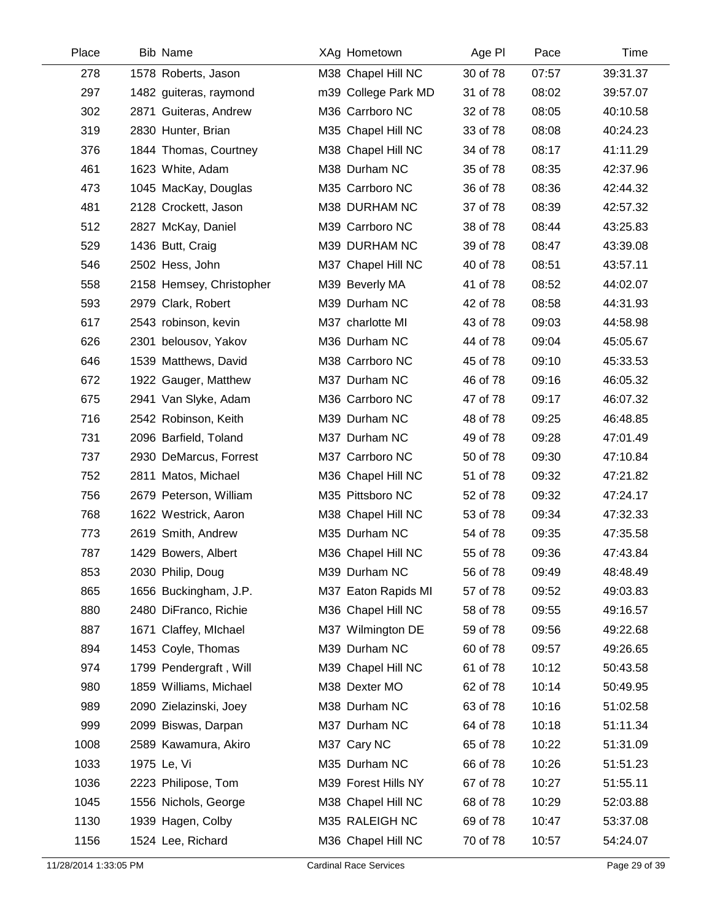| Place | Bib | Name | XAg | Hometown | Age Pl | Pace | Time |
|---|---|---|---|---|---|---|---|
| 278 | 1578 | Roberts, Jason | M38 | Chapel Hill NC | 30 of 78 | 07:57 | 39:31.37 |
| 297 | 1482 | guiteras, raymond | m39 | College Park MD | 31 of 78 | 08:02 | 39:57.07 |
| 302 | 2871 | Guiteras, Andrew | M36 | Carrboro NC | 32 of 78 | 08:05 | 40:10.58 |
| 319 | 2830 | Hunter, Brian | M35 | Chapel Hill NC | 33 of 78 | 08:08 | 40:24.23 |
| 376 | 1844 | Thomas, Courtney | M38 | Chapel Hill NC | 34 of 78 | 08:17 | 41:11.29 |
| 461 | 1623 | White, Adam | M38 | Durham NC | 35 of 78 | 08:35 | 42:37.96 |
| 473 | 1045 | MacKay, Douglas | M35 | Carrboro NC | 36 of 78 | 08:36 | 42:44.32 |
| 481 | 2128 | Crockett, Jason | M38 | DURHAM NC | 37 of 78 | 08:39 | 42:57.32 |
| 512 | 2827 | McKay, Daniel | M39 | Carrboro NC | 38 of 78 | 08:44 | 43:25.83 |
| 529 | 1436 | Butt, Craig | M39 | DURHAM NC | 39 of 78 | 08:47 | 43:39.08 |
| 546 | 2502 | Hess, John | M37 | Chapel Hill NC | 40 of 78 | 08:51 | 43:57.11 |
| 558 | 2158 | Hemsey, Christopher | M39 | Beverly MA | 41 of 78 | 08:52 | 44:02.07 |
| 593 | 2979 | Clark, Robert | M39 | Durham NC | 42 of 78 | 08:58 | 44:31.93 |
| 617 | 2543 | robinson, kevin | M37 | charlotte MI | 43 of 78 | 09:03 | 44:58.98 |
| 626 | 2301 | belousov, Yakov | M36 | Durham NC | 44 of 78 | 09:04 | 45:05.67 |
| 646 | 1539 | Matthews, David | M38 | Carrboro NC | 45 of 78 | 09:10 | 45:33.53 |
| 672 | 1922 | Gauger, Matthew | M37 | Durham NC | 46 of 78 | 09:16 | 46:05.32 |
| 675 | 2941 | Van Slyke, Adam | M36 | Carrboro NC | 47 of 78 | 09:17 | 46:07.32 |
| 716 | 2542 | Robinson, Keith | M39 | Durham NC | 48 of 78 | 09:25 | 46:48.85 |
| 731 | 2096 | Barfield, Toland | M37 | Durham NC | 49 of 78 | 09:28 | 47:01.49 |
| 737 | 2930 | DeMarcus, Forrest | M37 | Carrboro NC | 50 of 78 | 09:30 | 47:10.84 |
| 752 | 2811 | Matos, Michael | M36 | Chapel Hill NC | 51 of 78 | 09:32 | 47:21.82 |
| 756 | 2679 | Peterson, William | M35 | Pittsboro NC | 52 of 78 | 09:32 | 47:24.17 |
| 768 | 1622 | Westrick, Aaron | M38 | Chapel Hill NC | 53 of 78 | 09:34 | 47:32.33 |
| 773 | 2619 | Smith, Andrew | M35 | Durham NC | 54 of 78 | 09:35 | 47:35.58 |
| 787 | 1429 | Bowers, Albert | M36 | Chapel Hill NC | 55 of 78 | 09:36 | 47:43.84 |
| 853 | 2030 | Philip, Doug | M39 | Durham NC | 56 of 78 | 09:49 | 48:48.49 |
| 865 | 1656 | Buckingham, J.P. | M37 | Eaton Rapids MI | 57 of 78 | 09:52 | 49:03.83 |
| 880 | 2480 | DiFranco, Richie | M36 | Chapel Hill NC | 58 of 78 | 09:55 | 49:16.57 |
| 887 | 1671 | Claffey, MIchael | M37 | Wilmington DE | 59 of 78 | 09:56 | 49:22.68 |
| 894 | 1453 | Coyle, Thomas | M39 | Durham NC | 60 of 78 | 09:57 | 49:26.65 |
| 974 | 1799 | Pendergraft , Will | M39 | Chapel Hill NC | 61 of 78 | 10:12 | 50:43.58 |
| 980 | 1859 | Williams, Michael | M38 | Dexter MO | 62 of 78 | 10:14 | 50:49.95 |
| 989 | 2090 | Zielazinski, Joey | M38 | Durham NC | 63 of 78 | 10:16 | 51:02.58 |
| 999 | 2099 | Biswas, Darpan | M37 | Durham NC | 64 of 78 | 10:18 | 51:11.34 |
| 1008 | 2589 | Kawamura, Akiro | M37 | Cary NC | 65 of 78 | 10:22 | 51:31.09 |
| 1033 | 1975 | Le, Vi | M35 | Durham NC | 66 of 78 | 10:26 | 51:51.23 |
| 1036 | 2223 | Philipose, Tom | M39 | Forest Hills NY | 67 of 78 | 10:27 | 51:55.11 |
| 1045 | 1556 | Nichols, George | M38 | Chapel Hill NC | 68 of 78 | 10:29 | 52:03.88 |
| 1130 | 1939 | Hagen, Colby | M35 | RALEIGH NC | 69 of 78 | 10:47 | 53:37.08 |
| 1156 | 1524 | Lee, Richard | M36 | Chapel Hill NC | 70 of 78 | 10:57 | 54:24.07 |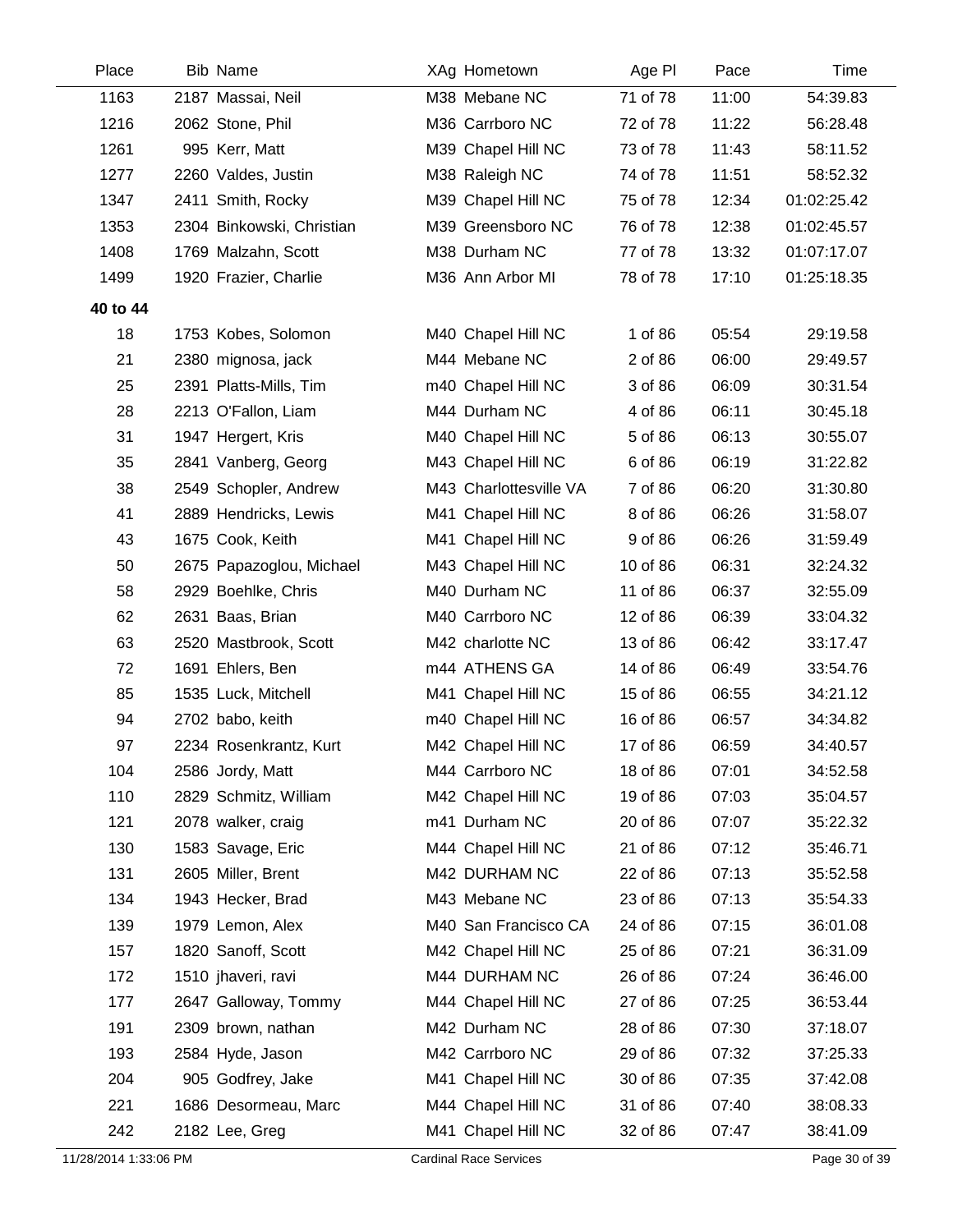| Place | Bib | Name | XAg | Hometown | Age Pl | Pace | Time |
|---|---|---|---|---|---|---|---|
| 1163 | 2187 | Massai, Neil | M38 | Mebane NC | 71 of 78 | 11:00 | 54:39.83 |
| 1216 | 2062 | Stone, Phil | M36 | Carrboro NC | 72 of 78 | 11:22 | 56:28.48 |
| 1261 | 995 | Kerr, Matt | M39 | Chapel Hill NC | 73 of 78 | 11:43 | 58:11.52 |
| 1277 | 2260 | Valdes, Justin | M38 | Raleigh NC | 74 of 78 | 11:51 | 58:52.32 |
| 1347 | 2411 | Smith, Rocky | M39 | Chapel Hill NC | 75 of 78 | 12:34 | 01:02:25.42 |
| 1353 | 2304 | Binkowski, Christian | M39 | Greensboro NC | 76 of 78 | 12:38 | 01:02:45.57 |
| 1408 | 1769 | Malzahn, Scott | M38 | Durham NC | 77 of 78 | 13:32 | 01:07:17.07 |
| 1499 | 1920 | Frazier, Charlie | M36 | Ann Arbor MI | 78 of 78 | 17:10 | 01:25:18.35 |
| **40 to 44** | | | | | | | |
| 18 | 1753 | Kobes, Solomon | M40 | Chapel Hill NC | 1 of 86 | 05:54 | 29:19.58 |
| 21 | 2380 | mignosa, jack | M44 | Mebane NC | 2 of 86 | 06:00 | 29:49.57 |
| 25 | 2391 | Platts-Mills, Tim | m40 | Chapel Hill NC | 3 of 86 | 06:09 | 30:31.54 |
| 28 | 2213 | O'Fallon, Liam | M44 | Durham NC | 4 of 86 | 06:11 | 30:45.18 |
| 31 | 1947 | Hergert, Kris | M40 | Chapel Hill NC | 5 of 86 | 06:13 | 30:55.07 |
| 35 | 2841 | Vanberg, Georg | M43 | Chapel Hill NC | 6 of 86 | 06:19 | 31:22.82 |
| 38 | 2549 | Schopler, Andrew | M43 | Charlottesville VA | 7 of 86 | 06:20 | 31:30.80 |
| 41 | 2889 | Hendricks, Lewis | M41 | Chapel Hill NC | 8 of 86 | 06:26 | 31:58.07 |
| 43 | 1675 | Cook, Keith | M41 | Chapel Hill NC | 9 of 86 | 06:26 | 31:59.49 |
| 50 | 2675 | Papazoglou, Michael | M43 | Chapel Hill NC | 10 of 86 | 06:31 | 32:24.32 |
| 58 | 2929 | Boehlke, Chris | M40 | Durham NC | 11 of 86 | 06:37 | 32:55.09 |
| 62 | 2631 | Baas, Brian | M40 | Carrboro NC | 12 of 86 | 06:39 | 33:04.32 |
| 63 | 2520 | Mastbrook, Scott | M42 | charlotte NC | 13 of 86 | 06:42 | 33:17.47 |
| 72 | 1691 | Ehlers, Ben | m44 | ATHENS GA | 14 of 86 | 06:49 | 33:54.76 |
| 85 | 1535 | Luck, Mitchell | M41 | Chapel Hill NC | 15 of 86 | 06:55 | 34:21.12 |
| 94 | 2702 | babo, keith | m40 | Chapel Hill NC | 16 of 86 | 06:57 | 34:34.82 |
| 97 | 2234 | Rosenkrantz, Kurt | M42 | Chapel Hill NC | 17 of 86 | 06:59 | 34:40.57 |
| 104 | 2586 | Jordy, Matt | M44 | Carrboro NC | 18 of 86 | 07:01 | 34:52.58 |
| 110 | 2829 | Schmitz, William | M42 | Chapel Hill NC | 19 of 86 | 07:03 | 35:04.57 |
| 121 | 2078 | walker, craig | m41 | Durham NC | 20 of 86 | 07:07 | 35:22.32 |
| 130 | 1583 | Savage, Eric | M44 | Chapel Hill NC | 21 of 86 | 07:12 | 35:46.71 |
| 131 | 2605 | Miller, Brent | M42 | DURHAM NC | 22 of 86 | 07:13 | 35:52.58 |
| 134 | 1943 | Hecker, Brad | M43 | Mebane NC | 23 of 86 | 07:13 | 35:54.33 |
| 139 | 1979 | Lemon, Alex | M40 | San Francisco CA | 24 of 86 | 07:15 | 36:01.08 |
| 157 | 1820 | Sanoff, Scott | M42 | Chapel Hill NC | 25 of 86 | 07:21 | 36:31.09 |
| 172 | 1510 | jhaveri, ravi | M44 | DURHAM NC | 26 of 86 | 07:24 | 36:46.00 |
| 177 | 2647 | Galloway, Tommy | M44 | Chapel Hill NC | 27 of 86 | 07:25 | 36:53.44 |
| 191 | 2309 | brown, nathan | M42 | Durham NC | 28 of 86 | 07:30 | 37:18.07 |
| 193 | 2584 | Hyde, Jason | M42 | Carrboro NC | 29 of 86 | 07:32 | 37:25.33 |
| 204 | 905 | Godfrey, Jake | M41 | Chapel Hill NC | 30 of 86 | 07:35 | 37:42.08 |
| 221 | 1686 | Desormeau, Marc | M44 | Chapel Hill NC | 31 of 86 | 07:40 | 38:08.33 |
| 242 | 2182 | Lee, Greg | M41 | Chapel Hill NC | 32 of 86 | 07:47 | 38:41.09 |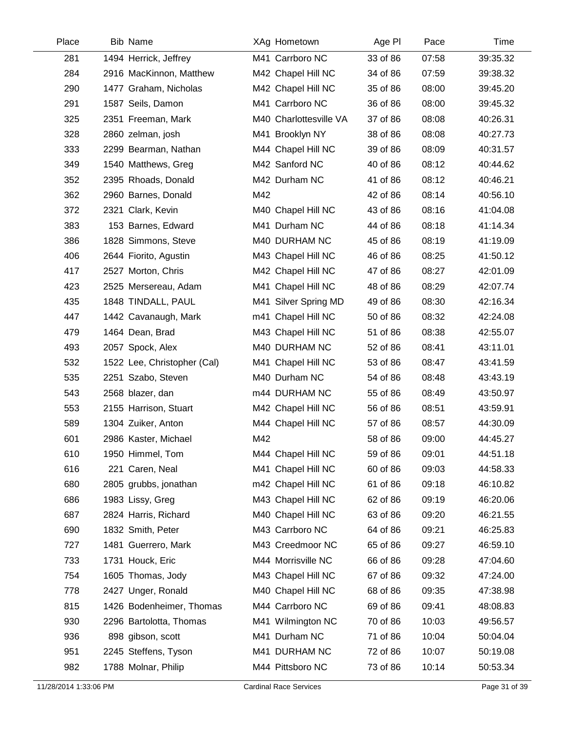| Place | Bib | Name | XAg | Hometown | Age Pl | Pace | Time |
|---|---|---|---|---|---|---|---|
| 281 | 1494 | Herrick, Jeffrey | M41 | Carrboro NC | 33 of 86 | 07:58 | 39:35.32 |
| 284 | 2916 | MacKinnon, Matthew | M42 | Chapel Hill NC | 34 of 86 | 07:59 | 39:38.32 |
| 290 | 1477 | Graham, Nicholas | M42 | Chapel Hill NC | 35 of 86 | 08:00 | 39:45.20 |
| 291 | 1587 | Seils, Damon | M41 | Carrboro NC | 36 of 86 | 08:00 | 39:45.32 |
| 325 | 2351 | Freeman, Mark | M40 | Charlottesville VA | 37 of 86 | 08:08 | 40:26.31 |
| 328 | 2860 | zelman, josh | M41 | Brooklyn NY | 38 of 86 | 08:08 | 40:27.73 |
| 333 | 2299 | Bearman, Nathan | M44 | Chapel Hill NC | 39 of 86 | 08:09 | 40:31.57 |
| 349 | 1540 | Matthews, Greg | M42 | Sanford NC | 40 of 86 | 08:12 | 40:44.62 |
| 352 | 2395 | Rhoads, Donald | M42 | Durham NC | 41 of 86 | 08:12 | 40:46.21 |
| 362 | 2960 | Barnes, Donald | M42 | | 42 of 86 | 08:14 | 40:56.10 |
| 372 | 2321 | Clark, Kevin | M40 | Chapel Hill NC | 43 of 86 | 08:16 | 41:04.08 |
| 383 | 153 | Barnes, Edward | M41 | Durham NC | 44 of 86 | 08:18 | 41:14.34 |
| 386 | 1828 | Simmons, Steve | M40 | DURHAM NC | 45 of 86 | 08:19 | 41:19.09 |
| 406 | 2644 | Fiorito, Agustin | M43 | Chapel Hill NC | 46 of 86 | 08:25 | 41:50.12 |
| 417 | 2527 | Morton, Chris | M42 | Chapel Hill NC | 47 of 86 | 08:27 | 42:01.09 |
| 423 | 2525 | Mersereau, Adam | M41 | Chapel Hill NC | 48 of 86 | 08:29 | 42:07.74 |
| 435 | 1848 | TINDALL, PAUL | M41 | Silver Spring MD | 49 of 86 | 08:30 | 42:16.34 |
| 447 | 1442 | Cavanaugh, Mark | m41 | Chapel Hill NC | 50 of 86 | 08:32 | 42:24.08 |
| 479 | 1464 | Dean, Brad | M43 | Chapel Hill NC | 51 of 86 | 08:38 | 42:55.07 |
| 493 | 2057 | Spock, Alex | M40 | DURHAM NC | 52 of 86 | 08:41 | 43:11.01 |
| 532 | 1522 | Lee, Christopher (Cal) | M41 | Chapel Hill NC | 53 of 86 | 08:47 | 43:41.59 |
| 535 | 2251 | Szabo, Steven | M40 | Durham NC | 54 of 86 | 08:48 | 43:43.19 |
| 543 | 2568 | blazer, dan | m44 | DURHAM NC | 55 of 86 | 08:49 | 43:50.97 |
| 553 | 2155 | Harrison, Stuart | M42 | Chapel Hill NC | 56 of 86 | 08:51 | 43:59.91 |
| 589 | 1304 | Zuiker, Anton | M44 | Chapel Hill NC | 57 of 86 | 08:57 | 44:30.09 |
| 601 | 2986 | Kaster, Michael | M42 | | 58 of 86 | 09:00 | 44:45.27 |
| 610 | 1950 | Himmel, Tom | M44 | Chapel Hill NC | 59 of 86 | 09:01 | 44:51.18 |
| 616 | 221 | Caren, Neal | M41 | Chapel Hill NC | 60 of 86 | 09:03 | 44:58.33 |
| 680 | 2805 | grubbs, jonathan | m42 | Chapel Hill NC | 61 of 86 | 09:18 | 46:10.82 |
| 686 | 1983 | Lissy, Greg | M43 | Chapel Hill NC | 62 of 86 | 09:19 | 46:20.06 |
| 687 | 2824 | Harris, Richard | M40 | Chapel Hill NC | 63 of 86 | 09:20 | 46:21.55 |
| 690 | 1832 | Smith, Peter | M43 | Carrboro NC | 64 of 86 | 09:21 | 46:25.83 |
| 727 | 1481 | Guerrero, Mark | M43 | Creedmoor NC | 65 of 86 | 09:27 | 46:59.10 |
| 733 | 1731 | Houck, Eric | M44 | Morrisville NC | 66 of 86 | 09:28 | 47:04.60 |
| 754 | 1605 | Thomas, Jody | M43 | Chapel Hill NC | 67 of 86 | 09:32 | 47:24.00 |
| 778 | 2427 | Unger, Ronald | M40 | Chapel Hill NC | 68 of 86 | 09:35 | 47:38.98 |
| 815 | 1426 | Bodenheimer, Thomas | M44 | Carrboro NC | 69 of 86 | 09:41 | 48:08.83 |
| 930 | 2296 | Bartolotta, Thomas | M41 | Wilmington NC | 70 of 86 | 10:03 | 49:56.57 |
| 936 | 898 | gibson, scott | M41 | Durham NC | 71 of 86 | 10:04 | 50:04.04 |
| 951 | 2245 | Steffens, Tyson | M41 | DURHAM NC | 72 of 86 | 10:07 | 50:19.08 |
| 982 | 1788 | Molnar, Philip | M44 | Pittsboro NC | 73 of 86 | 10:14 | 50:53.34 |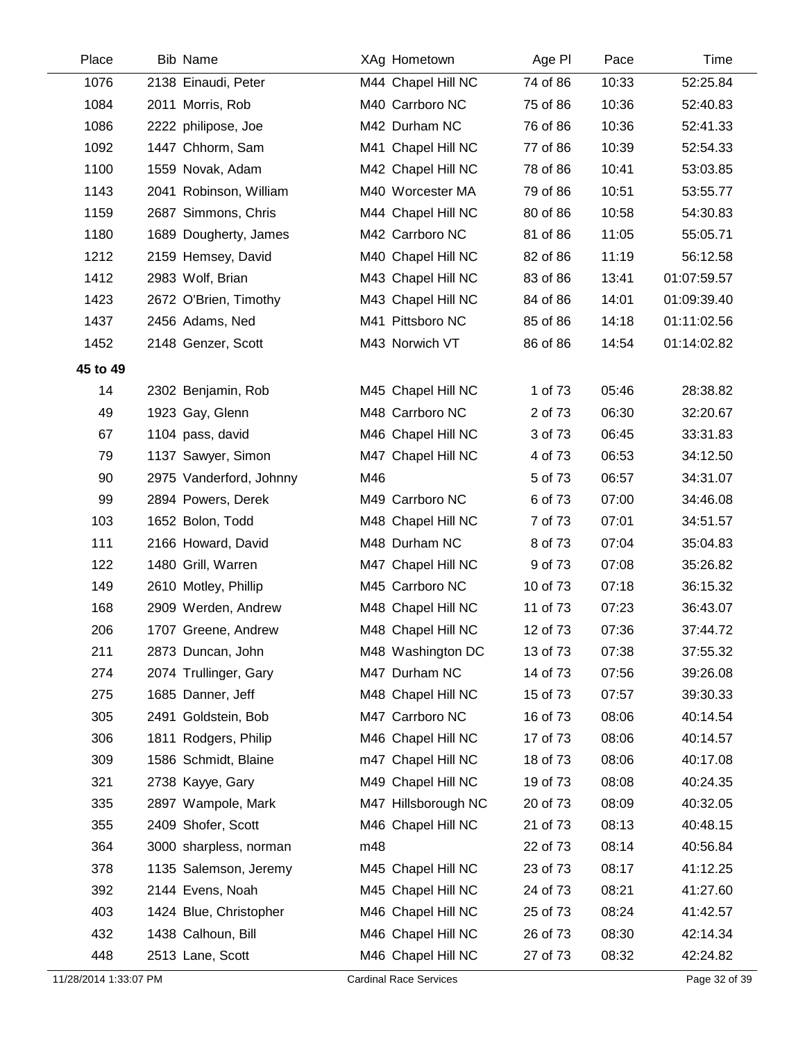| Place | Bib | Name | XAg | Hometown | Age Pl | Pace | Time |
|---|---|---|---|---|---|---|---|
| 1076 | 2138 | Einaudi, Peter | M44 | Chapel Hill NC | 74 of 86 | 10:33 | 52:25.84 |
| 1084 | 2011 | Morris, Rob | M40 | Carrboro NC | 75 of 86 | 10:36 | 52:40.83 |
| 1086 | 2222 | philipose, Joe | M42 | Durham NC | 76 of 86 | 10:36 | 52:41.33 |
| 1092 | 1447 | Chhorm, Sam | M41 | Chapel Hill NC | 77 of 86 | 10:39 | 52:54.33 |
| 1100 | 1559 | Novak, Adam | M42 | Chapel Hill NC | 78 of 86 | 10:41 | 53:03.85 |
| 1143 | 2041 | Robinson, William | M40 | Worcester MA | 79 of 86 | 10:51 | 53:55.77 |
| 1159 | 2687 | Simmons, Chris | M44 | Chapel Hill NC | 80 of 86 | 10:58 | 54:30.83 |
| 1180 | 1689 | Dougherty, James | M42 | Carrboro NC | 81 of 86 | 11:05 | 55:05.71 |
| 1212 | 2159 | Hemsey, David | M40 | Chapel Hill NC | 82 of 86 | 11:19 | 56:12.58 |
| 1412 | 2983 | Wolf, Brian | M43 | Chapel Hill NC | 83 of 86 | 13:41 | 01:07:59.57 |
| 1423 | 2672 | O'Brien, Timothy | M43 | Chapel Hill NC | 84 of 86 | 14:01 | 01:09:39.40 |
| 1437 | 2456 | Adams, Ned | M41 | Pittsboro NC | 85 of 86 | 14:18 | 01:11:02.56 |
| 1452 | 2148 | Genzer, Scott | M43 | Norwich VT | 86 of 86 | 14:54 | 01:14:02.82 |
| **45 to 49** | | | | | | | |
| 14 | 2302 | Benjamin, Rob | M45 | Chapel Hill NC | 1 of 73 | 05:46 | 28:38.82 |
| 49 | 1923 | Gay, Glenn | M48 | Carrboro NC | 2 of 73 | 06:30 | 32:20.67 |
| 67 | 1104 | pass, david | M46 | Chapel Hill NC | 3 of 73 | 06:45 | 33:31.83 |
| 79 | 1137 | Sawyer, Simon | M47 | Chapel Hill NC | 4 of 73 | 06:53 | 34:12.50 |
| 90 | 2975 | Vanderford, Johnny | M46 | | 5 of 73 | 06:57 | 34:31.07 |
| 99 | 2894 | Powers, Derek | M49 | Carrboro NC | 6 of 73 | 07:00 | 34:46.08 |
| 103 | 1652 | Bolon, Todd | M48 | Chapel Hill NC | 7 of 73 | 07:01 | 34:51.57 |
| 111 | 2166 | Howard, David | M48 | Durham NC | 8 of 73 | 07:04 | 35:04.83 |
| 122 | 1480 | Grill, Warren | M47 | Chapel Hill NC | 9 of 73 | 07:08 | 35:26.82 |
| 149 | 2610 | Motley, Phillip | M45 | Carrboro NC | 10 of 73 | 07:18 | 36:15.32 |
| 168 | 2909 | Werden, Andrew | M48 | Chapel Hill NC | 11 of 73 | 07:23 | 36:43.07 |
| 206 | 1707 | Greene, Andrew | M48 | Chapel Hill NC | 12 of 73 | 07:36 | 37:44.72 |
| 211 | 2873 | Duncan, John | M48 | Washington DC | 13 of 73 | 07:38 | 37:55.32 |
| 274 | 2074 | Trullinger, Gary | M47 | Durham NC | 14 of 73 | 07:56 | 39:26.08 |
| 275 | 1685 | Danner, Jeff | M48 | Chapel Hill NC | 15 of 73 | 07:57 | 39:30.33 |
| 305 | 2491 | Goldstein, Bob | M47 | Carrboro NC | 16 of 73 | 08:06 | 40:14.54 |
| 306 | 1811 | Rodgers, Philip | M46 | Chapel Hill NC | 17 of 73 | 08:06 | 40:14.57 |
| 309 | 1586 | Schmidt, Blaine | m47 | Chapel Hill NC | 18 of 73 | 08:06 | 40:17.08 |
| 321 | 2738 | Kayye, Gary | M49 | Chapel Hill NC | 19 of 73 | 08:08 | 40:24.35 |
| 335 | 2897 | Wampole, Mark | M47 | Hillsborough NC | 20 of 73 | 08:09 | 40:32.05 |
| 355 | 2409 | Shofer, Scott | M46 | Chapel Hill NC | 21 of 73 | 08:13 | 40:48.15 |
| 364 | 3000 | sharpless, norman | m48 | | 22 of 73 | 08:14 | 40:56.84 |
| 378 | 1135 | Salemson, Jeremy | M45 | Chapel Hill NC | 23 of 73 | 08:17 | 41:12.25 |
| 392 | 2144 | Evens, Noah | M45 | Chapel Hill NC | 24 of 73 | 08:21 | 41:27.60 |
| 403 | 1424 | Blue, Christopher | M46 | Chapel Hill NC | 25 of 73 | 08:24 | 41:42.57 |
| 432 | 1438 | Calhoun, Bill | M46 | Chapel Hill NC | 26 of 73 | 08:30 | 42:14.34 |
| 448 | 2513 | Lane, Scott | M46 | Chapel Hill NC | 27 of 73 | 08:32 | 42:24.82 |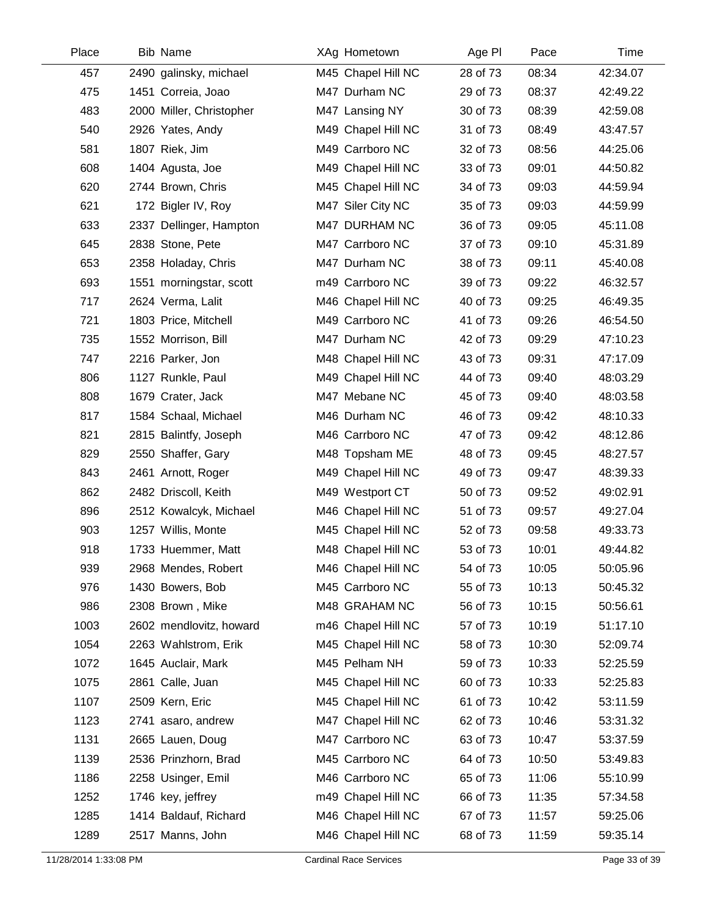| Place | Bib | Name | XAg | Hometown | Age Pl | Pace | Time |
|---|---|---|---|---|---|---|---|
| 457 | 2490 | galinsky, michael | M45 | Chapel Hill NC | 28 of 73 | 08:34 | 42:34.07 |
| 475 | 1451 | Correia, Joao | M47 | Durham NC | 29 of 73 | 08:37 | 42:49.22 |
| 483 | 2000 | Miller, Christopher | M47 | Lansing NY | 30 of 73 | 08:39 | 42:59.08 |
| 540 | 2926 | Yates, Andy | M49 | Chapel Hill NC | 31 of 73 | 08:49 | 43:47.57 |
| 581 | 1807 | Riek, Jim | M49 | Carrboro NC | 32 of 73 | 08:56 | 44:25.06 |
| 608 | 1404 | Agusta, Joe | M49 | Chapel Hill NC | 33 of 73 | 09:01 | 44:50.82 |
| 620 | 2744 | Brown, Chris | M45 | Chapel Hill NC | 34 of 73 | 09:03 | 44:59.94 |
| 621 | 172 | Bigler IV, Roy | M47 | Siler City NC | 35 of 73 | 09:03 | 44:59.99 |
| 633 | 2337 | Dellinger, Hampton | M47 | DURHAM NC | 36 of 73 | 09:05 | 45:11.08 |
| 645 | 2838 | Stone, Pete | M47 | Carrboro NC | 37 of 73 | 09:10 | 45:31.89 |
| 653 | 2358 | Holaday, Chris | M47 | Durham NC | 38 of 73 | 09:11 | 45:40.08 |
| 693 | 1551 | morningstar, scott | m49 | Carrboro NC | 39 of 73 | 09:22 | 46:32.57 |
| 717 | 2624 | Verma, Lalit | M46 | Chapel Hill NC | 40 of 73 | 09:25 | 46:49.35 |
| 721 | 1803 | Price, Mitchell | M49 | Carrboro NC | 41 of 73 | 09:26 | 46:54.50 |
| 735 | 1552 | Morrison, Bill | M47 | Durham NC | 42 of 73 | 09:29 | 47:10.23 |
| 747 | 2216 | Parker, Jon | M48 | Chapel Hill NC | 43 of 73 | 09:31 | 47:17.09 |
| 806 | 1127 | Runkle, Paul | M49 | Chapel Hill NC | 44 of 73 | 09:40 | 48:03.29 |
| 808 | 1679 | Crater, Jack | M47 | Mebane NC | 45 of 73 | 09:40 | 48:03.58 |
| 817 | 1584 | Schaal, Michael | M46 | Durham NC | 46 of 73 | 09:42 | 48:10.33 |
| 821 | 2815 | Balintfy, Joseph | M46 | Carrboro NC | 47 of 73 | 09:42 | 48:12.86 |
| 829 | 2550 | Shaffer, Gary | M48 | Topsham ME | 48 of 73 | 09:45 | 48:27.57 |
| 843 | 2461 | Arnott, Roger | M49 | Chapel Hill NC | 49 of 73 | 09:47 | 48:39.33 |
| 862 | 2482 | Driscoll, Keith | M49 | Westport CT | 50 of 73 | 09:52 | 49:02.91 |
| 896 | 2512 | Kowalcyk, Michael | M46 | Chapel Hill NC | 51 of 73 | 09:57 | 49:27.04 |
| 903 | 1257 | Willis, Monte | M45 | Chapel Hill NC | 52 of 73 | 09:58 | 49:33.73 |
| 918 | 1733 | Huemmer, Matt | M48 | Chapel Hill NC | 53 of 73 | 10:01 | 49:44.82 |
| 939 | 2968 | Mendes, Robert | M46 | Chapel Hill NC | 54 of 73 | 10:05 | 50:05.96 |
| 976 | 1430 | Bowers, Bob | M45 | Carrboro NC | 55 of 73 | 10:13 | 50:45.32 |
| 986 | 2308 | Brown , Mike | M48 | GRAHAM NC | 56 of 73 | 10:15 | 50:56.61 |
| 1003 | 2602 | mendlovitz, howard | m46 | Chapel Hill NC | 57 of 73 | 10:19 | 51:17.10 |
| 1054 | 2263 | Wahlstrom, Erik | M45 | Chapel Hill NC | 58 of 73 | 10:30 | 52:09.74 |
| 1072 | 1645 | Auclair, Mark | M45 | Pelham NH | 59 of 73 | 10:33 | 52:25.59 |
| 1075 | 2861 | Calle, Juan | M45 | Chapel Hill NC | 60 of 73 | 10:33 | 52:25.83 |
| 1107 | 2509 | Kern, Eric | M45 | Chapel Hill NC | 61 of 73 | 10:42 | 53:11.59 |
| 1123 | 2741 | asaro, andrew | M47 | Chapel Hill NC | 62 of 73 | 10:46 | 53:31.32 |
| 1131 | 2665 | Lauen, Doug | M47 | Carrboro NC | 63 of 73 | 10:47 | 53:37.59 |
| 1139 | 2536 | Prinzhorn, Brad | M45 | Carrboro NC | 64 of 73 | 10:50 | 53:49.83 |
| 1186 | 2258 | Usinger, Emil | M46 | Carrboro NC | 65 of 73 | 11:06 | 55:10.99 |
| 1252 | 1746 | key, jeffrey | m49 | Chapel Hill NC | 66 of 73 | 11:35 | 57:34.58 |
| 1285 | 1414 | Baldauf, Richard | M46 | Chapel Hill NC | 67 of 73 | 11:57 | 59:25.06 |
| 1289 | 2517 | Manns, John | M46 | Chapel Hill NC | 68 of 73 | 11:59 | 59:35.14 |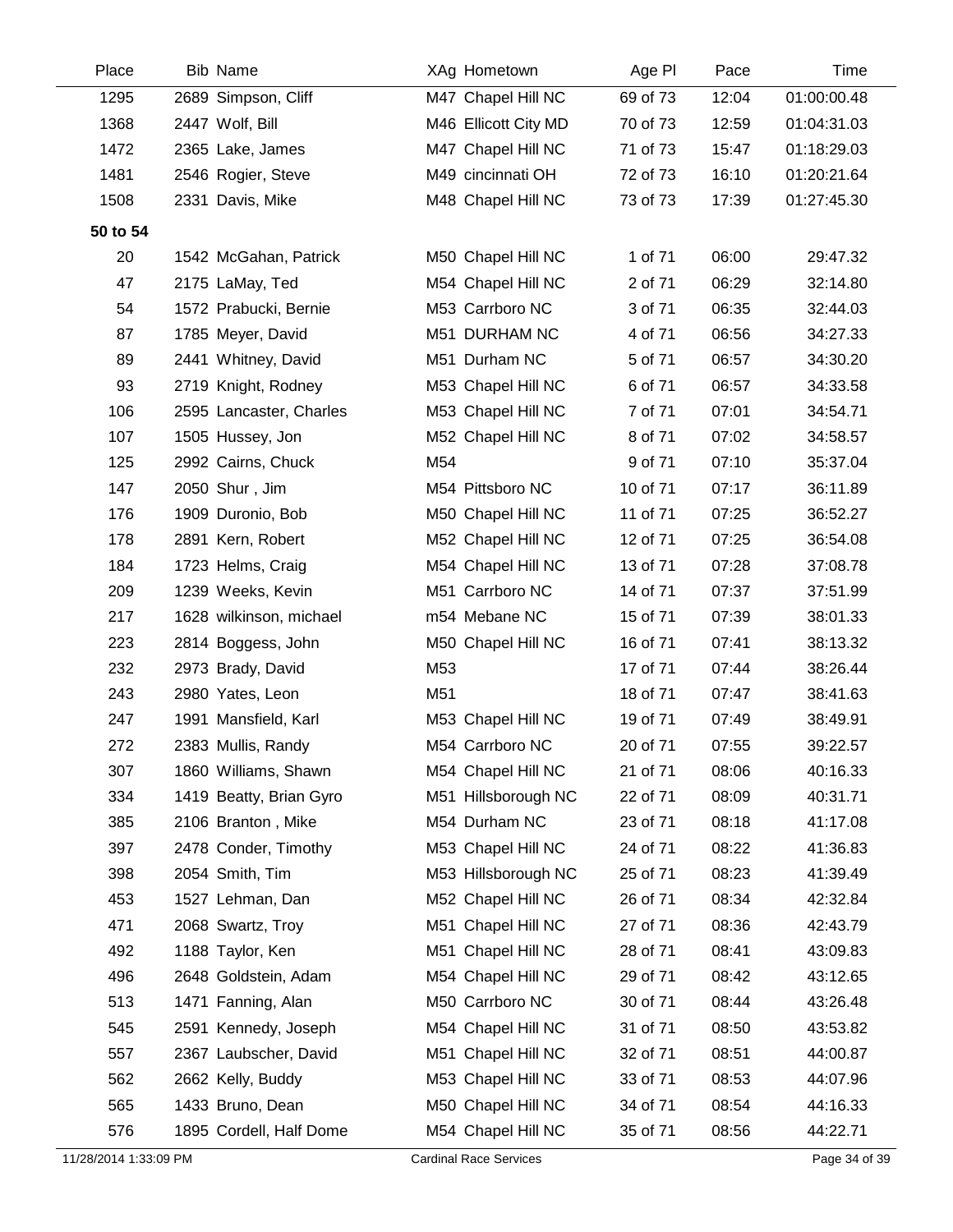| Place | Bib | Name | XAg | Hometown | Age Pl | Pace | Time |
|---|---|---|---|---|---|---|---|
| 1295 | 2689 | Simpson, Cliff | M47 | Chapel Hill NC | 69 of 73 | 12:04 | 01:00:00.48 |
| 1368 | 2447 | Wolf, Bill | M46 | Ellicott City MD | 70 of 73 | 12:59 | 01:04:31.03 |
| 1472 | 2365 | Lake, James | M47 | Chapel Hill NC | 71 of 73 | 15:47 | 01:18:29.03 |
| 1481 | 2546 | Rogier, Steve | M49 | cincinnati OH | 72 of 73 | 16:10 | 01:20:21.64 |
| 1508 | 2331 | Davis, Mike | M48 | Chapel Hill NC | 73 of 73 | 17:39 | 01:27:45.30 |
| **50 to 54** | | | | | | | |
| 20 | 1542 | McGahan, Patrick | M50 | Chapel Hill NC | 1 of 71 | 06:00 | 29:47.32 |
| 47 | 2175 | LaMay, Ted | M54 | Chapel Hill NC | 2 of 71 | 06:29 | 32:14.80 |
| 54 | 1572 | Prabucki, Bernie | M53 | Carrboro NC | 3 of 71 | 06:35 | 32:44.03 |
| 87 | 1785 | Meyer, David | M51 | DURHAM NC | 4 of 71 | 06:56 | 34:27.33 |
| 89 | 2441 | Whitney, David | M51 | Durham NC | 5 of 71 | 06:57 | 34:30.20 |
| 93 | 2719 | Knight, Rodney | M53 | Chapel Hill NC | 6 of 71 | 06:57 | 34:33.58 |
| 106 | 2595 | Lancaster, Charles | M53 | Chapel Hill NC | 7 of 71 | 07:01 | 34:54.71 |
| 107 | 1505 | Hussey, Jon | M52 | Chapel Hill NC | 8 of 71 | 07:02 | 34:58.57 |
| 125 | 2992 | Cairns, Chuck | M54 | | 9 of 71 | 07:10 | 35:37.04 |
| 147 | 2050 | Shur , Jim | M54 | Pittsboro NC | 10 of 71 | 07:17 | 36:11.89 |
| 176 | 1909 | Duronio, Bob | M50 | Chapel Hill NC | 11 of 71 | 07:25 | 36:52.27 |
| 178 | 2891 | Kern, Robert | M52 | Chapel Hill NC | 12 of 71 | 07:25 | 36:54.08 |
| 184 | 1723 | Helms, Craig | M54 | Chapel Hill NC | 13 of 71 | 07:28 | 37:08.78 |
| 209 | 1239 | Weeks, Kevin | M51 | Carrboro NC | 14 of 71 | 07:37 | 37:51.99 |
| 217 | 1628 | wilkinson, michael | m54 | Mebane NC | 15 of 71 | 07:39 | 38:01.33 |
| 223 | 2814 | Boggess, John | M50 | Chapel Hill NC | 16 of 71 | 07:41 | 38:13.32 |
| 232 | 2973 | Brady, David | M53 | | 17 of 71 | 07:44 | 38:26.44 |
| 243 | 2980 | Yates, Leon | M51 | | 18 of 71 | 07:47 | 38:41.63 |
| 247 | 1991 | Mansfield, Karl | M53 | Chapel Hill NC | 19 of 71 | 07:49 | 38:49.91 |
| 272 | 2383 | Mullis, Randy | M54 | Carrboro NC | 20 of 71 | 07:55 | 39:22.57 |
| 307 | 1860 | Williams, Shawn | M54 | Chapel Hill NC | 21 of 71 | 08:06 | 40:16.33 |
| 334 | 1419 | Beatty, Brian Gyro | M51 | Hillsborough NC | 22 of 71 | 08:09 | 40:31.71 |
| 385 | 2106 | Branton , Mike | M54 | Durham NC | 23 of 71 | 08:18 | 41:17.08 |
| 397 | 2478 | Conder, Timothy | M53 | Chapel Hill NC | 24 of 71 | 08:22 | 41:36.83 |
| 398 | 2054 | Smith, Tim | M53 | Hillsborough NC | 25 of 71 | 08:23 | 41:39.49 |
| 453 | 1527 | Lehman, Dan | M52 | Chapel Hill NC | 26 of 71 | 08:34 | 42:32.84 |
| 471 | 2068 | Swartz, Troy | M51 | Chapel Hill NC | 27 of 71 | 08:36 | 42:43.79 |
| 492 | 1188 | Taylor, Ken | M51 | Chapel Hill NC | 28 of 71 | 08:41 | 43:09.83 |
| 496 | 2648 | Goldstein, Adam | M54 | Chapel Hill NC | 29 of 71 | 08:42 | 43:12.65 |
| 513 | 1471 | Fanning, Alan | M50 | Carrboro NC | 30 of 71 | 08:44 | 43:26.48 |
| 545 | 2591 | Kennedy, Joseph | M54 | Chapel Hill NC | 31 of 71 | 08:50 | 43:53.82 |
| 557 | 2367 | Laubscher, David | M51 | Chapel Hill NC | 32 of 71 | 08:51 | 44:00.87 |
| 562 | 2662 | Kelly, Buddy | M53 | Chapel Hill NC | 33 of 71 | 08:53 | 44:07.96 |
| 565 | 1433 | Bruno, Dean | M50 | Chapel Hill NC | 34 of 71 | 08:54 | 44:16.33 |
| 576 | 1895 | Cordell, Half Dome | M54 | Chapel Hill NC | 35 of 71 | 08:56 | 44:22.71 |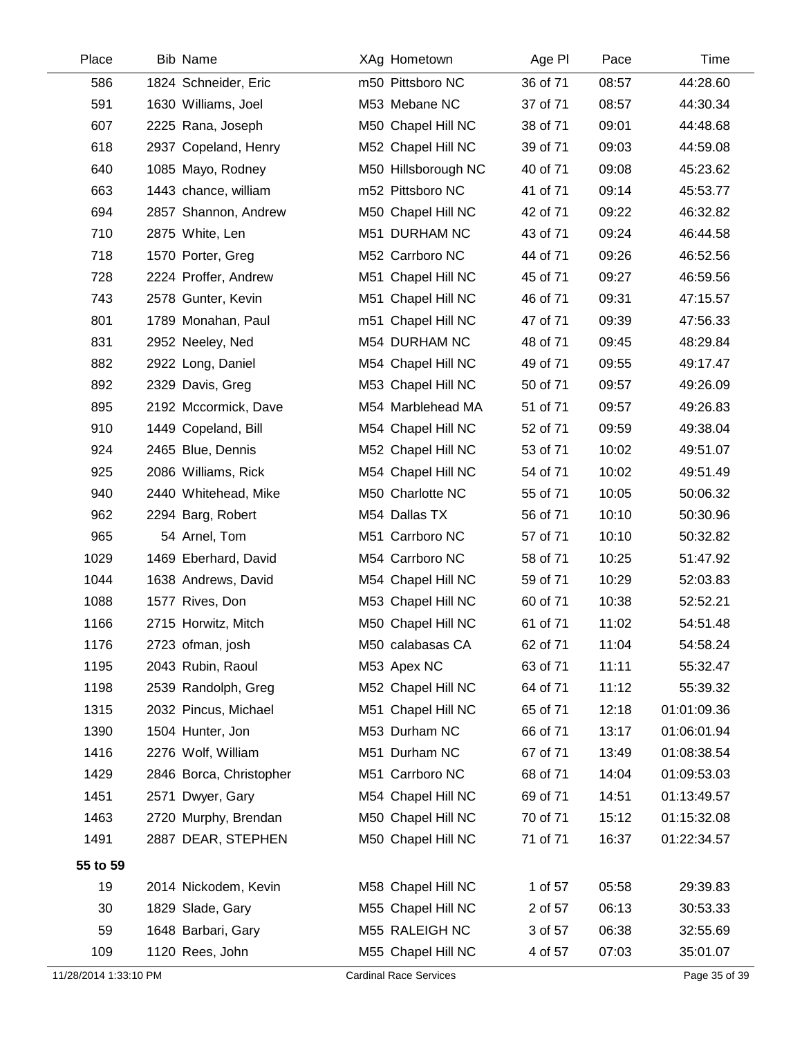| Place | Bib | Name | XAg | Hometown | Age Pl | Pace | Time |
|---|---|---|---|---|---|---|---|
| 586 | 1824 | Schneider, Eric | m50 | Pittsboro NC | 36 of 71 | 08:57 | 44:28.60 |
| 591 | 1630 | Williams, Joel | M53 | Mebane NC | 37 of 71 | 08:57 | 44:30.34 |
| 607 | 2225 | Rana, Joseph | M50 | Chapel Hill NC | 38 of 71 | 09:01 | 44:48.68 |
| 618 | 2937 | Copeland, Henry | M52 | Chapel Hill NC | 39 of 71 | 09:03 | 44:59.08 |
| 640 | 1085 | Mayo, Rodney | M50 | Hillsborough NC | 40 of 71 | 09:08 | 45:23.62 |
| 663 | 1443 | chance, william | m52 | Pittsboro NC | 41 of 71 | 09:14 | 45:53.77 |
| 694 | 2857 | Shannon, Andrew | M50 | Chapel Hill NC | 42 of 71 | 09:22 | 46:32.82 |
| 710 | 2875 | White, Len | M51 | DURHAM NC | 43 of 71 | 09:24 | 46:44.58 |
| 718 | 1570 | Porter, Greg | M52 | Carrboro NC | 44 of 71 | 09:26 | 46:52.56 |
| 728 | 2224 | Proffer, Andrew | M51 | Chapel Hill NC | 45 of 71 | 09:27 | 46:59.56 |
| 743 | 2578 | Gunter, Kevin | M51 | Chapel Hill NC | 46 of 71 | 09:31 | 47:15.57 |
| 801 | 1789 | Monahan, Paul | m51 | Chapel Hill NC | 47 of 71 | 09:39 | 47:56.33 |
| 831 | 2952 | Neeley, Ned | M54 | DURHAM NC | 48 of 71 | 09:45 | 48:29.84 |
| 882 | 2922 | Long, Daniel | M54 | Chapel Hill NC | 49 of 71 | 09:55 | 49:17.47 |
| 892 | 2329 | Davis, Greg | M53 | Chapel Hill NC | 50 of 71 | 09:57 | 49:26.09 |
| 895 | 2192 | Mccormick, Dave | M54 | Marblehead MA | 51 of 71 | 09:57 | 49:26.83 |
| 910 | 1449 | Copeland, Bill | M54 | Chapel Hill NC | 52 of 71 | 09:59 | 49:38.04 |
| 924 | 2465 | Blue, Dennis | M52 | Chapel Hill NC | 53 of 71 | 10:02 | 49:51.07 |
| 925 | 2086 | Williams, Rick | M54 | Chapel Hill NC | 54 of 71 | 10:02 | 49:51.49 |
| 940 | 2440 | Whitehead, Mike | M50 | Charlotte NC | 55 of 71 | 10:05 | 50:06.32 |
| 962 | 2294 | Barg, Robert | M54 | Dallas TX | 56 of 71 | 10:10 | 50:30.96 |
| 965 | 54 | Arnel, Tom | M51 | Carrboro NC | 57 of 71 | 10:10 | 50:32.82 |
| 1029 | 1469 | Eberhard, David | M54 | Carrboro NC | 58 of 71 | 10:25 | 51:47.92 |
| 1044 | 1638 | Andrews, David | M54 | Chapel Hill NC | 59 of 71 | 10:29 | 52:03.83 |
| 1088 | 1577 | Rives, Don | M53 | Chapel Hill NC | 60 of 71 | 10:38 | 52:52.21 |
| 1166 | 2715 | Horwitz, Mitch | M50 | Chapel Hill NC | 61 of 71 | 11:02 | 54:51.48 |
| 1176 | 2723 | ofman, josh | M50 | calabasas CA | 62 of 71 | 11:04 | 54:58.24 |
| 1195 | 2043 | Rubin, Raoul | M53 | Apex NC | 63 of 71 | 11:11 | 55:32.47 |
| 1198 | 2539 | Randolph, Greg | M52 | Chapel Hill NC | 64 of 71 | 11:12 | 55:39.32 |
| 1315 | 2032 | Pincus, Michael | M51 | Chapel Hill NC | 65 of 71 | 12:18 | 01:01:09.36 |
| 1390 | 1504 | Hunter, Jon | M53 | Durham NC | 66 of 71 | 13:17 | 01:06:01.94 |
| 1416 | 2276 | Wolf, William | M51 | Durham NC | 67 of 71 | 13:49 | 01:08:38.54 |
| 1429 | 2846 | Borca, Christopher | M51 | Carrboro NC | 68 of 71 | 14:04 | 01:09:53.03 |
| 1451 | 2571 | Dwyer, Gary | M54 | Chapel Hill NC | 69 of 71 | 14:51 | 01:13:49.57 |
| 1463 | 2720 | Murphy, Brendan | M50 | Chapel Hill NC | 70 of 71 | 15:12 | 01:15:32.08 |
| 1491 | 2887 | DEAR, STEPHEN | M50 | Chapel Hill NC | 71 of 71 | 16:37 | 01:22:34.57 |
| **55 to 59** | | | | | | | |
| 19 | 2014 | Nickodem, Kevin | M58 | Chapel Hill NC | 1 of 57 | 05:58 | 29:39.83 |
| 30 | 1829 | Slade, Gary | M55 | Chapel Hill NC | 2 of 57 | 06:13 | 30:53.33 |
| 59 | 1648 | Barbari, Gary | M55 | RALEIGH NC | 3 of 57 | 06:38 | 32:55.69 |
| 109 | 1120 | Rees, John | M55 | Chapel Hill NC | 4 of 57 | 07:03 | 35:01.07 |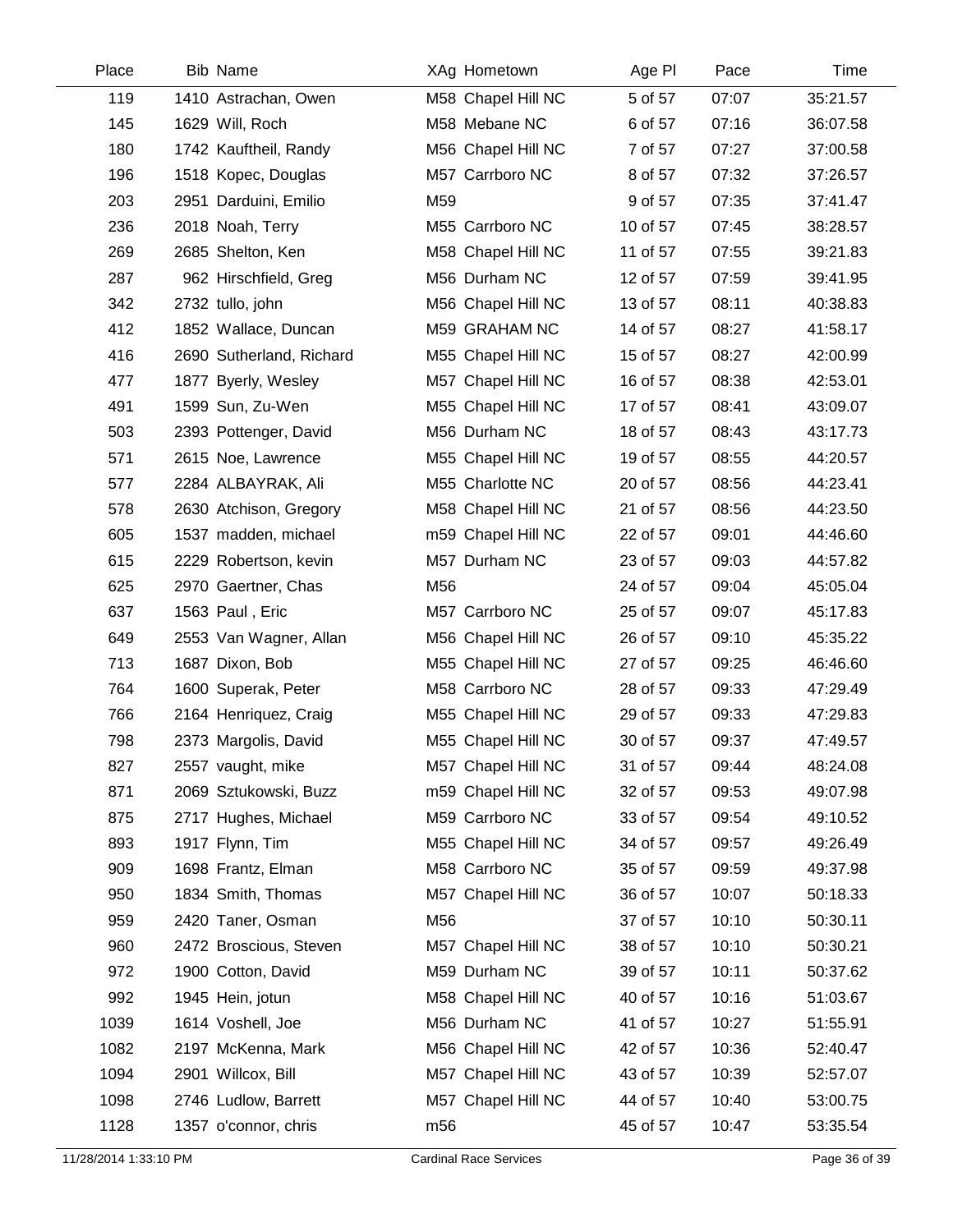| Place | Bib | Name | XAg | Hometown | Age Pl | Pace | Time |
|---|---|---|---|---|---|---|---|
| 119 | 1410 | Astrachan, Owen | M58 | Chapel Hill NC | 5 of 57 | 07:07 | 35:21.57 |
| 145 | 1629 | Will, Roch | M58 | Mebane NC | 6 of 57 | 07:16 | 36:07.58 |
| 180 | 1742 | Kauftheil, Randy | M56 | Chapel Hill NC | 7 of 57 | 07:27 | 37:00.58 |
| 196 | 1518 | Kopec, Douglas | M57 | Carrboro NC | 8 of 57 | 07:32 | 37:26.57 |
| 203 | 2951 | Darduini, Emilio | M59 | | 9 of 57 | 07:35 | 37:41.47 |
| 236 | 2018 | Noah, Terry | M55 | Carrboro NC | 10 of 57 | 07:45 | 38:28.57 |
| 269 | 2685 | Shelton, Ken | M58 | Chapel Hill NC | 11 of 57 | 07:55 | 39:21.83 |
| 287 | 962 | Hirschfield, Greg | M56 | Durham NC | 12 of 57 | 07:59 | 39:41.95 |
| 342 | 2732 | tullo, john | M56 | Chapel Hill NC | 13 of 57 | 08:11 | 40:38.83 |
| 412 | 1852 | Wallace, Duncan | M59 | GRAHAM NC | 14 of 57 | 08:27 | 41:58.17 |
| 416 | 2690 | Sutherland, Richard | M55 | Chapel Hill NC | 15 of 57 | 08:27 | 42:00.99 |
| 477 | 1877 | Byerly, Wesley | M57 | Chapel Hill NC | 16 of 57 | 08:38 | 42:53.01 |
| 491 | 1599 | Sun, Zu-Wen | M55 | Chapel Hill NC | 17 of 57 | 08:41 | 43:09.07 |
| 503 | 2393 | Pottenger, David | M56 | Durham NC | 18 of 57 | 08:43 | 43:17.73 |
| 571 | 2615 | Noe, Lawrence | M55 | Chapel Hill NC | 19 of 57 | 08:55 | 44:20.57 |
| 577 | 2284 | ALBAYRAK, Ali | M55 | Charlotte NC | 20 of 57 | 08:56 | 44:23.41 |
| 578 | 2630 | Atchison, Gregory | M58 | Chapel Hill NC | 21 of 57 | 08:56 | 44:23.50 |
| 605 | 1537 | madden, michael | m59 | Chapel Hill NC | 22 of 57 | 09:01 | 44:46.60 |
| 615 | 2229 | Robertson, kevin | M57 | Durham NC | 23 of 57 | 09:03 | 44:57.82 |
| 625 | 2970 | Gaertner, Chas | M56 | | 24 of 57 | 09:04 | 45:05.04 |
| 637 | 1563 | Paul , Eric | M57 | Carrboro NC | 25 of 57 | 09:07 | 45:17.83 |
| 649 | 2553 | Van Wagner, Allan | M56 | Chapel Hill NC | 26 of 57 | 09:10 | 45:35.22 |
| 713 | 1687 | Dixon, Bob | M55 | Chapel Hill NC | 27 of 57 | 09:25 | 46:46.60 |
| 764 | 1600 | Superak, Peter | M58 | Carrboro NC | 28 of 57 | 09:33 | 47:29.49 |
| 766 | 2164 | Henriquez, Craig | M55 | Chapel Hill NC | 29 of 57 | 09:33 | 47:29.83 |
| 798 | 2373 | Margolis, David | M55 | Chapel Hill NC | 30 of 57 | 09:37 | 47:49.57 |
| 827 | 2557 | vaught, mike | M57 | Chapel Hill NC | 31 of 57 | 09:44 | 48:24.08 |
| 871 | 2069 | Sztukowski, Buzz | m59 | Chapel Hill NC | 32 of 57 | 09:53 | 49:07.98 |
| 875 | 2717 | Hughes, Michael | M59 | Carrboro NC | 33 of 57 | 09:54 | 49:10.52 |
| 893 | 1917 | Flynn, Tim | M55 | Chapel Hill NC | 34 of 57 | 09:57 | 49:26.49 |
| 909 | 1698 | Frantz, Elman | M58 | Carrboro NC | 35 of 57 | 09:59 | 49:37.98 |
| 950 | 1834 | Smith, Thomas | M57 | Chapel Hill NC | 36 of 57 | 10:07 | 50:18.33 |
| 959 | 2420 | Taner, Osman | M56 | | 37 of 57 | 10:10 | 50:30.11 |
| 960 | 2472 | Broscious, Steven | M57 | Chapel Hill NC | 38 of 57 | 10:10 | 50:30.21 |
| 972 | 1900 | Cotton, David | M59 | Durham NC | 39 of 57 | 10:11 | 50:37.62 |
| 992 | 1945 | Hein, jotun | M58 | Chapel Hill NC | 40 of 57 | 10:16 | 51:03.67 |
| 1039 | 1614 | Voshell, Joe | M56 | Durham NC | 41 of 57 | 10:27 | 51:55.91 |
| 1082 | 2197 | McKenna, Mark | M56 | Chapel Hill NC | 42 of 57 | 10:36 | 52:40.47 |
| 1094 | 2901 | Willcox, Bill | M57 | Chapel Hill NC | 43 of 57 | 10:39 | 52:57.07 |
| 1098 | 2746 | Ludlow, Barrett | M57 | Chapel Hill NC | 44 of 57 | 10:40 | 53:00.75 |
| 1128 | 1357 | o'connor, chris | m56 | | 45 of 57 | 10:47 | 53:35.54 |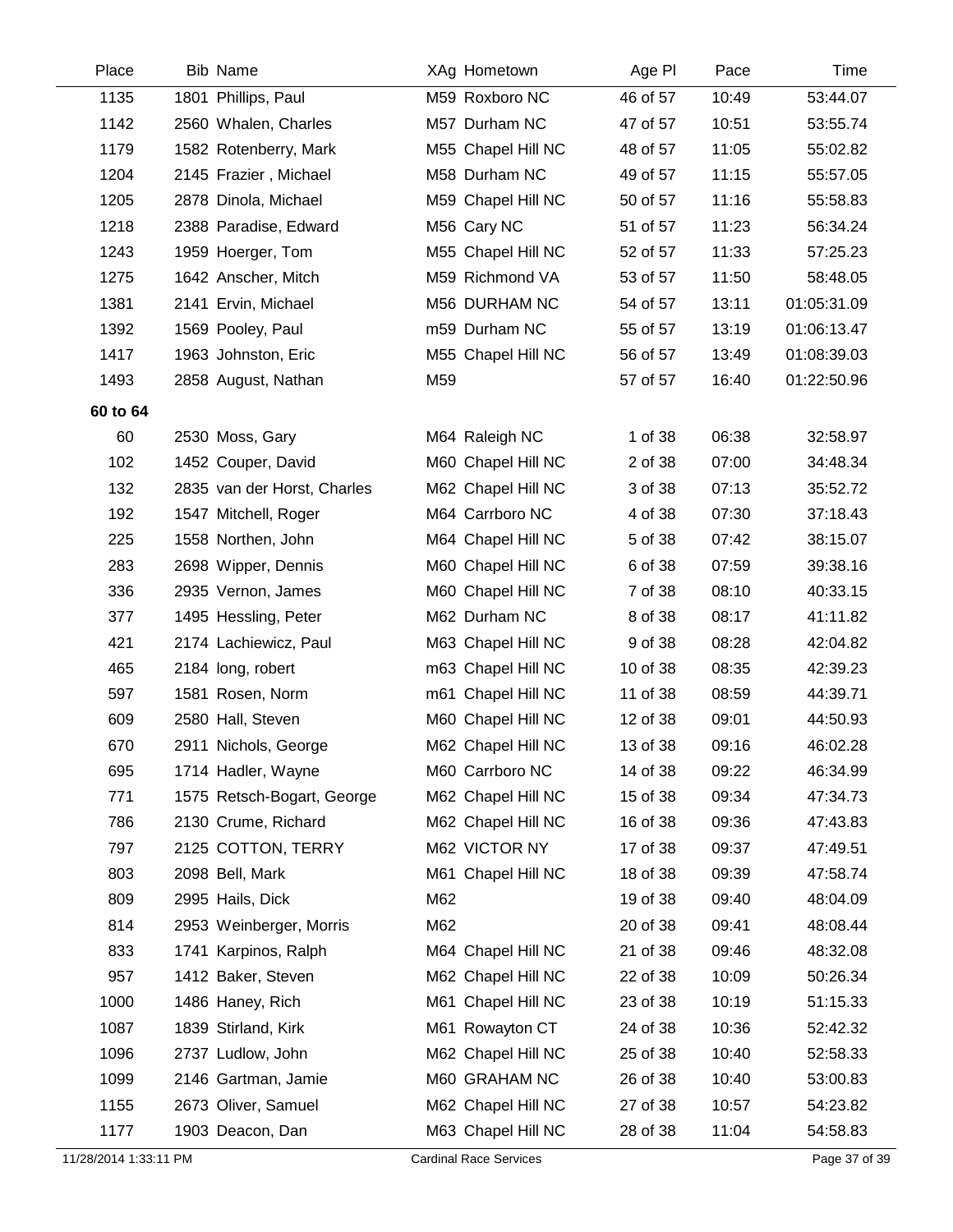| Place | Bib | Name | XAg | Hometown | Age Pl | Pace | Time |
|---|---|---|---|---|---|---|---|
| 1135 | 1801 | Phillips, Paul | M59 | Roxboro NC | 46 of 57 | 10:49 | 53:44.07 |
| 1142 | 2560 | Whalen, Charles | M57 | Durham NC | 47 of 57 | 10:51 | 53:55.74 |
| 1179 | 1582 | Rotenberry, Mark | M55 | Chapel Hill NC | 48 of 57 | 11:05 | 55:02.82 |
| 1204 | 2145 | Frazier , Michael | M58 | Durham NC | 49 of 57 | 11:15 | 55:57.05 |
| 1205 | 2878 | Dinola, Michael | M59 | Chapel Hill NC | 50 of 57 | 11:16 | 55:58.83 |
| 1218 | 2388 | Paradise, Edward | M56 | Cary NC | 51 of 57 | 11:23 | 56:34.24 |
| 1243 | 1959 | Hoerger, Tom | M55 | Chapel Hill NC | 52 of 57 | 11:33 | 57:25.23 |
| 1275 | 1642 | Anscher, Mitch | M59 | Richmond VA | 53 of 57 | 11:50 | 58:48.05 |
| 1381 | 2141 | Ervin, Michael | M56 | DURHAM NC | 54 of 57 | 13:11 | 01:05:31.09 |
| 1392 | 1569 | Pooley, Paul | m59 | Durham NC | 55 of 57 | 13:19 | 01:06:13.47 |
| 1417 | 1963 | Johnston, Eric | M55 | Chapel Hill NC | 56 of 57 | 13:49 | 01:08:39.03 |
| 1493 | 2858 | August, Nathan | M59 | | 57 of 57 | 16:40 | 01:22:50.96 |
| **60 to 64** | | | | | | | |
| 60 | 2530 | Moss, Gary | M64 | Raleigh NC | 1 of 38 | 06:38 | 32:58.97 |
| 102 | 1452 | Couper, David | M60 | Chapel Hill NC | 2 of 38 | 07:00 | 34:48.34 |
| 132 | 2835 | van der Horst, Charles | M62 | Chapel Hill NC | 3 of 38 | 07:13 | 35:52.72 |
| 192 | 1547 | Mitchell, Roger | M64 | Carrboro NC | 4 of 38 | 07:30 | 37:18.43 |
| 225 | 1558 | Northen, John | M64 | Chapel Hill NC | 5 of 38 | 07:42 | 38:15.07 |
| 283 | 2698 | Wipper, Dennis | M60 | Chapel Hill NC | 6 of 38 | 07:59 | 39:38.16 |
| 336 | 2935 | Vernon, James | M60 | Chapel Hill NC | 7 of 38 | 08:10 | 40:33.15 |
| 377 | 1495 | Hessling, Peter | M62 | Durham NC | 8 of 38 | 08:17 | 41:11.82 |
| 421 | 2174 | Lachiewicz, Paul | M63 | Chapel Hill NC | 9 of 38 | 08:28 | 42:04.82 |
| 465 | 2184 | long, robert | m63 | Chapel Hill NC | 10 of 38 | 08:35 | 42:39.23 |
| 597 | 1581 | Rosen, Norm | m61 | Chapel Hill NC | 11 of 38 | 08:59 | 44:39.71 |
| 609 | 2580 | Hall, Steven | M60 | Chapel Hill NC | 12 of 38 | 09:01 | 44:50.93 |
| 670 | 2911 | Nichols, George | M62 | Chapel Hill NC | 13 of 38 | 09:16 | 46:02.28 |
| 695 | 1714 | Hadler, Wayne | M60 | Carrboro NC | 14 of 38 | 09:22 | 46:34.99 |
| 771 | 1575 | Retsch-Bogart, George | M62 | Chapel Hill NC | 15 of 38 | 09:34 | 47:34.73 |
| 786 | 2130 | Crume, Richard | M62 | Chapel Hill NC | 16 of 38 | 09:36 | 47:43.83 |
| 797 | 2125 | COTTON, TERRY | M62 | VICTOR NY | 17 of 38 | 09:37 | 47:49.51 |
| 803 | 2098 | Bell, Mark | M61 | Chapel Hill NC | 18 of 38 | 09:39 | 47:58.74 |
| 809 | 2995 | Hails, Dick | M62 | | 19 of 38 | 09:40 | 48:04.09 |
| 814 | 2953 | Weinberger, Morris | M62 | | 20 of 38 | 09:41 | 48:08.44 |
| 833 | 1741 | Karpinos, Ralph | M64 | Chapel Hill NC | 21 of 38 | 09:46 | 48:32.08 |
| 957 | 1412 | Baker, Steven | M62 | Chapel Hill NC | 22 of 38 | 10:09 | 50:26.34 |
| 1000 | 1486 | Haney, Rich | M61 | Chapel Hill NC | 23 of 38 | 10:19 | 51:15.33 |
| 1087 | 1839 | Stirland, Kirk | M61 | Rowayton CT | 24 of 38 | 10:36 | 52:42.32 |
| 1096 | 2737 | Ludlow, John | M62 | Chapel Hill NC | 25 of 38 | 10:40 | 52:58.33 |
| 1099 | 2146 | Gartman, Jamie | M60 | GRAHAM NC | 26 of 38 | 10:40 | 53:00.83 |
| 1155 | 2673 | Oliver, Samuel | M62 | Chapel Hill NC | 27 of 38 | 10:57 | 54:23.82 |
| 1177 | 1903 | Deacon, Dan | M63 | Chapel Hill NC | 28 of 38 | 11:04 | 54:58.83 |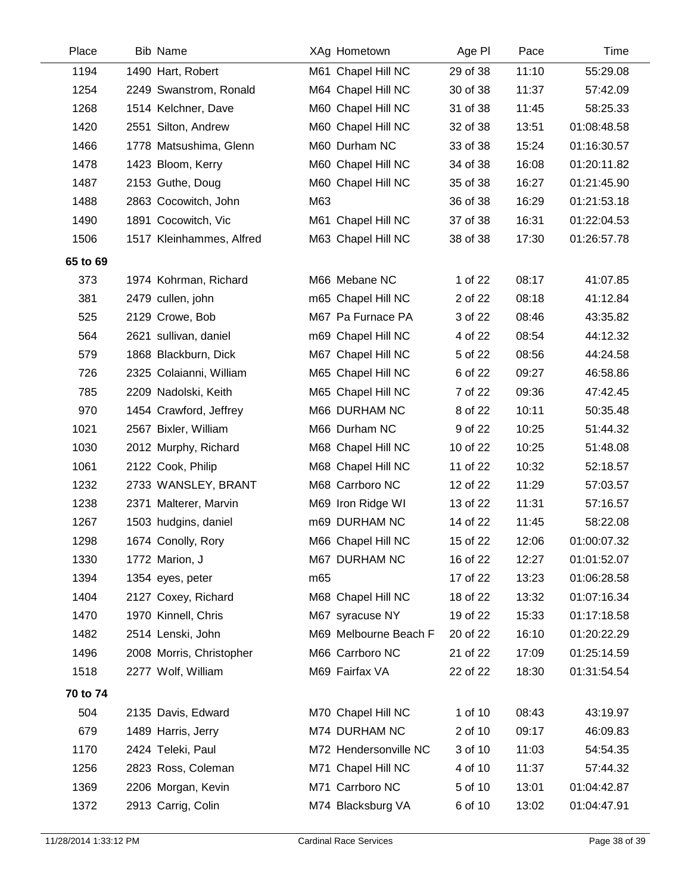| Place | Bib | Name | XAg | Hometown | Age Pl | Pace | Time |
|---|---|---|---|---|---|---|---|
| 1194 | 1490 | Hart, Robert | M61 | Chapel Hill NC | 29 of 38 | 11:10 | 55:29.08 |
| 1254 | 2249 | Swanstrom, Ronald | M64 | Chapel Hill NC | 30 of 38 | 11:37 | 57:42.09 |
| 1268 | 1514 | Kelchner, Dave | M60 | Chapel Hill NC | 31 of 38 | 11:45 | 58:25.33 |
| 1420 | 2551 | Silton, Andrew | M60 | Chapel Hill NC | 32 of 38 | 13:51 | 01:08:48.58 |
| 1466 | 1778 | Matsushima, Glenn | M60 | Durham NC | 33 of 38 | 15:24 | 01:16:30.57 |
| 1478 | 1423 | Bloom, Kerry | M60 | Chapel Hill NC | 34 of 38 | 16:08 | 01:20:11.82 |
| 1487 | 2153 | Guthe, Doug | M60 | Chapel Hill NC | 35 of 38 | 16:27 | 01:21:45.90 |
| 1488 | 2863 | Cocowitch, John | M63 | | 36 of 38 | 16:29 | 01:21:53.18 |
| 1490 | 1891 | Cocowitch, Vic | M61 | Chapel Hill NC | 37 of 38 | 16:31 | 01:22:04.53 |
| 1506 | 1517 | Kleinhammes, Alfred | M63 | Chapel Hill NC | 38 of 38 | 17:30 | 01:26:57.78 |
| **65 to 69** | | | | | | | |
| 373 | 1974 | Kohrman, Richard | M66 | Mebane NC | 1 of 22 | 08:17 | 41:07.85 |
| 381 | 2479 | cullen, john | m65 | Chapel Hill NC | 2 of 22 | 08:18 | 41:12.84 |
| 525 | 2129 | Crowe, Bob | M67 | Pa Furnace PA | 3 of 22 | 08:46 | 43:35.82 |
| 564 | 2621 | sullivan, daniel | m69 | Chapel Hill NC | 4 of 22 | 08:54 | 44:12.32 |
| 579 | 1868 | Blackburn, Dick | M67 | Chapel Hill NC | 5 of 22 | 08:56 | 44:24.58 |
| 726 | 2325 | Colaianni, William | M65 | Chapel Hill NC | 6 of 22 | 09:27 | 46:58.86 |
| 785 | 2209 | Nadolski, Keith | M65 | Chapel Hill NC | 7 of 22 | 09:36 | 47:42.45 |
| 970 | 1454 | Crawford, Jeffrey | M66 | DURHAM NC | 8 of 22 | 10:11 | 50:35.48 |
| 1021 | 2567 | Bixler, William | M66 | Durham NC | 9 of 22 | 10:25 | 51:44.32 |
| 1030 | 2012 | Murphy, Richard | M68 | Chapel Hill NC | 10 of 22 | 10:25 | 51:48.08 |
| 1061 | 2122 | Cook, Philip | M68 | Chapel Hill NC | 11 of 22 | 10:32 | 52:18.57 |
| 1232 | 2733 | WANSLEY, BRANT | M68 | Carrboro NC | 12 of 22 | 11:29 | 57:03.57 |
| 1238 | 2371 | Malterer, Marvin | M69 | Iron Ridge WI | 13 of 22 | 11:31 | 57:16.57 |
| 1267 | 1503 | hudgins, daniel | m69 | DURHAM NC | 14 of 22 | 11:45 | 58:22.08 |
| 1298 | 1674 | Conolly, Rory | M66 | Chapel Hill NC | 15 of 22 | 12:06 | 01:00:07.32 |
| 1330 | 1772 | Marion, J | M67 | DURHAM NC | 16 of 22 | 12:27 | 01:01:52.07 |
| 1394 | 1354 | eyes, peter | m65 | | 17 of 22 | 13:23 | 01:06:28.58 |
| 1404 | 2127 | Coxey, Richard | M68 | Chapel Hill NC | 18 of 22 | 13:32 | 01:07:16.34 |
| 1470 | 1970 | Kinnell, Chris | M67 | syracuse NY | 19 of 22 | 15:33 | 01:17:18.58 |
| 1482 | 2514 | Lenski, John | M69 | Melbourne Beach F | 20 of 22 | 16:10 | 01:20:22.29 |
| 1496 | 2008 | Morris, Christopher | M66 | Carrboro NC | 21 of 22 | 17:09 | 01:25:14.59 |
| 1518 | 2277 | Wolf, William | M69 | Fairfax VA | 22 of 22 | 18:30 | 01:31:54.54 |
| **70 to 74** | | | | | | | |
| 504 | 2135 | Davis, Edward | M70 | Chapel Hill NC | 1 of 10 | 08:43 | 43:19.97 |
| 679 | 1489 | Harris, Jerry | M74 | DURHAM NC | 2 of 10 | 09:17 | 46:09.83 |
| 1170 | 2424 | Teleki, Paul | M72 | Hendersonville NC | 3 of 10 | 11:03 | 54:54.35 |
| 1256 | 2823 | Ross, Coleman | M71 | Chapel Hill NC | 4 of 10 | 11:37 | 57:44.32 |
| 1369 | 2206 | Morgan, Kevin | M71 | Carrboro NC | 5 of 10 | 13:01 | 01:04:42.87 |
| 1372 | 2913 | Carrig, Colin | M74 | Blacksburg VA | 6 of 10 | 13:02 | 01:04:47.91 |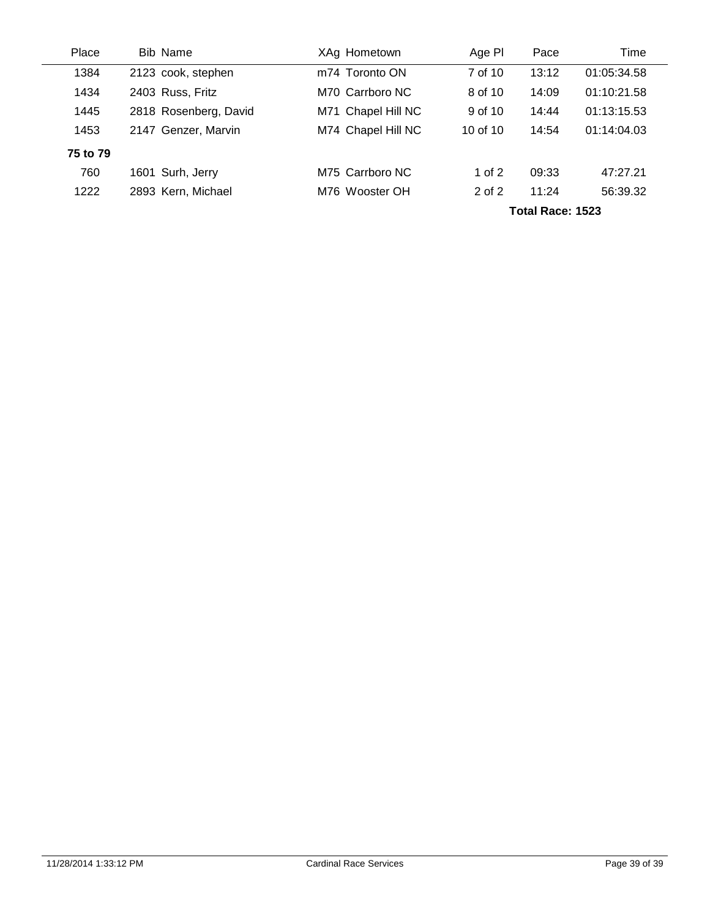| Place | Bib | Name | XAg | Hometown | Age Pl | Pace | Time |
|---|---|---|---|---|---|---|---|
| 1384 | 2123 | cook, stephen | m74 | Toronto ON | 7 of 10 | 13:12 | 01:05:34.58 |
| 1434 | 2403 | Russ, Fritz | M70 | Carrboro NC | 8 of 10 | 14:09 | 01:10:21.58 |
| 1445 | 2818 | Rosenberg, David | M71 | Chapel Hill NC | 9 of 10 | 14:44 | 01:13:15.53 |
| 1453 | 2147 | Genzer, Marvin | M74 | Chapel Hill NC | 10 of 10 | 14:54 | 01:14:04.03 |
| **75 to 79** | | | | | | | |
| 760 | 1601 | Surh, Jerry | M75 | Carrboro NC | 1 of 2 | 09:33 | 47:27.21 |
| 1222 | 2893 | Kern, Michael | M76 | Wooster OH | 2 of 2 | 11:24 | 56:39.32 |

**Total Race: 1523**